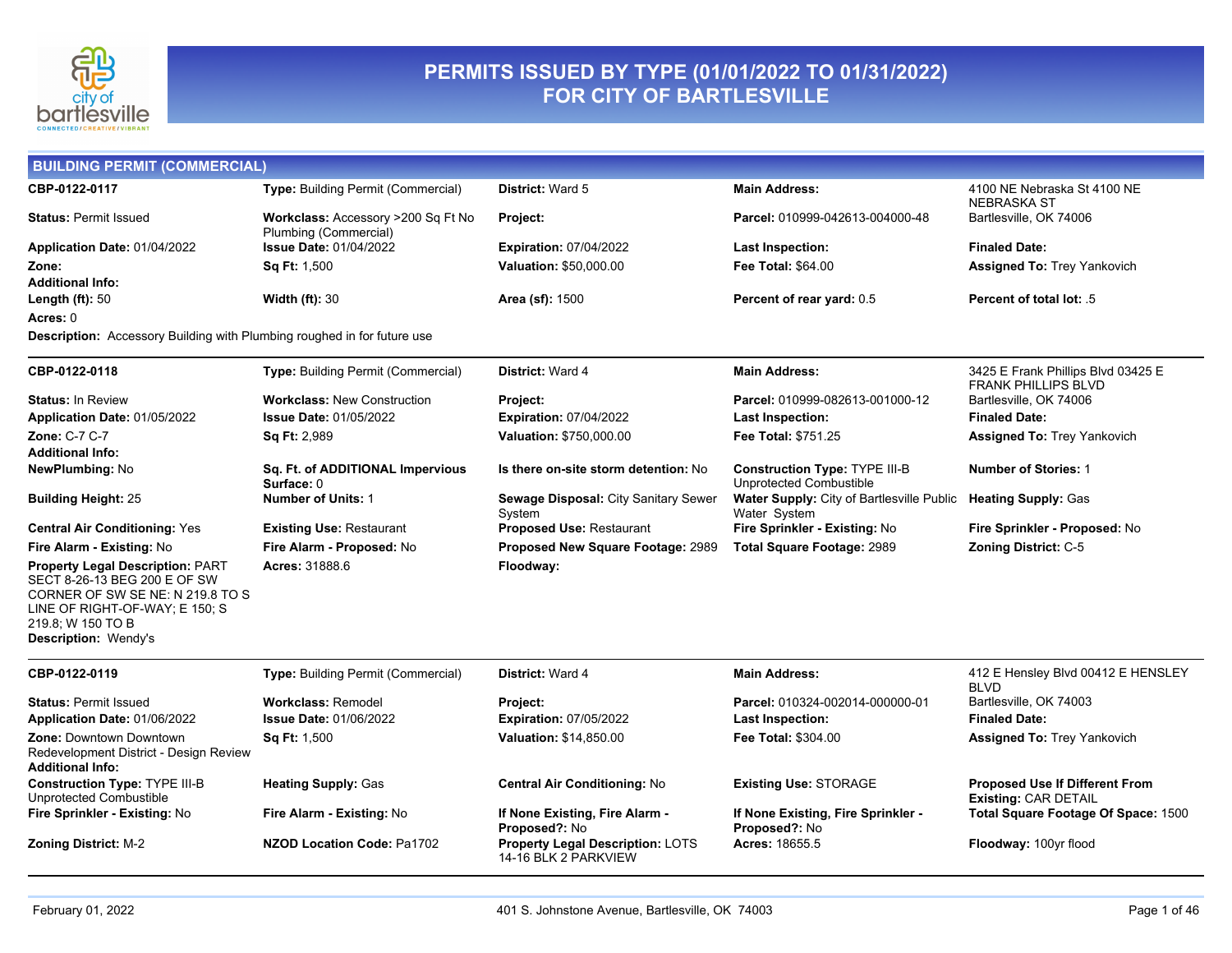# PERMITS ISSUED BY TYPE (01/01/2022 TO 01/31/2022) FOR CITY OF BARTLESVILLE

## BUILDING PERMIT (COMMERCIAL)

**CBP-0122-0117**
**Type:** Building Permit (Commercial)
**District:** Ward 5
**Main Address:** 4100 NE Nebraska St 4100 NE NEBRASKA ST Bartlesville, OK 74006
**Status:** Permit Issued
**Workclass:** Accessory >200 Sq Ft No Plumbing (Commercial)
**Project:**
**Parcel:** 010999-042613-004000-48
**Application Date:** 01/04/2022
**Issue Date:** 01/04/2022
**Expiration:** 07/04/2022
**Last Inspection:**
**Finaled Date:**
**Zone:**
**Sq Ft:** 1,500
**Valuation:** $50,000.00
**Fee Total:** $64.00
**Assigned To:** Trey Yankovich
**Additional Info:**
**Length (ft):** 50
**Width (ft):** 30
**Area (sf):** 1500
**Percent of rear yard:** 0.5
**Percent of total lot:** .5
**Acres:** 0
**Description:** Accessory Building with Plumbing roughed in for future use

---

**CBP-0122-0118**
**Type:** Building Permit (Commercial)
**District:** Ward 4
**Main Address:** 3425 E Frank Phillips Blvd 03425 E FRANK PHILLIPS BLVD Bartlesville, OK 74006
**Status:** In Review
**Workclass:** New Construction
**Project:**
**Parcel:** 010999-082613-001000-12
**Application Date:** 01/05/2022
**Issue Date:** 01/05/2022
**Expiration:** 07/04/2022
**Last Inspection:**
**Finaled Date:**
**Zone:** C-7 C-7
**Sq Ft:** 2,989
**Valuation:** $750,000.00
**Fee Total:** $751.25
**Assigned To:** Trey Yankovich
**Additional Info:**
**NewPlumbing:** No
**Sq. Ft. of ADDITIONAL Impervious Surface:** 0
**Is there on-site storm detention:** No
**Construction Type:** TYPE III-B Unprotected Combustible
**Number of Stories:** 1
**Building Height:** 25
**Number of Units:** 1
**Sewage Disposal:** City Sanitary Sewer System
**Water Supply:** City of Bartlesville Public Water System
**Heating Supply:** Gas
**Central Air Conditioning:** Yes
**Existing Use:** Restaurant
**Proposed Use:** Restaurant
**Fire Sprinkler - Existing:** No
**Fire Sprinkler - Proposed:** No
**Fire Alarm - Existing:** No
**Fire Alarm - Proposed:** No
**Proposed New Square Footage:** 2989
**Total Square Footage:** 2989
**Zoning District:** C-5
**Property Legal Description:** PART SECT 8-26-13 BEG 200 E OF SW CORNER OF SW SE NE: N 219.8 TO S LINE OF RIGHT-OF-WAY; E 150; S 219.8; W 150 TO B
**Acres:** 31888.6
**Floodway:**
**Description:** Wendy's

---

**CBP-0122-0119**
**Type:** Building Permit (Commercial)
**District:** Ward 4
**Main Address:** 412 E Hensley Blvd 00412 E HENSLEY BLVD Bartlesville, OK 74003
**Status:** Permit Issued
**Workclass:** Remodel
**Project:**
**Parcel:** 010324-002014-000000-01
**Application Date:** 01/06/2022
**Issue Date:** 01/06/2022
**Expiration:** 07/05/2022
**Last Inspection:**
**Finaled Date:**
**Zone:** Downtown Downtown Redevelopment District - Design Review
**Sq Ft:** 1,500
**Valuation:** $14,850.00
**Fee Total:** $304.00
**Assigned To:** Trey Yankovich
**Additional Info:**
**Construction Type:** TYPE III-B Unprotected Combustible
**Heating Supply:** Gas
**Central Air Conditioning:** No
**Existing Use:** STORAGE
**Proposed Use If Different From Existing:** CAR DETAIL
**Fire Sprinkler - Existing:** No
**Fire Alarm - Existing:** No
**If None Existing, Fire Alarm - Proposed?:** No
**If None Existing, Fire Sprinkler - Proposed?:** No
**Total Square Footage Of Space:** 1500
**Zoning District:** M-2
**NZOD Location Code:** Pa1702
**Property Legal Description:** LOTS 14-16 BLK 2 PARKVIEW
**Acres:** 18655.5
**Floodway:** 100yr flood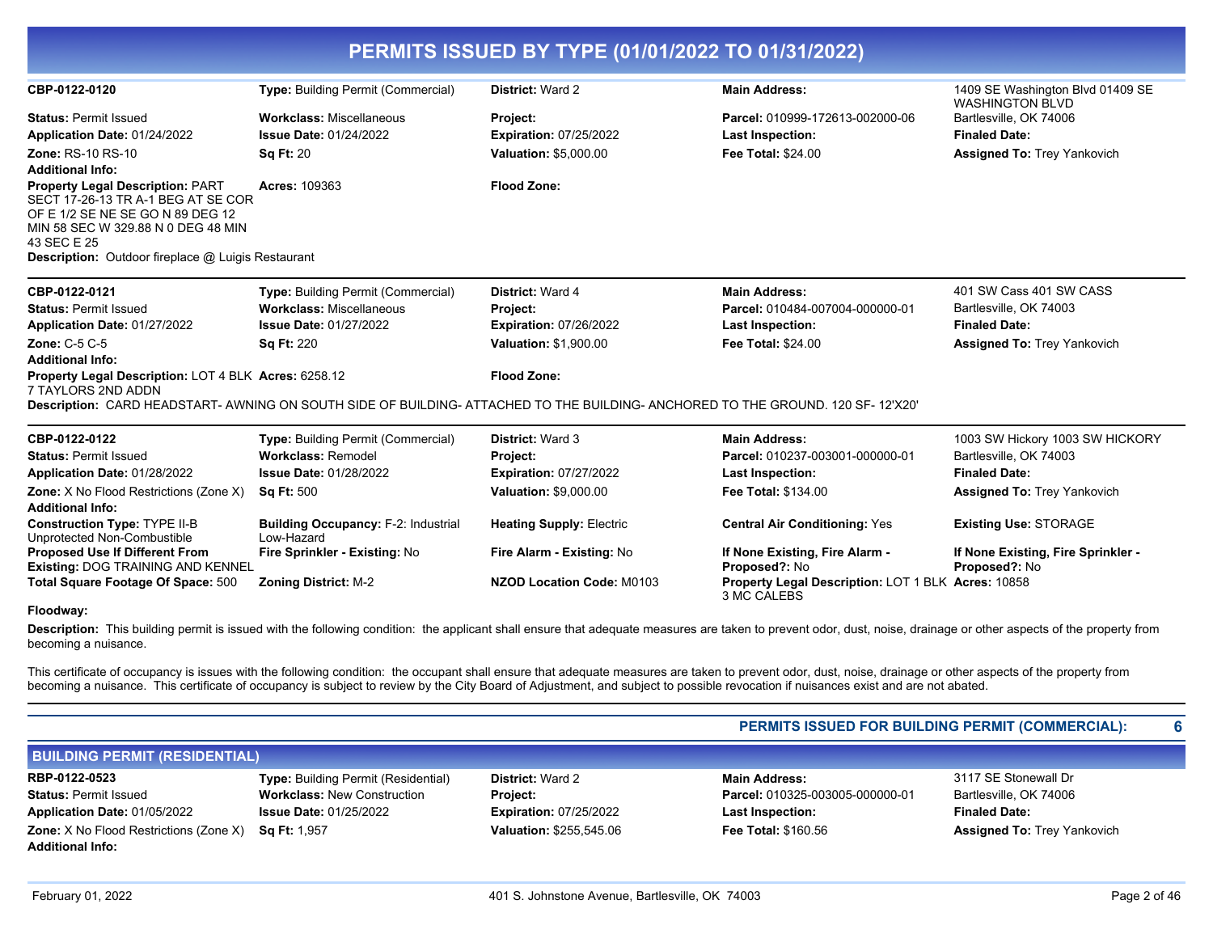# PERMITS ISSUED BY TYPE (01/01/2022 TO 01/31/2022)

| | | | | |
|---|---|---|---|---|
| **CBP-0122-0120** | **Type:** Building Permit (Commercial) | **District:** Ward 2 | **Main Address:** | 1409 SE Washington Blvd 01409 SE WASHINGTON BLVD |
| **Status:** Permit Issued | **Workclass:** Miscellaneous | **Project:** | **Parcel:** 010999-172613-002000-06 | Bartlesville, OK 74006 |
| **Application Date:** 01/24/2022 | **Issue Date:** 01/24/2022 | **Expiration:** 07/25/2022 | **Last Inspection:** | **Finaled Date:** |
| **Zone:** RS-10 RS-10 | **Sq Ft:** 20 | **Valuation:** $5,000.00 | **Fee Total:** $24.00 | **Assigned To:** Trey Yankovich |
| **Additional Info:** | | | | |
| **Property Legal Description:** PART SECT 17-26-13 TR A-1 BEG AT SE COR OF E 1/2 SE NE SE GO N 89 DEG 12 MIN 58 SEC W 329.88 N 0 DEG 48 MIN 43 SEC E 25 | **Acres:** 109363 | **Flood Zone:** | | |

**Description:** Outdoor fireplace @ Luigis Restaurant

| | | | | |
|---|---|---|---|---|
| **CBP-0122-0121** | **Type:** Building Permit (Commercial) | **District:** Ward 4 | **Main Address:** | 401 SW Cass 401 SW CASS |
| **Status:** Permit Issued | **Workclass:** Miscellaneous | **Project:** | **Parcel:** 010484-007004-000000-01 | Bartlesville, OK 74003 |
| **Application Date:** 01/27/2022 | **Issue Date:** 01/27/2022 | **Expiration:** 07/26/2022 | **Last Inspection:** | **Finaled Date:** |
| **Zone:** C-5 C-5 | **Sq Ft:** 220 | **Valuation:** $1,900.00 | **Fee Total:** $24.00 | **Assigned To:** Trey Yankovich |
| **Additional Info:** | | | | |
| **Property Legal Description:** LOT 4 BLK 7 TAYLORS 2ND ADDN | **Acres:** 6258.12 | **Flood Zone:** | | |

**Description:** CARD HEADSTART- AWNING ON SOUTH SIDE OF BUILDING- ATTACHED TO THE BUILDING- ANCHORED TO THE GROUND. 120 SF- 12'X20'

| | | | | |
|---|---|---|---|---|
| **CBP-0122-0122** | **Type:** Building Permit (Commercial) | **District:** Ward 3 | **Main Address:** | 1003 SW Hickory 1003 SW HICKORY |
| **Status:** Permit Issued | **Workclass:** Remodel | **Project:** | **Parcel:** 010237-003001-000000-01 | Bartlesville, OK 74003 |
| **Application Date:** 01/28/2022 | **Issue Date:** 01/28/2022 | **Expiration:** 07/27/2022 | **Last Inspection:** | **Finaled Date:** |
| **Zone:** X No Flood Restrictions (Zone X) | **Sq Ft:** 500 | **Valuation:** $9,000.00 | **Fee Total:** $134.00 | **Assigned To:** Trey Yankovich |
| **Additional Info:** | | | | |
| **Construction Type:** TYPE II-B Unprotected Non-Combustible | **Building Occupancy:** F-2: Industrial Low-Hazard | **Heating Supply:** Electric | **Central Air Conditioning:** Yes | **Existing Use:** STORAGE |
| **Proposed Use If Different From Existing:** DOG TRAINING AND KENNEL | **Fire Sprinkler - Existing:** No | **Fire Alarm - Existing:** No | **If None Existing, Fire Alarm - Proposed?:** No | **If None Existing, Fire Sprinkler - Proposed?:** No |
| **Total Square Footage Of Space:** 500 | **Zoning District:** M-2 | **NZOD Location Code:** M0103 | **Property Legal Description:** LOT 1 BLK 3 MC CALEBS | **Acres:** 10858 |
| **Floodway:** | | | | |

**Description:** This building permit is issued with the following condition: the applicant shall ensure that adequate measures are taken to prevent odor, dust, noise, drainage or other aspects of the property from becoming a nuisance.

This certificate of occupancy is issues with the following condition: the occupant shall ensure that adequate measures are taken to prevent odor, dust, noise, drainage or other aspects of the property from becoming a nuisance. This certificate of occupancy is subject to review by the City Board of Adjustment, and subject to possible revocation if nuisances exist and are not abated.

**PERMITS ISSUED FOR BUILDING PERMIT (COMMERCIAL): 6**

## BUILDING PERMIT (RESIDENTIAL)

| | | | | |
|---|---|---|---|---|
| **RBP-0122-0523** | **Type:** Building Permit (Residential) | **District:** Ward 2 | **Main Address:** | 3117 SE Stonewall Dr |
| **Status:** Permit Issued | **Workclass:** New Construction | **Project:** | **Parcel:** 010325-003005-000000-01 | Bartlesville, OK 74006 |
| **Application Date:** 01/05/2022 | **Issue Date:** 01/25/2022 | **Expiration:** 07/25/2022 | **Last Inspection:** | **Finaled Date:** |
| **Zone:** X No Flood Restrictions (Zone X) | **Sq Ft:** 1,957 | **Valuation:** $255,545.06 | **Fee Total:** $160.56 | **Assigned To:** Trey Yankovich |
| **Additional Info:** | | | | |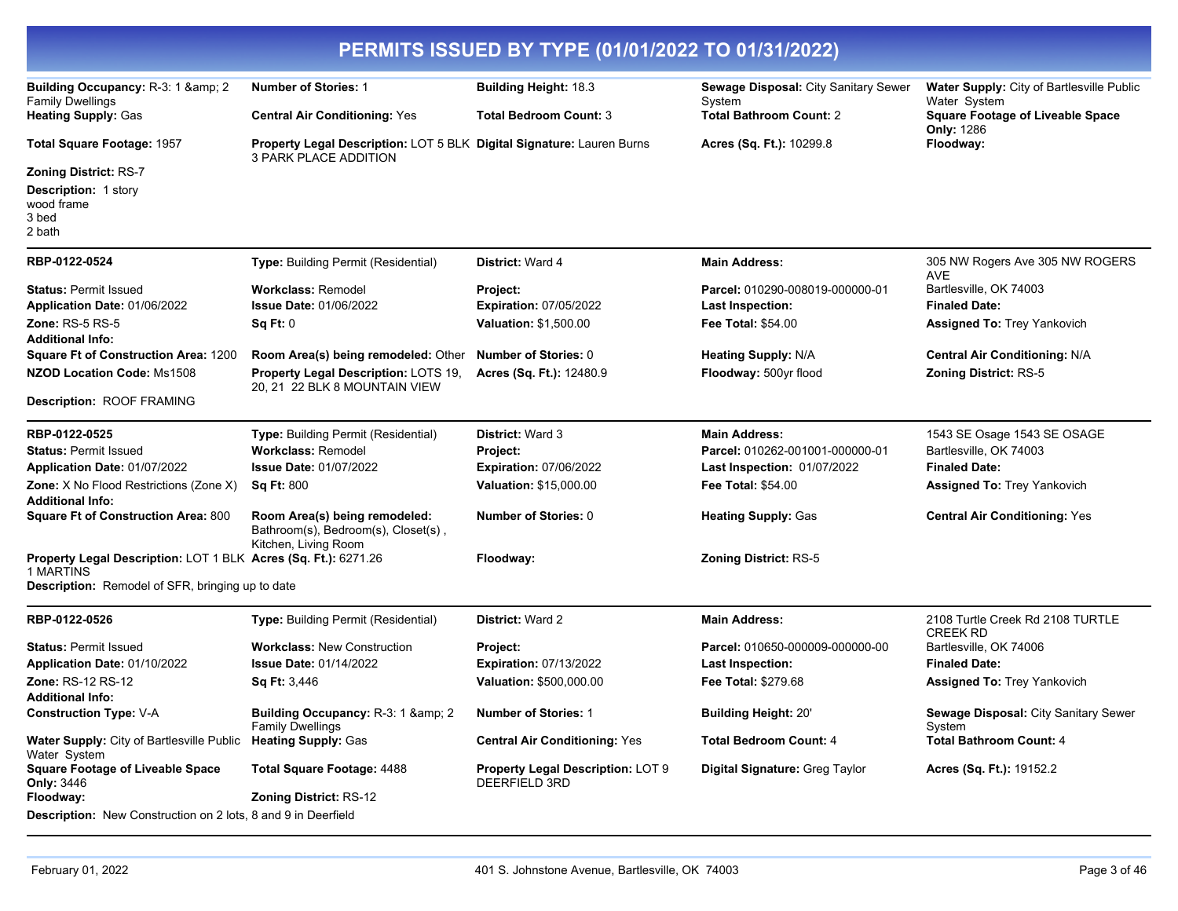# PERMITS ISSUED BY TYPE (01/01/2022 TO 01/31/2022)

| | | | | |
|---|---|---|---|---|
| **Building Occupancy:** R-3: 1 &amp; 2 Family Dwellings | **Number of Stories:** 1 | **Building Height:** 18.3 | **Sewage Disposal:** City Sanitary Sewer System | **Water Supply:** City of Bartlesville Public Water System |
| **Heating Supply:** Gas | **Central Air Conditioning:** Yes | **Total Bedroom Count:** 3 | **Total Bathroom Count:** 2 | **Square Footage of Liveable Space Only:** 1286 |
| **Total Square Footage:** 1957 | **Property Legal Description:** LOT 5 BLK 3 PARK PLACE ADDITION | **Digital Signature:** Lauren Burns | **Acres (Sq. Ft.):** 10299.8 | **Floodway:** |
| **Zoning District:** RS-7 | | | | |

**Description:** 1 story
wood frame
3 bed
2 bath

---

| | | | | |
|---|---|---|---|---|
| **RBP-0122-0524** | **Type:** Building Permit (Residential) | **District:** Ward 4 | **Main Address:** | 305 NW Rogers Ave 305 NW ROGERS AVE |
| **Status:** Permit Issued | **Workclass:** Remodel | **Project:** | **Parcel:** 010290-008019-000000-01 | Bartlesville, OK 74003 |
| **Application Date:** 01/06/2022 | **Issue Date:** 01/06/2022 | **Expiration:** 07/05/2022 | **Last Inspection:** | **Finaled Date:** |
| **Zone:** RS-5 RS-5 | **Sq Ft:** 0 | **Valuation:** $1,500.00 | **Fee Total:** $54.00 | **Assigned To:** Trey Yankovich |
| **Additional Info:** | | | | |
| **Square Ft of Construction Area:** 1200 | **Room Area(s) being remodeled:** Other | **Number of Stories:** 0 | **Heating Supply:** N/A | **Central Air Conditioning:** N/A |
| **NZOD Location Code:** Ms1508 | **Property Legal Description:** LOTS 19, 20, 21 22 BLK 8 MOUNTAIN VIEW | **Acres (Sq. Ft.):** 12480.9 | **Floodway:** 500yr flood | **Zoning District:** RS-5 |

**Description:** ROOF FRAMING

---

| | | | | |
|---|---|---|---|---|
| **RBP-0122-0525** | **Type:** Building Permit (Residential) | **District:** Ward 3 | **Main Address:** | 1543 SE Osage 1543 SE OSAGE |
| **Status:** Permit Issued | **Workclass:** Remodel | **Project:** | **Parcel:** 010262-001001-000000-01 | Bartlesville, OK 74003 |
| **Application Date:** 01/07/2022 | **Issue Date:** 01/07/2022 | **Expiration:** 07/06/2022 | **Last Inspection:** 01/07/2022 | **Finaled Date:** |
| **Zone:** X No Flood Restrictions (Zone X) | **Sq Ft:** 800 | **Valuation:** $15,000.00 | **Fee Total:** $54.00 | **Assigned To:** Trey Yankovich |
| **Additional Info:** | | | | |
| **Square Ft of Construction Area:** 800 | **Room Area(s) being remodeled:** Bathroom(s), Bedroom(s), Closet(s) , Kitchen, Living Room | **Number of Stories:** 0 | **Heating Supply:** Gas | **Central Air Conditioning:** Yes |
| **Property Legal Description:** LOT 1 BLK 1 MARTINS | **Acres (Sq. Ft.):** 6271.26 | **Floodway:** | **Zoning District:** RS-5 | |

**Description:** Remodel of SFR, bringing up to date

---

| | | | | |
|---|---|---|---|---|
| **RBP-0122-0526** | **Type:** Building Permit (Residential) | **District:** Ward 2 | **Main Address:** | 2108 Turtle Creek Rd 2108 TURTLE CREEK RD |
| **Status:** Permit Issued | **Workclass:** New Construction | **Project:** | **Parcel:** 010650-000009-000000-00 | Bartlesville, OK 74006 |
| **Application Date:** 01/10/2022 | **Issue Date:** 01/14/2022 | **Expiration:** 07/13/2022 | **Last Inspection:** | **Finaled Date:** |
| **Zone:** RS-12 RS-12 | **Sq Ft:** 3,446 | **Valuation:** $500,000.00 | **Fee Total:** $279.68 | **Assigned To:** Trey Yankovich |
| **Additional Info:** | | | | |
| **Construction Type:** V-A | **Building Occupancy:** R-3: 1 &amp; 2 Family Dwellings | **Number of Stories:** 1 | **Building Height:** 20' | **Sewage Disposal:** City Sanitary Sewer System |
| **Water Supply:** City of Bartlesville Public Water System | **Heating Supply:** Gas | **Central Air Conditioning:** Yes | **Total Bedroom Count:** 4 | **Total Bathroom Count:** 4 |
| **Square Footage of Liveable Space Only:** 3446 | **Total Square Footage:** 4488 | **Property Legal Description:** LOT 9 DEERFIELD 3RD | **Digital Signature:** Greg Taylor | **Acres (Sq. Ft.):** 19152.2 |
| **Floodway:** | **Zoning District:** RS-12 | | | |

**Description:** New Construction on 2 lots, 8 and 9 in Deerfield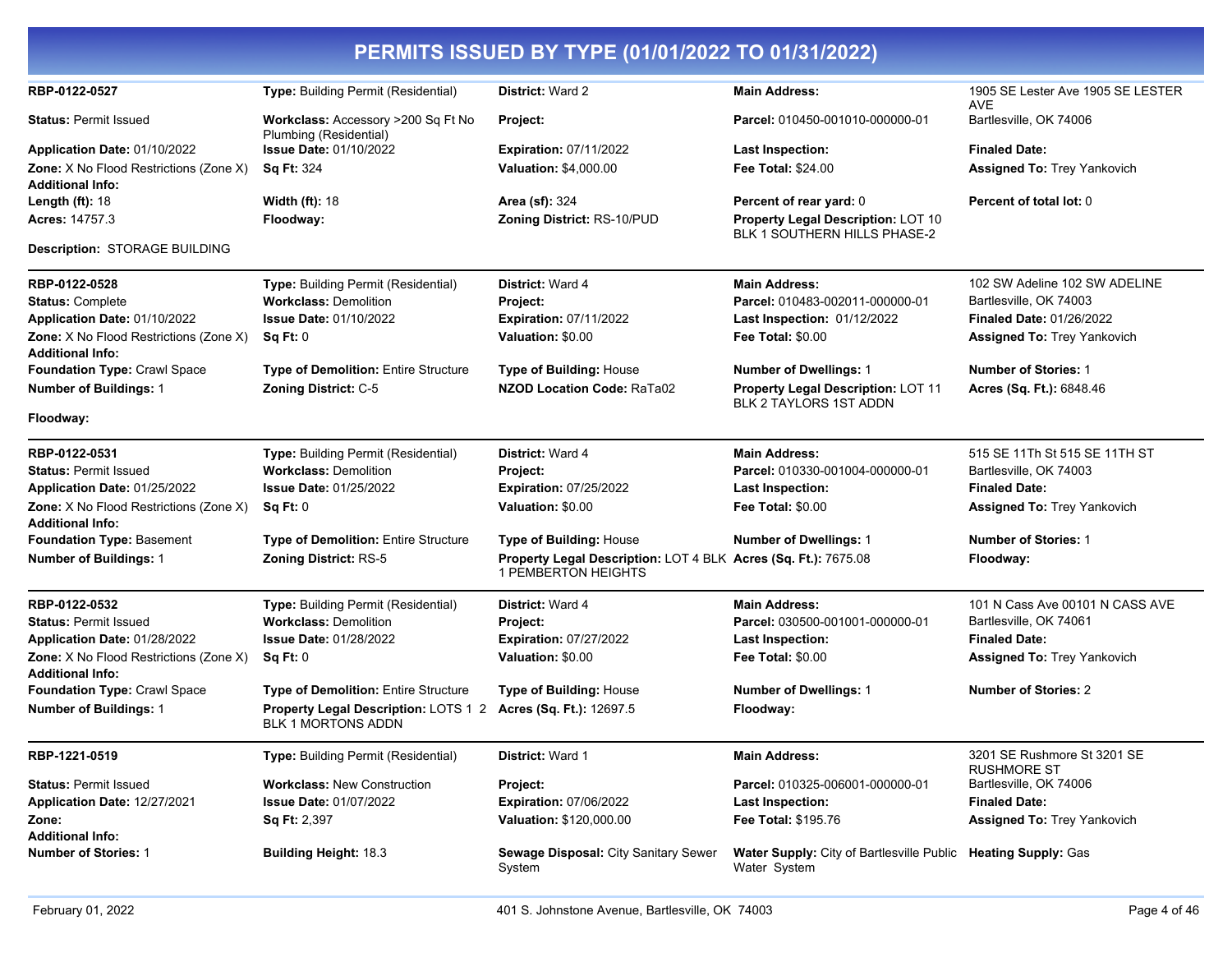# PERMITS ISSUED BY TYPE (01/01/2022 TO 01/31/2022)

| | | | | |
|---|---|---|---|---|
| **RBP-0122-0527** | **Type:** Building Permit (Residential) | **District:** Ward 2 | **Main Address:** | 1905 SE Lester Ave 1905 SE LESTER AVE |
| **Status:** Permit Issued | **Workclass:** Accessory >200 Sq Ft No Plumbing (Residential) | **Project:** | **Parcel:** 010450-001010-000000-01 | Bartlesville, OK 74006 |
| **Application Date:** 01/10/2022 | **Issue Date:** 01/10/2022 | **Expiration:** 07/11/2022 | **Last Inspection:** | **Finaled Date:** |
| **Zone:** X No Flood Restrictions (Zone X) | **Sq Ft:** 324 | **Valuation:** $4,000.00 | **Fee Total:** $24.00 | **Assigned To:** Trey Yankovich |
| **Additional Info:** | | | | |
| **Length (ft):** 18 | **Width (ft):** 18 | **Area (sf):** 324 | **Percent of rear yard:** 0 | **Percent of total lot:** 0 |
| **Acres:** 14757.3 | **Floodway:** | **Zoning District:** RS-10/PUD | **Property Legal Description:** LOT 10 BLK 1 SOUTHERN HILLS PHASE-2 | |

**Description:** STORAGE BUILDING

| | | | | |
|---|---|---|---|---|
| **RBP-0122-0528** | **Type:** Building Permit (Residential) | **District:** Ward 4 | **Main Address:** | 102 SW Adeline 102 SW ADELINE |
| **Status:** Complete | **Workclass:** Demolition | **Project:** | **Parcel:** 010483-002011-000000-01 | Bartlesville, OK 74003 |
| **Application Date:** 01/10/2022 | **Issue Date:** 01/10/2022 | **Expiration:** 07/11/2022 | **Last Inspection:** 01/12/2022 | **Finaled Date:** 01/26/2022 |
| **Zone:** X No Flood Restrictions (Zone X) | **Sq Ft:** 0 | **Valuation:** $0.00 | **Fee Total:** $0.00 | **Assigned To:** Trey Yankovich |
| **Additional Info:** | | | | |
| **Foundation Type:** Crawl Space | **Type of Demolition:** Entire Structure | **Type of Building:** House | **Number of Dwellings:** 1 | **Number of Stories:** 1 |
| **Number of Buildings:** 1 | **Zoning District:** C-5 | **NZOD Location Code:** RaTa02 | **Property Legal Description:** LOT 11 BLK 2 TAYLORS 1ST ADDN | **Acres (Sq. Ft.):** 6848.46 |
| **Floodway:** | | | | |

| | | | | |
|---|---|---|---|---|
| **RBP-0122-0531** | **Type:** Building Permit (Residential) | **District:** Ward 4 | **Main Address:** | 515 SE 11Th St 515 SE 11TH ST |
| **Status:** Permit Issued | **Workclass:** Demolition | **Project:** | **Parcel:** 010330-001004-000000-01 | Bartlesville, OK 74003 |
| **Application Date:** 01/25/2022 | **Issue Date:** 01/25/2022 | **Expiration:** 07/25/2022 | **Last Inspection:** | **Finaled Date:** |
| **Zone:** X No Flood Restrictions (Zone X) | **Sq Ft:** 0 | **Valuation:** $0.00 | **Fee Total:** $0.00 | **Assigned To:** Trey Yankovich |
| **Additional Info:** | | | | |
| **Foundation Type:** Basement | **Type of Demolition:** Entire Structure | **Type of Building:** House | **Number of Dwellings:** 1 | **Number of Stories:** 1 |
| **Number of Buildings:** 1 | **Zoning District:** RS-5 | **Property Legal Description:** LOT 4 BLK 1 PEMBERTON HEIGHTS | **Acres (Sq. Ft.):** 7675.08 | **Floodway:** |

| | | | | |
|---|---|---|---|---|
| **RBP-0122-0532** | **Type:** Building Permit (Residential) | **District:** Ward 4 | **Main Address:** | 101 N Cass Ave 00101 N CASS AVE |
| **Status:** Permit Issued | **Workclass:** Demolition | **Project:** | **Parcel:** 030500-001001-000000-01 | Bartlesville, OK 74061 |
| **Application Date:** 01/28/2022 | **Issue Date:** 01/28/2022 | **Expiration:** 07/27/2022 | **Last Inspection:** | **Finaled Date:** |
| **Zone:** X No Flood Restrictions (Zone X) | **Sq Ft:** 0 | **Valuation:** $0.00 | **Fee Total:** $0.00 | **Assigned To:** Trey Yankovich |
| **Additional Info:** | | | | |
| **Foundation Type:** Crawl Space | **Type of Demolition:** Entire Structure | **Type of Building:** House | **Number of Dwellings:** 1 | **Number of Stories:** 2 |
| **Number of Buildings:** 1 | **Property Legal Description:** LOTS 1 2 BLK 1 MORTONS ADDN | **Acres (Sq. Ft.):** 12697.5 | **Floodway:** | |

| | | | | |
|---|---|---|---|---|
| **RBP-1221-0519** | **Type:** Building Permit (Residential) | **District:** Ward 1 | **Main Address:** | 3201 SE Rushmore St 3201 SE RUSHMORE ST |
| **Status:** Permit Issued | **Workclass:** New Construction | **Project:** | **Parcel:** 010325-006001-000000-01 | Bartlesville, OK 74006 |
| **Application Date:** 12/27/2021 | **Issue Date:** 01/07/2022 | **Expiration:** 07/06/2022 | **Last Inspection:** | **Finaled Date:** |
| **Zone:** | **Sq Ft:** 2,397 | **Valuation:** $120,000.00 | **Fee Total:** $195.76 | **Assigned To:** Trey Yankovich |
| **Additional Info:** | | | | |
| **Number of Stories:** 1 | **Building Height:** 18.3 | **Sewage Disposal:** City Sanitary Sewer System | **Water Supply:** City of Bartlesville Public Water System | **Heating Supply:** Gas |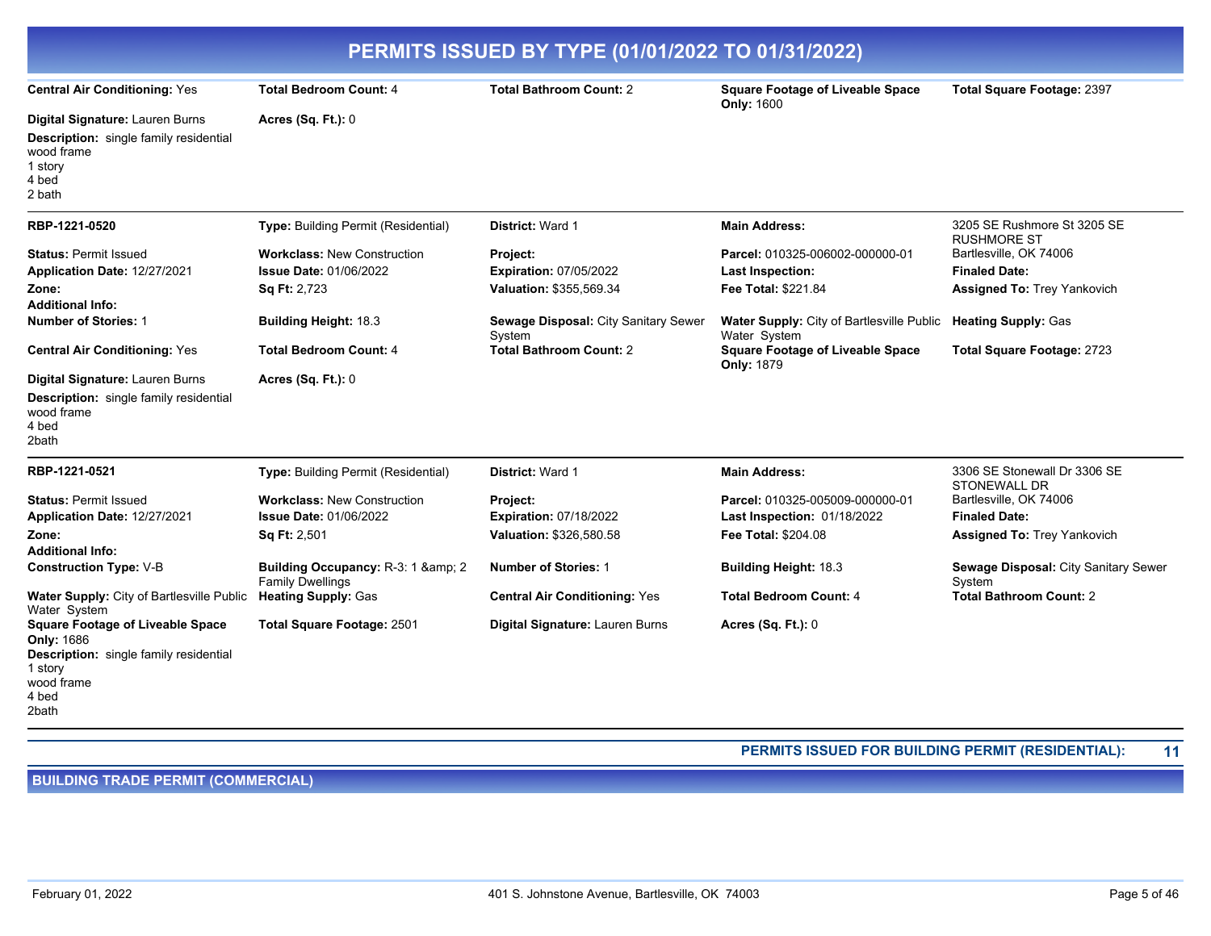# PERMITS ISSUED BY TYPE (01/01/2022 TO 01/31/2022)

**Central Air Conditioning:** Yes | **Total Bedroom Count:** 4 | **Total Bathroom Count:** 2 | **Square Footage of Liveable Space Only:** 1600 | **Total Square Footage:** 2397

**Digital Signature:** Lauren Burns | **Acres (Sq. Ft.):** 0

**Description:** single family residential
wood frame
1 story
4 bed
2 bath

---

**RBP-1221-0520** | **Type:** Building Permit (Residential) | **District:** Ward 1 | **Main Address:** 3205 SE Rushmore St 3205 SE RUSHMORE ST Bartlesville, OK 74006

**Status:** Permit Issued | **Workclass:** New Construction | **Project:** | **Parcel:** 010325-006002-000000-01

**Application Date:** 12/27/2021 | **Issue Date:** 01/06/2022 | **Expiration:** 07/05/2022 | **Last Inspection:** | **Finaled Date:**

**Zone:** | **Sq Ft:** 2,723 | **Valuation:** $355,569.34 | **Fee Total:** $221.84 | **Assigned To:** Trey Yankovich

**Additional Info:**

**Number of Stories:** 1 | **Building Height:** 18.3 | **Sewage Disposal:** City Sanitary Sewer System | **Water Supply:** City of Bartlesville Public Water System | **Heating Supply:** Gas

**Central Air Conditioning:** Yes | **Total Bedroom Count:** 4 | **Total Bathroom Count:** 2 | **Square Footage of Liveable Space Only:** 1879 | **Total Square Footage:** 2723

**Digital Signature:** Lauren Burns | **Acres (Sq. Ft.):** 0

**Description:** single family residential
wood frame
4 bed
2bath

---

**RBP-1221-0521** | **Type:** Building Permit (Residential) | **District:** Ward 1 | **Main Address:** 3306 SE Stonewall Dr 3306 SE STONEWALL DR Bartlesville, OK 74006

**Status:** Permit Issued | **Workclass:** New Construction | **Project:** | **Parcel:** 010325-005009-000000-01

**Application Date:** 12/27/2021 | **Issue Date:** 01/06/2022 | **Expiration:** 07/18/2022 | **Last Inspection:** 01/18/2022 | **Finaled Date:**

**Zone:** | **Sq Ft:** 2,501 | **Valuation:** $326,580.58 | **Fee Total:** $204.08 | **Assigned To:** Trey Yankovich

**Additional Info:**

**Construction Type:** V-B | **Building Occupancy:** R-3: 1 &amp; 2 Family Dwellings | **Number of Stories:** 1 | **Building Height:** 18.3 | **Sewage Disposal:** City Sanitary Sewer System

**Water Supply:** City of Bartlesville Public Water System | **Heating Supply:** Gas | **Central Air Conditioning:** Yes | **Total Bedroom Count:** 4 | **Total Bathroom Count:** 2

**Square Footage of Liveable Space Only:** 1686 | **Total Square Footage:** 2501 | **Digital Signature:** Lauren Burns | **Acres (Sq. Ft.):** 0

**Description:** single family residential
1 story
wood frame
4 bed
2bath

---

**PERMITS ISSUED FOR BUILDING PERMIT (RESIDENTIAL): 11**

## BUILDING TRADE PERMIT (COMMERCIAL)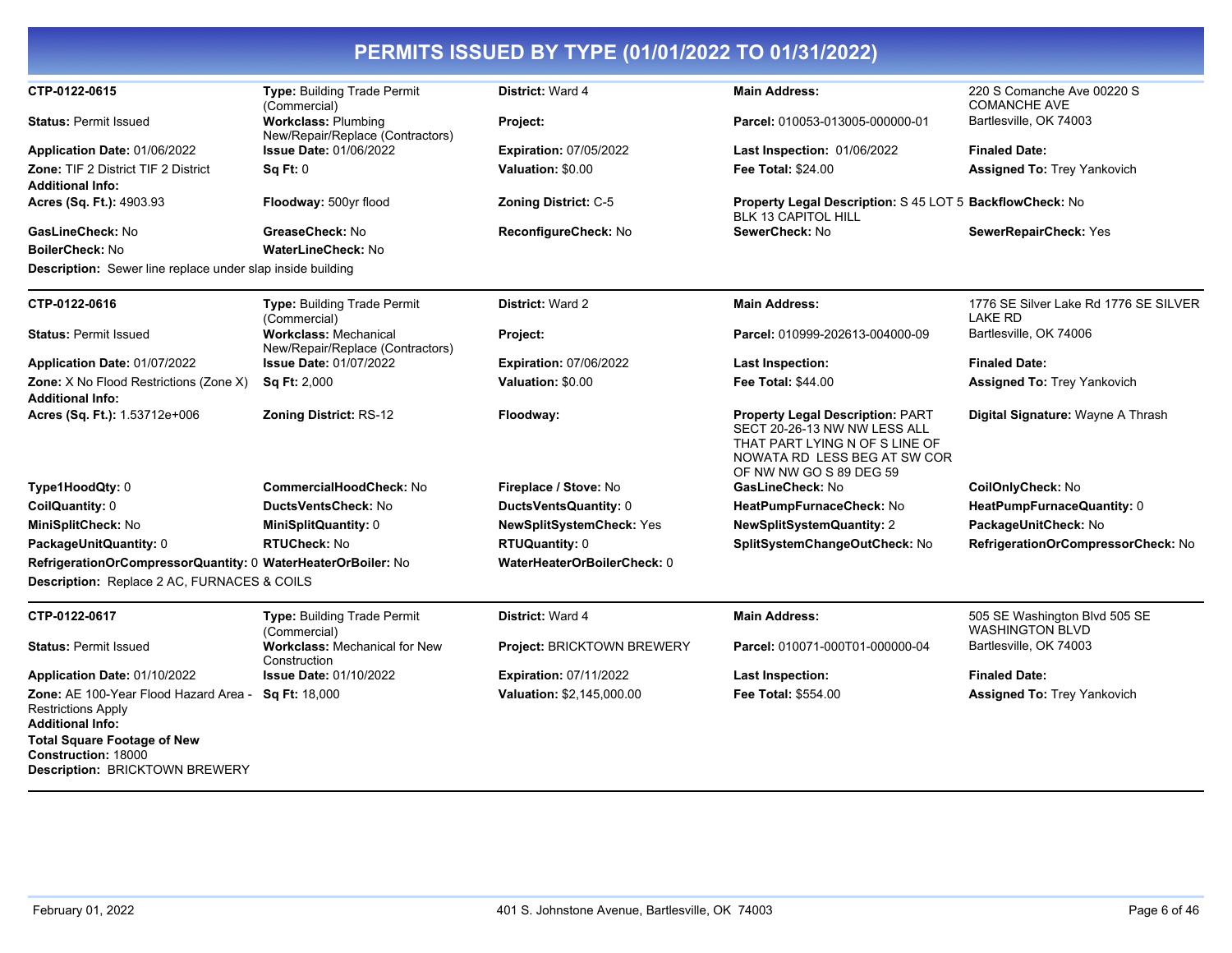# PERMITS ISSUED BY TYPE (01/01/2022 TO 01/31/2022)

**CTP-0122-0615**
**Type:** Building Trade Permit (Commercial)
**District:** Ward 4
**Main Address:** 220 S Comanche Ave 00220 S COMANCHE AVE Bartlesville, OK 74003
**Status:** Permit Issued
**Workclass:** Plumbing New/Repair/Replace (Contractors)
**Project:**
**Parcel:** 010053-013005-000000-01
**Application Date:** 01/06/2022
**Issue Date:** 01/06/2022
**Expiration:** 07/05/2022
**Last Inspection:** 01/06/2022
**Finaled Date:**
**Zone:** TIF 2 District TIF 2 District
**Sq Ft:** 0
**Valuation:** $0.00
**Fee Total:** $24.00
**Assigned To:** Trey Yankovich
**Additional Info:**
**Acres (Sq. Ft.):** 4903.93
**Floodway:** 500yr flood
**Zoning District:** C-5
**Property Legal Description:** S 45 LOT 5 BLK 13 CAPITOL HILL
**BackflowCheck:** No
**GasLineCheck:** No
**GreaseCheck:** No
**ReconfigureCheck:** No
**SewerCheck:** No
**SewerRepairCheck:** Yes
**BoilerCheck:** No
**WaterLineCheck:** No
**Description:** Sewer line replace under slap inside building

---

**CTP-0122-0616**
**Type:** Building Trade Permit (Commercial)
**District:** Ward 2
**Main Address:** 1776 SE Silver Lake Rd 1776 SE SILVER LAKE RD Bartlesville, OK 74006
**Status:** Permit Issued
**Workclass:** Mechanical New/Repair/Replace (Contractors)
**Project:**
**Parcel:** 010999-202613-004000-09
**Application Date:** 01/07/2022
**Issue Date:** 01/07/2022
**Expiration:** 07/06/2022
**Last Inspection:**
**Finaled Date:**
**Zone:** X No Flood Restrictions (Zone X)
**Sq Ft:** 2,000
**Valuation:** $0.00
**Fee Total:** $44.00
**Assigned To:** Trey Yankovich
**Additional Info:**
**Acres (Sq. Ft.):** 1.53712e+006
**Zoning District:** RS-12
**Floodway:**
**Property Legal Description:** PART SECT 20-26-13 NW NW LESS ALL THAT PART LYING N OF S LINE OF NOWATA RD LESS BEG AT SW COR OF NW NW GO S 89 DEG 59
**Digital Signature:** Wayne A Thrash
**Type1HoodQty:** 0
**CommercialHoodCheck:** No
**Fireplace / Stove:** No
**GasLineCheck:** No
**CoilOnlyCheck:** No
**CoilQuantity:** 0
**DuctsVentsCheck:** No
**DuctsVentsQuantity:** 0
**HeatPumpFurnaceCheck:** No
**HeatPumpFurnaceQuantity:** 0
**MiniSplitCheck:** No
**MiniSplitQuantity:** 0
**NewSplitSystemCheck:** Yes
**NewSplitSystemQuantity:** 2
**PackageUnitCheck:** No
**PackageUnitQuantity:** 0
**RTUCheck:** No
**RTUQuantity:** 0
**SplitSystemChangeOutCheck:** No
**RefrigerationOrCompressorCheck:** No
**RefrigerationOrCompressorQuantity:** 0
**WaterHeaterOrBoiler:** No
**WaterHeaterOrBoilerCheck:** 0
**Description:** Replace 2 AC, FURNACES & COILS

---

**CTP-0122-0617**
**Type:** Building Trade Permit (Commercial)
**District:** Ward 4
**Main Address:** 505 SE Washington Blvd 505 SE WASHINGTON BLVD Bartlesville, OK 74003
**Status:** Permit Issued
**Workclass:** Mechanical for New Construction
**Project:** BRICKTOWN BREWERY
**Parcel:** 010071-000T01-000000-04
**Application Date:** 01/10/2022
**Issue Date:** 01/10/2022
**Expiration:** 07/11/2022
**Last Inspection:**
**Finaled Date:**
**Zone:** AE 100-Year Flood Hazard Area - Restrictions Apply
**Sq Ft:** 18,000
**Valuation:** $2,145,000.00
**Fee Total:** $554.00
**Assigned To:** Trey Yankovich
**Additional Info:**
**Total Square Footage of New Construction:** 18000
**Description:** BRICKTOWN BREWERY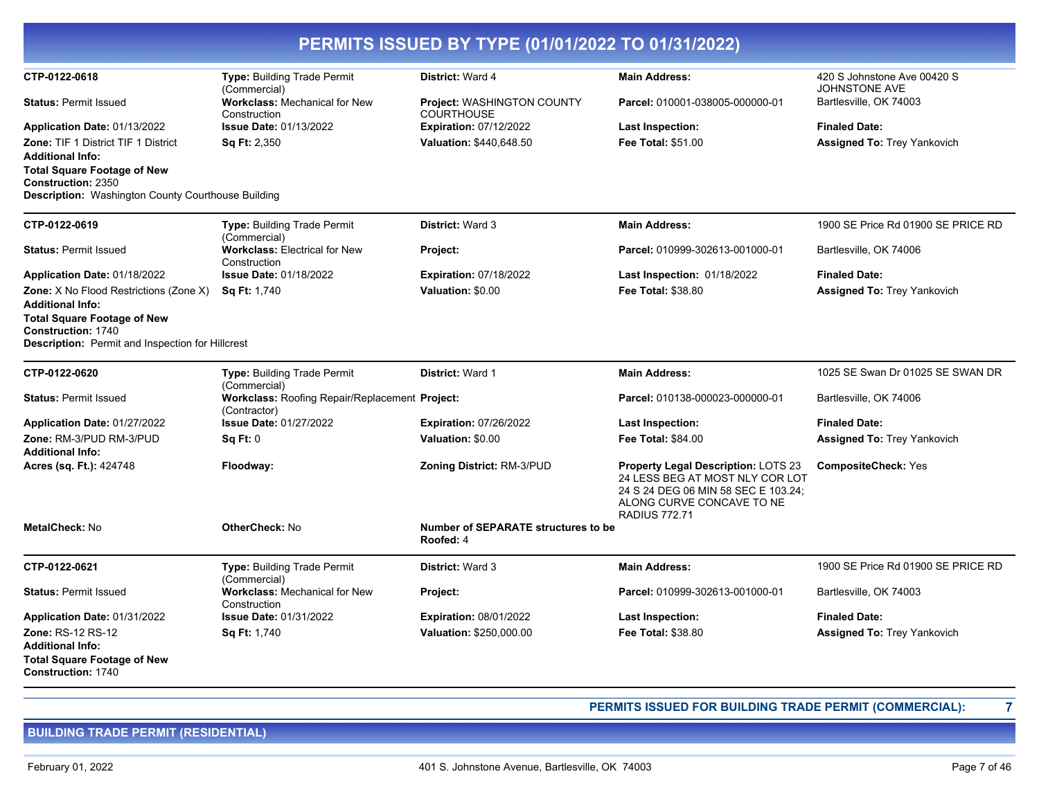# PERMITS ISSUED BY TYPE (01/01/2022 TO 01/31/2022)

| | | | | |
|---|---|---|---|---|
| **CTP-0122-0618** | **Type:** Building Trade Permit (Commercial) | **District:** Ward 4 | **Main Address:** | 420 S Johnstone Ave 00420 S JOHNSTONE AVE |
| **Status:** Permit Issued | **Workclass:** Mechanical for New Construction | **Project:** WASHINGTON COUNTY COURTHOUSE | **Parcel:** 010001-038005-000000-01 | Bartlesville, OK 74003 |
| **Application Date:** 01/13/2022 | **Issue Date:** 01/13/2022 | **Expiration:** 07/12/2022 | **Last Inspection:** | **Finaled Date:** |
| **Zone:** TIF 1 District TIF 1 District | **Sq Ft:** 2,350 | **Valuation:** $440,648.50 | **Fee Total:** $51.00 | **Assigned To:** Trey Yankovich |

**Additional Info:**
**Total Square Footage of New Construction:** 2350
**Description:** Washington County Courthouse Building

| | | | | |
|---|---|---|---|---|
| **CTP-0122-0619** | **Type:** Building Trade Permit (Commercial) | **District:** Ward 3 | **Main Address:** | 1900 SE Price Rd 01900 SE PRICE RD |
| **Status:** Permit Issued | **Workclass:** Electrical for New Construction | **Project:** | **Parcel:** 010999-302613-001000-01 | Bartlesville, OK 74006 |
| **Application Date:** 01/18/2022 | **Issue Date:** 01/18/2022 | **Expiration:** 07/18/2022 | **Last Inspection:** 01/18/2022 | **Finaled Date:** |
| **Zone:** X No Flood Restrictions (Zone X) | **Sq Ft:** 1,740 | **Valuation:** $0.00 | **Fee Total:** $38.80 | **Assigned To:** Trey Yankovich |

**Additional Info:**
**Total Square Footage of New Construction:** 1740
**Description:** Permit and Inspection for Hillcrest

| | | | | |
|---|---|---|---|---|
| **CTP-0122-0620** | **Type:** Building Trade Permit (Commercial) | **District:** Ward 1 | **Main Address:** | 1025 SE Swan Dr 01025 SE SWAN DR |
| **Status:** Permit Issued | **Workclass:** Roofing Repair/Replacement (Contractor) | **Project:** | **Parcel:** 010138-000023-000000-01 | Bartlesville, OK 74006 |
| **Application Date:** 01/27/2022 | **Issue Date:** 01/27/2022 | **Expiration:** 07/26/2022 | **Last Inspection:** | **Finaled Date:** |
| **Zone:** RM-3/PUD RM-3/PUD | **Sq Ft:** 0 | **Valuation:** $0.00 | **Fee Total:** $84.00 | **Assigned To:** Trey Yankovich |

**Additional Info:**

| | | | | |
|---|---|---|---|---|
| **Acres (sq. Ft.):** 424748 | **Floodway:** | **Zoning District:** RM-3/PUD | **Property Legal Description:** LOTS 23 24 LESS BEG AT MOST NLY COR LOT 24 S 24 DEG 06 MIN 58 SEC E 103.24; ALONG CURVE CONCAVE TO NE RADIUS 772.71 | **CompositeCheck:** Yes |
| **MetalCheck:** No | **OtherCheck:** No | **Number of SEPARATE structures to be Roofed:** 4 | | |

| | | | | |
|---|---|---|---|---|
| **CTP-0122-0621** | **Type:** Building Trade Permit (Commercial) | **District:** Ward 3 | **Main Address:** | 1900 SE Price Rd 01900 SE PRICE RD |
| **Status:** Permit Issued | **Workclass:** Mechanical for New Construction | **Project:** | **Parcel:** 010999-302613-001000-01 | Bartlesville, OK 74003 |
| **Application Date:** 01/31/2022 | **Issue Date:** 01/31/2022 | **Expiration:** 08/01/2022 | **Last Inspection:** | **Finaled Date:** |
| **Zone:** RS-12 RS-12 | **Sq Ft:** 1,740 | **Valuation:** $250,000.00 | **Fee Total:** $38.80 | **Assigned To:** Trey Yankovich |

**Additional Info:**
**Total Square Footage of New Construction:** 1740

**PERMITS ISSUED FOR BUILDING TRADE PERMIT (COMMERCIAL): 7**

## BUILDING TRADE PERMIT (RESIDENTIAL)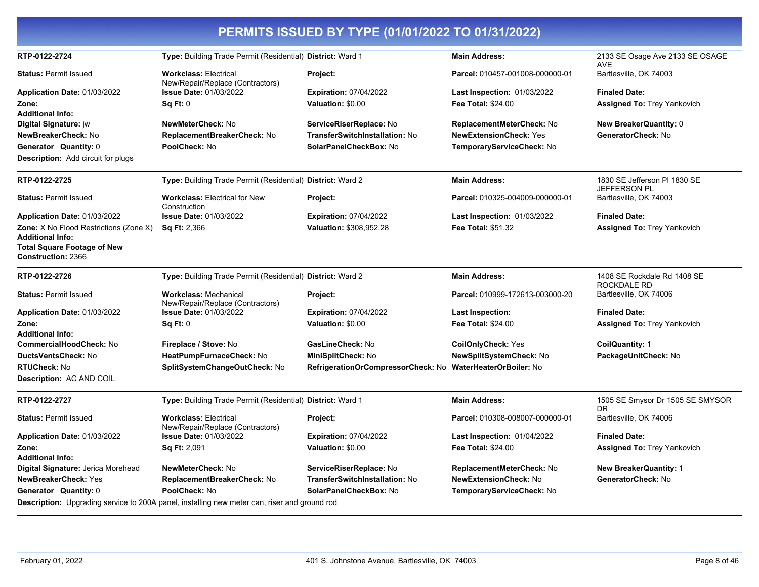# PERMITS ISSUED BY TYPE (01/01/2022 TO 01/31/2022)

| | | | | |
|---|---|---|---|---|
| **RTP-0122-2724** | **Type:** Building Trade Permit (Residential) | **District:** Ward 1 | **Main Address:** | 2133 SE Osage Ave 2133 SE OSAGE AVE |
| **Status:** Permit Issued | **Workclass:** Electrical New/Repair/Replace (Contractors) | **Project:** | **Parcel:** 010457-001008-000000-01 | Bartlesville, OK 74003 |
| **Application Date:** 01/03/2022 | **Issue Date:** 01/03/2022 | **Expiration:** 07/04/2022 | **Last Inspection:** 01/03/2022 | **Finaled Date:** |
| **Zone:** | **Sq Ft:** 0 | **Valuation:** $0.00 | **Fee Total:** $24.00 | **Assigned To:** Trey Yankovich |
| **Additional Info:** | | | | |
| **Digital Signature:** jw | **NewMeterCheck:** No | **ServiceRiserReplace:** No | **ReplacementMeterCheck:** No | **New BreakerQuantity:** 0 |
| **NewBreakerCheck:** No | **ReplacementBreakerCheck:** No | **TransferSwitchInstallation:** No | **NewExtensionCheck:** Yes | **GeneratorCheck:** No |
| **Generator Quantity:** 0 | **PoolCheck:** No | **SolarPanelCheckBox:** No | **TemporaryServiceCheck:** No | |
| **Description:** Add circuit for plugs | | | | |

| | | | | |
|---|---|---|---|---|
| **RTP-0122-2725** | **Type:** Building Trade Permit (Residential) | **District:** Ward 2 | **Main Address:** | 1830 SE Jefferson Pl 1830 SE JEFFERSON PL |
| **Status:** Permit Issued | **Workclass:** Electrical for New Construction | **Project:** | **Parcel:** 010325-004009-000000-01 | Bartlesville, OK 74003 |
| **Application Date:** 01/03/2022 | **Issue Date:** 01/03/2022 | **Expiration:** 07/04/2022 | **Last Inspection:** 01/03/2022 | **Finaled Date:** |
| **Zone:** X No Flood Restrictions (Zone X) | **Sq Ft:** 2,366 | **Valuation:** $308,952.28 | **Fee Total:** $51.32 | **Assigned To:** Trey Yankovich |
| **Additional Info:** | | | | |
| **Total Square Footage of New Construction:** 2366 | | | | |

| | | | | |
|---|---|---|---|---|
| **RTP-0122-2726** | **Type:** Building Trade Permit (Residential) | **District:** Ward 2 | **Main Address:** | 1408 SE Rockdale Rd 1408 SE ROCKDALE RD |
| **Status:** Permit Issued | **Workclass:** Mechanical New/Repair/Replace (Contractors) | **Project:** | **Parcel:** 010999-172613-003000-20 | Bartlesville, OK 74006 |
| **Application Date:** 01/03/2022 | **Issue Date:** 01/03/2022 | **Expiration:** 07/04/2022 | **Last Inspection:** | **Finaled Date:** |
| **Zone:** | **Sq Ft:** 0 | **Valuation:** $0.00 | **Fee Total:** $24.00 | **Assigned To:** Trey Yankovich |
| **Additional Info:** | | | | |
| **CommercialHoodCheck:** No | **Fireplace / Stove:** No | **GasLineCheck:** No | **CoilOnlyCheck:** Yes | **CoilQuantity:** 1 |
| **DuctsVentsCheck:** No | **HeatPumpFurnaceCheck:** No | **MiniSplitCheck:** No | **NewSplitSystemCheck:** No | **PackageUnitCheck:** No |
| **RTUCheck:** No | **SplitSystemChangeOutCheck:** No | **RefrigerationOrCompressorCheck:** No | **WaterHeaterOrBoiler:** No | |
| **Description:** AC AND COIL | | | | |

| | | | | |
|---|---|---|---|---|
| **RTP-0122-2727** | **Type:** Building Trade Permit (Residential) | **District:** Ward 1 | **Main Address:** | 1505 SE Smysor Dr 1505 SE SMYSOR DR |
| **Status:** Permit Issued | **Workclass:** Electrical New/Repair/Replace (Contractors) | **Project:** | **Parcel:** 010308-008007-000000-01 | Bartlesville, OK 74006 |
| **Application Date:** 01/03/2022 | **Issue Date:** 01/03/2022 | **Expiration:** 07/04/2022 | **Last Inspection:** 01/04/2022 | **Finaled Date:** |
| **Zone:** | **Sq Ft:** 2,091 | **Valuation:** $0.00 | **Fee Total:** $24.00 | **Assigned To:** Trey Yankovich |
| **Additional Info:** | | | | |
| **Digital Signature:** Jerica Morehead | **NewMeterCheck:** No | **ServiceRiserReplace:** No | **ReplacementMeterCheck:** No | **New BreakerQuantity:** 1 |
| **NewBreakerCheck:** Yes | **ReplacementBreakerCheck:** No | **TransferSwitchInstallation:** No | **NewExtensionCheck:** No | **GeneratorCheck:** No |
| **Generator Quantity:** 0 | **PoolCheck:** No | **SolarPanelCheckBox:** No | **TemporaryServiceCheck:** No | |
| **Description:** Upgrading service to 200A panel, installing new meter can, riser and ground rod | | | | |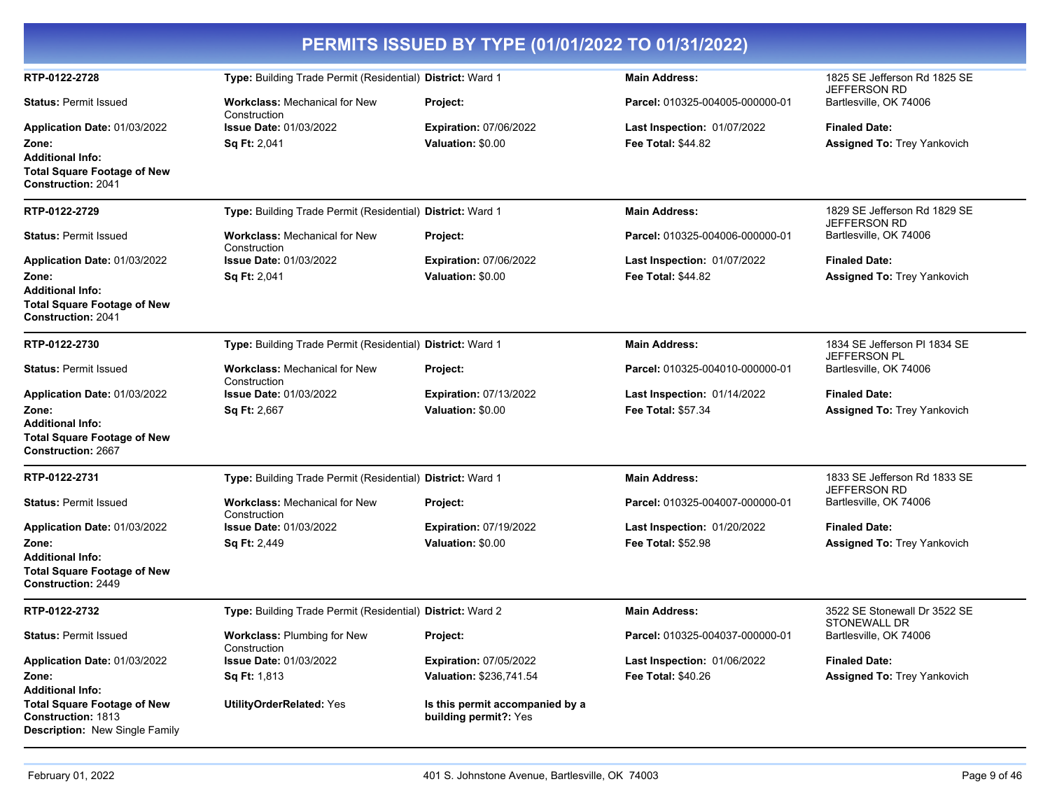# PERMITS ISSUED BY TYPE (01/01/2022 TO 01/31/2022)

**RTP-0122-2728**
**Type:** Building Trade Permit (Residential)
**District:** Ward 1
**Main Address:** 1825 SE Jefferson Rd 1825 SE JEFFERSON RD Bartlesville, OK 74006
**Status:** Permit Issued
**Workclass:** Mechanical for New Construction
**Project:**
**Parcel:** 010325-004005-000000-01
**Application Date:** 01/03/2022
**Issue Date:** 01/03/2022
**Expiration:** 07/06/2022
**Last Inspection:** 01/07/2022
**Finaled Date:**
**Zone:**
**Sq Ft:** 2,041
**Valuation:** $0.00
**Fee Total:** $44.82
**Assigned To:** Trey Yankovich
**Additional Info:**
**Total Square Footage of New Construction:** 2041

---

**RTP-0122-2729**
**Type:** Building Trade Permit (Residential)
**District:** Ward 1
**Main Address:** 1829 SE Jefferson Rd 1829 SE JEFFERSON RD Bartlesville, OK 74006
**Status:** Permit Issued
**Workclass:** Mechanical for New Construction
**Project:**
**Parcel:** 010325-004006-000000-01
**Application Date:** 01/03/2022
**Issue Date:** 01/03/2022
**Expiration:** 07/06/2022
**Last Inspection:** 01/07/2022
**Finaled Date:**
**Zone:**
**Sq Ft:** 2,041
**Valuation:** $0.00
**Fee Total:** $44.82
**Assigned To:** Trey Yankovich
**Additional Info:**
**Total Square Footage of New Construction:** 2041

---

**RTP-0122-2730**
**Type:** Building Trade Permit (Residential)
**District:** Ward 1
**Main Address:** 1834 SE Jefferson Pl 1834 SE JEFFERSON PL Bartlesville, OK 74006
**Status:** Permit Issued
**Workclass:** Mechanical for New Construction
**Project:**
**Parcel:** 010325-004010-000000-01
**Application Date:** 01/03/2022
**Issue Date:** 01/03/2022
**Expiration:** 07/13/2022
**Last Inspection:** 01/14/2022
**Finaled Date:**
**Zone:**
**Sq Ft:** 2,667
**Valuation:** $0.00
**Fee Total:** $57.34
**Assigned To:** Trey Yankovich
**Additional Info:**
**Total Square Footage of New Construction:** 2667

---

**RTP-0122-2731**
**Type:** Building Trade Permit (Residential)
**District:** Ward 1
**Main Address:** 1833 SE Jefferson Rd 1833 SE JEFFERSON RD Bartlesville, OK 74006
**Status:** Permit Issued
**Workclass:** Mechanical for New Construction
**Project:**
**Parcel:** 010325-004007-000000-01
**Application Date:** 01/03/2022
**Issue Date:** 01/03/2022
**Expiration:** 07/19/2022
**Last Inspection:** 01/20/2022
**Finaled Date:**
**Zone:**
**Sq Ft:** 2,449
**Valuation:** $0.00
**Fee Total:** $52.98
**Assigned To:** Trey Yankovich
**Additional Info:**
**Total Square Footage of New Construction:** 2449

---

**RTP-0122-2732**
**Type:** Building Trade Permit (Residential)
**District:** Ward 2
**Main Address:** 3522 SE Stonewall Dr 3522 SE STONEWALL DR Bartlesville, OK 74006
**Status:** Permit Issued
**Workclass:** Plumbing for New Construction
**Project:**
**Parcel:** 010325-004037-000000-01
**Application Date:** 01/03/2022
**Issue Date:** 01/03/2022
**Expiration:** 07/05/2022
**Last Inspection:** 01/06/2022
**Finaled Date:**
**Zone:**
**Sq Ft:** 1,813
**Valuation:** $236,741.54
**Fee Total:** $40.26
**Assigned To:** Trey Yankovich
**Additional Info:**
**Total Square Footage of New Construction:** 1813
**UtilityOrderRelated:** Yes
**Is this permit accompanied by a building permit?:** Yes
**Description:** New Single Family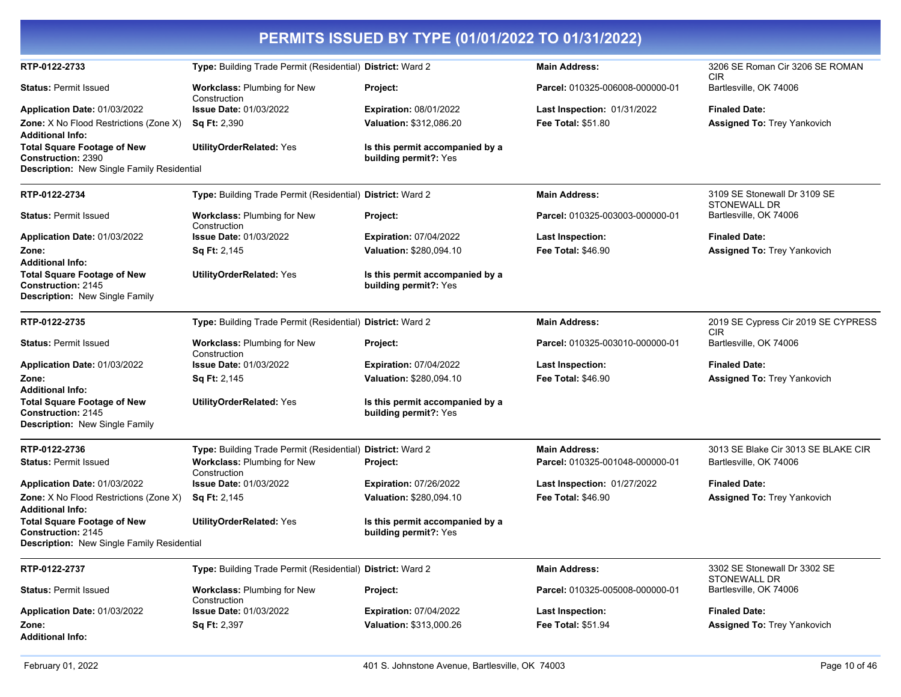# PERMITS ISSUED BY TYPE (01/01/2022 TO 01/31/2022)

**RTP-0122-2733**
**Type:** Building Trade Permit (Residential)
**District:** Ward 2
**Main Address:** 3206 SE Roman Cir 3206 SE ROMAN CIR Bartlesville, OK 74006
**Status:** Permit Issued
**Workclass:** Plumbing for New Construction
**Project:**
**Parcel:** 010325-006008-000000-01
**Application Date:** 01/03/2022
**Issue Date:** 01/03/2022
**Expiration:** 08/01/2022
**Last Inspection:** 01/31/2022
**Finaled Date:**
**Zone:** X No Flood Restrictions (Zone X)
**Sq Ft:** 2,390
**Valuation:** $312,086.20
**Fee Total:** $51.80
**Assigned To:** Trey Yankovich
**Additional Info:**
**Total Square Footage of New Construction:** 2390
**UtilityOrderRelated:** Yes
**Is this permit accompanied by a building permit?:** Yes
**Description:** New Single Family Residential

---

**RTP-0122-2734**
**Type:** Building Trade Permit (Residential)
**District:** Ward 2
**Main Address:** 3109 SE Stonewall Dr 3109 SE STONEWALL DR Bartlesville, OK 74006
**Status:** Permit Issued
**Workclass:** Plumbing for New Construction
**Project:**
**Parcel:** 010325-003003-000000-01
**Application Date:** 01/03/2022
**Issue Date:** 01/03/2022
**Expiration:** 07/04/2022
**Last Inspection:**
**Finaled Date:**
**Zone:**
**Sq Ft:** 2,145
**Valuation:** $280,094.10
**Fee Total:** $46.90
**Assigned To:** Trey Yankovich
**Additional Info:**
**Total Square Footage of New Construction:** 2145
**UtilityOrderRelated:** Yes
**Is this permit accompanied by a building permit?:** Yes
**Description:** New Single Family

---

**RTP-0122-2735**
**Type:** Building Trade Permit (Residential)
**District:** Ward 2
**Main Address:** 2019 SE Cypress Cir 2019 SE CYPRESS CIR Bartlesville, OK 74006
**Status:** Permit Issued
**Workclass:** Plumbing for New Construction
**Project:**
**Parcel:** 010325-003010-000000-01
**Application Date:** 01/03/2022
**Issue Date:** 01/03/2022
**Expiration:** 07/04/2022
**Last Inspection:**
**Finaled Date:**
**Zone:**
**Sq Ft:** 2,145
**Valuation:** $280,094.10
**Fee Total:** $46.90
**Assigned To:** Trey Yankovich
**Additional Info:**
**Total Square Footage of New Construction:** 2145
**UtilityOrderRelated:** Yes
**Is this permit accompanied by a building permit?:** Yes
**Description:** New Single Family

---

**RTP-0122-2736**
**Type:** Building Trade Permit (Residential)
**District:** Ward 2
**Main Address:** 3013 SE Blake Cir 3013 SE BLAKE CIR Bartlesville, OK 74006
**Status:** Permit Issued
**Workclass:** Plumbing for New Construction
**Project:**
**Parcel:** 010325-001048-000000-01
**Application Date:** 01/03/2022
**Issue Date:** 01/03/2022
**Expiration:** 07/26/2022
**Last Inspection:** 01/27/2022
**Finaled Date:**
**Zone:** X No Flood Restrictions (Zone X)
**Sq Ft:** 2,145
**Valuation:** $280,094.10
**Fee Total:** $46.90
**Assigned To:** Trey Yankovich
**Additional Info:**
**Total Square Footage of New Construction:** 2145
**UtilityOrderRelated:** Yes
**Is this permit accompanied by a building permit?:** Yes
**Description:** New Single Family Residential

---

**RTP-0122-2737**
**Type:** Building Trade Permit (Residential)
**District:** Ward 2
**Main Address:** 3302 SE Stonewall Dr 3302 SE STONEWALL DR Bartlesville, OK 74006
**Status:** Permit Issued
**Workclass:** Plumbing for New Construction
**Project:**
**Parcel:** 010325-005008-000000-01
**Application Date:** 01/03/2022
**Issue Date:** 01/03/2022
**Expiration:** 07/04/2022
**Last Inspection:**
**Finaled Date:**
**Zone:**
**Sq Ft:** 2,397
**Valuation:** $313,000.26
**Fee Total:** $51.94
**Assigned To:** Trey Yankovich
**Additional Info:**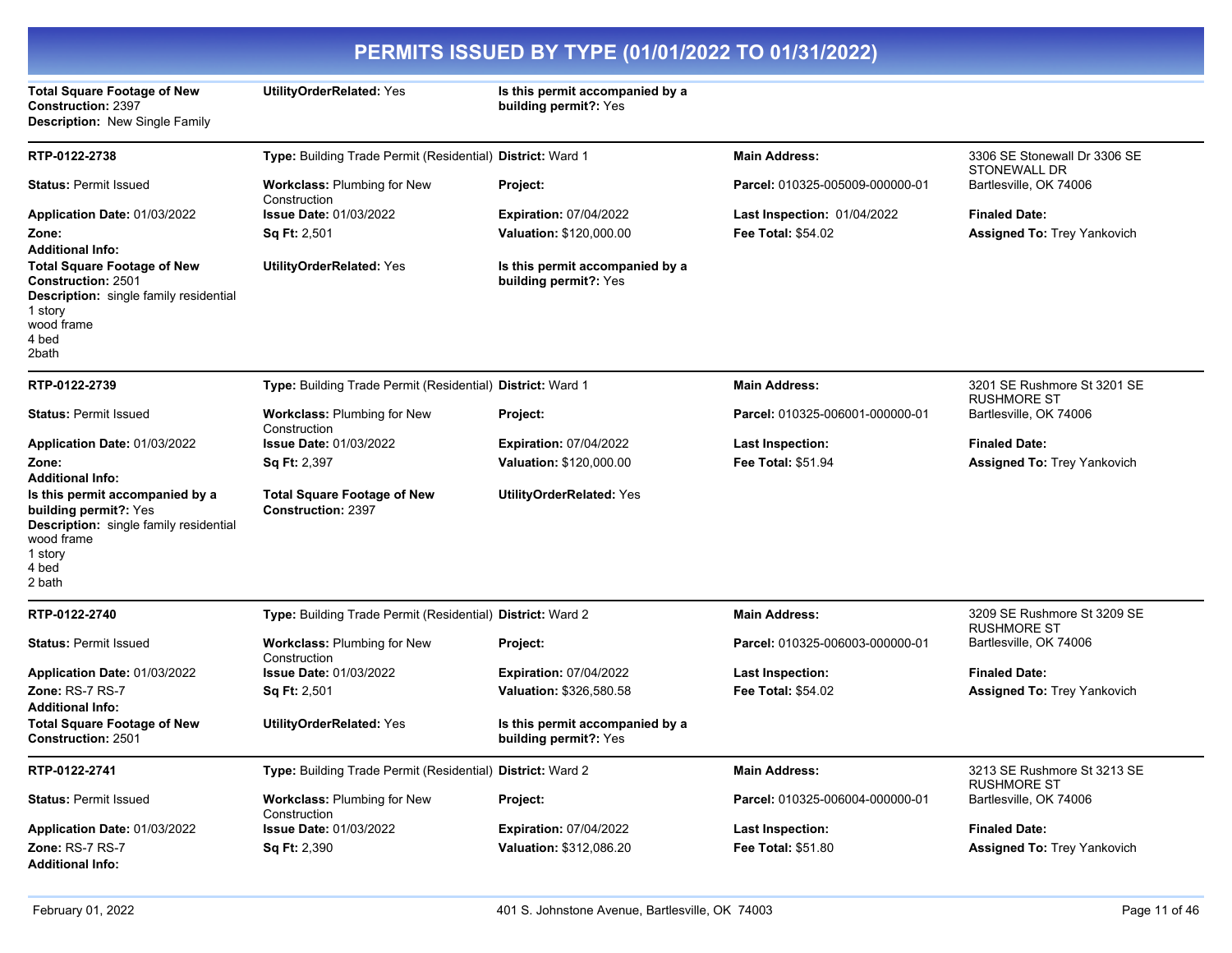# PERMITS ISSUED BY TYPE (01/01/2022 TO 01/31/2022)

**Total Square Footage of New Construction:** 2397
**Description:** New Single Family
**UtilityOrderRelated:** Yes
**Is this permit accompanied by a building permit?:** Yes

---

**RTP-0122-2738**

| | | | | |
|---|---|---|---|---|
| **RTP-0122-2738** | **Type:** Building Trade Permit (Residential) | **District:** Ward 1 | **Main Address:** | 3306 SE Stonewall Dr 3306 SE STONEWALL DR |
| **Status:** Permit Issued | **Workclass:** Plumbing for New Construction | **Project:** | **Parcel:** 010325-005009-000000-01 | Bartlesville, OK 74006 |
| **Application Date:** 01/03/2022 | **Issue Date:** 01/03/2022 | **Expiration:** 07/04/2022 | **Last Inspection:** 01/04/2022 | **Finaled Date:** |
| **Zone:** | **Sq Ft:** 2,501 | **Valuation:** $120,000.00 | **Fee Total:** $54.02 | **Assigned To:** Trey Yankovich |

**Additional Info:**
**Total Square Footage of New Construction:** 2501
**UtilityOrderRelated:** Yes
**Is this permit accompanied by a building permit?:** Yes
**Description:** single family residential
1 story
wood frame
4 bed
2bath

---

**RTP-0122-2739**

| | | | | |
|---|---|---|---|---|
| **RTP-0122-2739** | **Type:** Building Trade Permit (Residential) | **District:** Ward 1 | **Main Address:** | 3201 SE Rushmore St 3201 SE RUSHMORE ST |
| **Status:** Permit Issued | **Workclass:** Plumbing for New Construction | **Project:** | **Parcel:** 010325-006001-000000-01 | Bartlesville, OK 74006 |
| **Application Date:** 01/03/2022 | **Issue Date:** 01/03/2022 | **Expiration:** 07/04/2022 | **Last Inspection:** | **Finaled Date:** |
| **Zone:** | **Sq Ft:** 2,397 | **Valuation:** $120,000.00 | **Fee Total:** $51.94 | **Assigned To:** Trey Yankovich |

**Additional Info:**
**Is this permit accompanied by a building permit?:** Yes
**Total Square Footage of New Construction:** 2397
**UtilityOrderRelated:** Yes
**Description:** single family residential
wood frame
1 story
4 bed
2 bath

---

**RTP-0122-2740**

| | | | | |
|---|---|---|---|---|
| **RTP-0122-2740** | **Type:** Building Trade Permit (Residential) | **District:** Ward 2 | **Main Address:** | 3209 SE Rushmore St 3209 SE RUSHMORE ST |
| **Status:** Permit Issued | **Workclass:** Plumbing for New Construction | **Project:** | **Parcel:** 010325-006003-000000-01 | Bartlesville, OK 74006 |
| **Application Date:** 01/03/2022 | **Issue Date:** 01/03/2022 | **Expiration:** 07/04/2022 | **Last Inspection:** | **Finaled Date:** |
| **Zone:** RS-7 RS-7 | **Sq Ft:** 2,501 | **Valuation:** $326,580.58 | **Fee Total:** $54.02 | **Assigned To:** Trey Yankovich |

**Additional Info:**
**Total Square Footage of New Construction:** 2501
**UtilityOrderRelated:** Yes
**Is this permit accompanied by a building permit?:** Yes

---

**RTP-0122-2741**

| | | | | |
|---|---|---|---|---|
| **RTP-0122-2741** | **Type:** Building Trade Permit (Residential) | **District:** Ward 2 | **Main Address:** | 3213 SE Rushmore St 3213 SE RUSHMORE ST |
| **Status:** Permit Issued | **Workclass:** Plumbing for New Construction | **Project:** | **Parcel:** 010325-006004-000000-01 | Bartlesville, OK 74006 |
| **Application Date:** 01/03/2022 | **Issue Date:** 01/03/2022 | **Expiration:** 07/04/2022 | **Last Inspection:** | **Finaled Date:** |
| **Zone:** RS-7 RS-7 | **Sq Ft:** 2,390 | **Valuation:** $312,086.20 | **Fee Total:** $51.80 | **Assigned To:** Trey Yankovich |

**Additional Info:**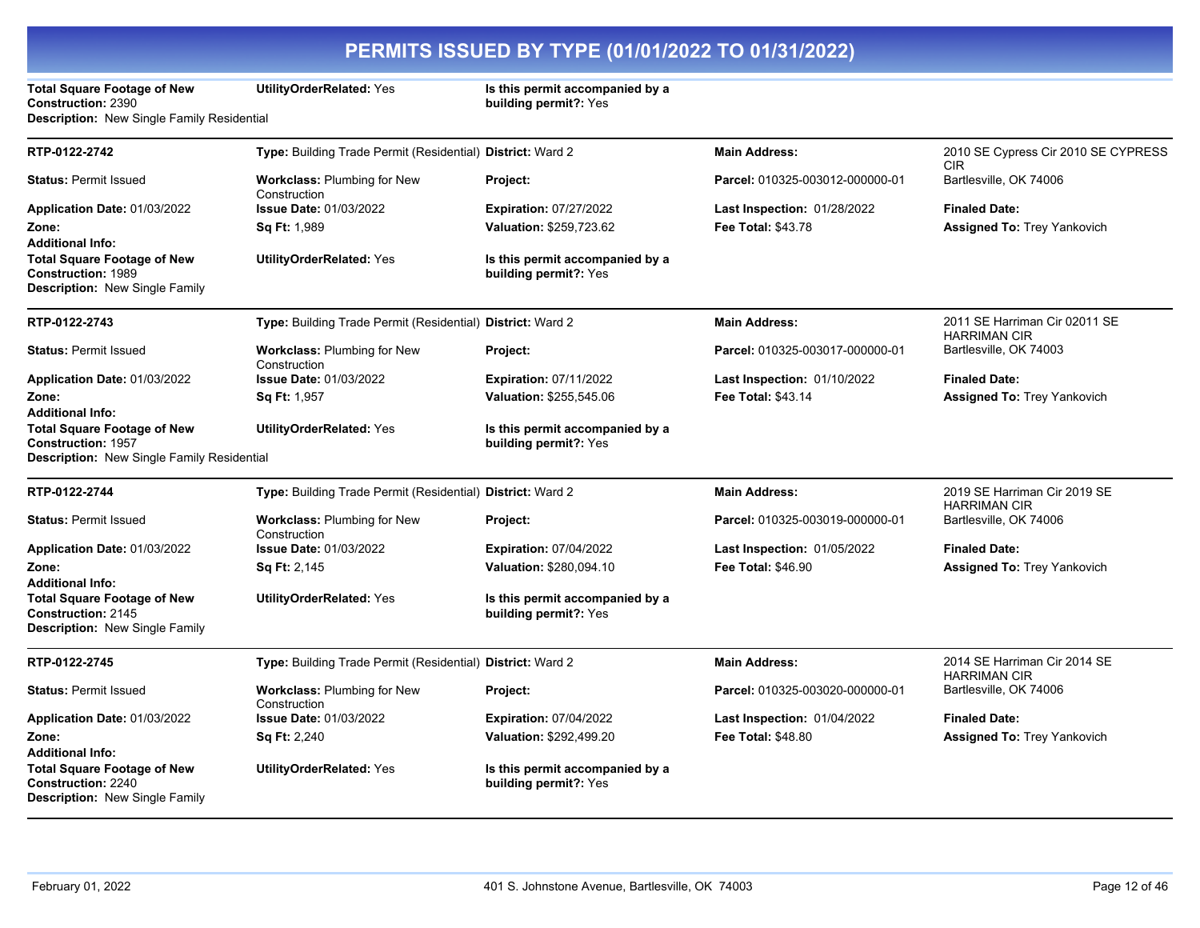# PERMITS ISSUED BY TYPE (01/01/2022 TO 01/31/2022)

**Total Square Footage of New Construction:** 2390
**UtilityOrderRelated:** Yes
**Is this permit accompanied by a building permit?:** Yes
**Description:** New Single Family Residential

---

**RTP-0122-2742**
**Type:** Building Trade Permit (Residential)
**District:** Ward 2
**Main Address:** 2010 SE Cypress Cir 2010 SE CYPRESS CIR Bartlesville, OK 74006
**Status:** Permit Issued
**Workclass:** Plumbing for New Construction
**Project:**
**Parcel:** 010325-003012-000000-01
**Application Date:** 01/03/2022
**Issue Date:** 01/03/2022
**Expiration:** 07/27/2022
**Last Inspection:** 01/28/2022
**Finaled Date:**
**Zone:**
**Sq Ft:** 1,989
**Valuation:** $259,723.62
**Fee Total:** $43.78
**Assigned To:** Trey Yankovich
**Additional Info:**
**Total Square Footage of New Construction:** 1989
**UtilityOrderRelated:** Yes
**Is this permit accompanied by a building permit?:** Yes
**Description:** New Single Family

---

**RTP-0122-2743**
**Type:** Building Trade Permit (Residential)
**District:** Ward 2
**Main Address:** 2011 SE Harriman Cir 02011 SE HARRIMAN CIR Bartlesville, OK 74003
**Status:** Permit Issued
**Workclass:** Plumbing for New Construction
**Project:**
**Parcel:** 010325-003017-000000-01
**Application Date:** 01/03/2022
**Issue Date:** 01/03/2022
**Expiration:** 07/11/2022
**Last Inspection:** 01/10/2022
**Finaled Date:**
**Zone:**
**Sq Ft:** 1,957
**Valuation:** $255,545.06
**Fee Total:** $43.14
**Assigned To:** Trey Yankovich
**Additional Info:**
**Total Square Footage of New Construction:** 1957
**UtilityOrderRelated:** Yes
**Is this permit accompanied by a building permit?:** Yes
**Description:** New Single Family Residential

---

**RTP-0122-2744**
**Type:** Building Trade Permit (Residential)
**District:** Ward 2
**Main Address:** 2019 SE Harriman Cir 2019 SE HARRIMAN CIR Bartlesville, OK 74006
**Status:** Permit Issued
**Workclass:** Plumbing for New Construction
**Project:**
**Parcel:** 010325-003019-000000-01
**Application Date:** 01/03/2022
**Issue Date:** 01/03/2022
**Expiration:** 07/04/2022
**Last Inspection:** 01/05/2022
**Finaled Date:**
**Zone:**
**Sq Ft:** 2,145
**Valuation:** $280,094.10
**Fee Total:** $46.90
**Assigned To:** Trey Yankovich
**Additional Info:**
**Total Square Footage of New Construction:** 2145
**UtilityOrderRelated:** Yes
**Is this permit accompanied by a building permit?:** Yes
**Description:** New Single Family

---

**RTP-0122-2745**
**Type:** Building Trade Permit (Residential)
**District:** Ward 2
**Main Address:** 2014 SE Harriman Cir 2014 SE HARRIMAN CIR Bartlesville, OK 74006
**Status:** Permit Issued
**Workclass:** Plumbing for New Construction
**Project:**
**Parcel:** 010325-003020-000000-01
**Application Date:** 01/03/2022
**Issue Date:** 01/03/2022
**Expiration:** 07/04/2022
**Last Inspection:** 01/04/2022
**Finaled Date:**
**Zone:**
**Sq Ft:** 2,240
**Valuation:** $292,499.20
**Fee Total:** $48.80
**Assigned To:** Trey Yankovich
**Additional Info:**
**Total Square Footage of New Construction:** 2240
**UtilityOrderRelated:** Yes
**Is this permit accompanied by a building permit?:** Yes
**Description:** New Single Family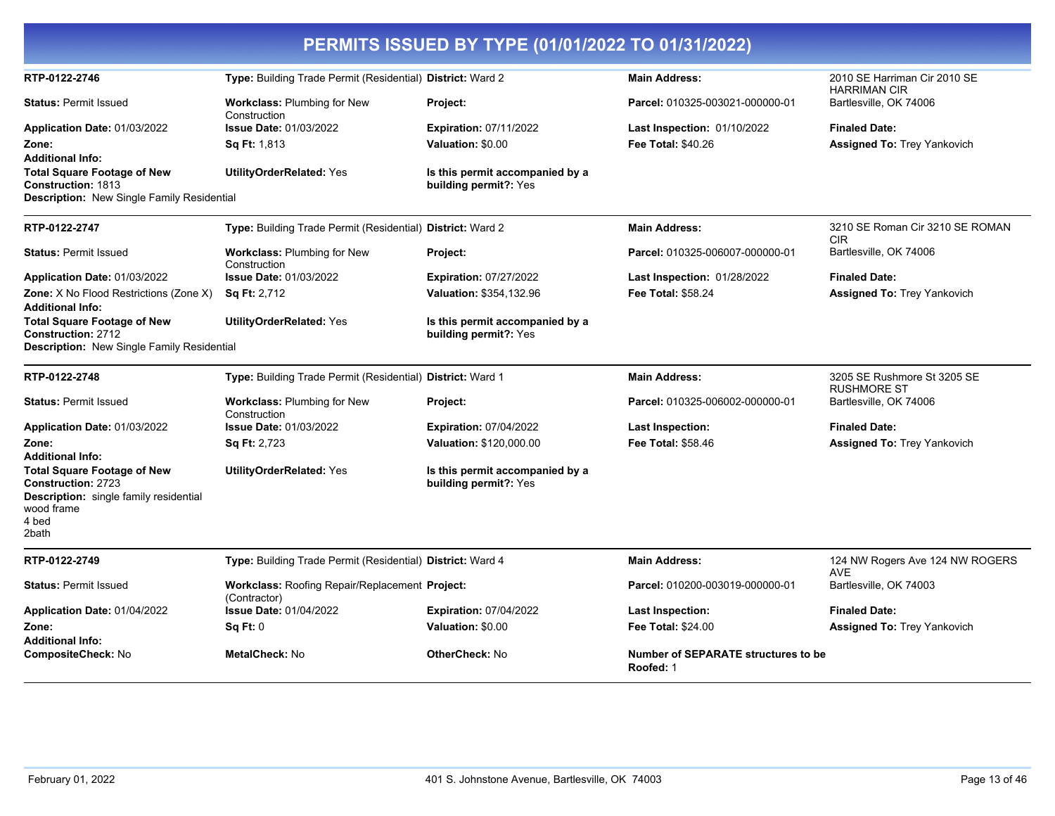# PERMITS ISSUED BY TYPE (01/01/2022 TO 01/31/2022)

**RTP-0122-2746** | **Type:** Building Trade Permit (Residential) | **District:** Ward 2 | **Main Address:** 2010 SE Harriman Cir 2010 SE HARRIMAN CIR Bartlesville, OK 74006

**Status:** Permit Issued
**Workclass:** Plumbing for New Construction
**Project:**
**Parcel:** 010325-003021-000000-01
**Application Date:** 01/03/2022
**Issue Date:** 01/03/2022
**Expiration:** 07/11/2022
**Last Inspection:** 01/10/2022
**Finaled Date:**
**Zone:**
**Sq Ft:** 1,813
**Valuation:** $0.00
**Fee Total:** $40.26
**Assigned To:** Trey Yankovich
**Additional Info:**
**Total Square Footage of New Construction:** 1813
**UtilityOrderRelated:** Yes
**Is this permit accompanied by a building permit?:** Yes
**Description:** New Single Family Residential

---

**RTP-0122-2747** | **Type:** Building Trade Permit (Residential) | **District:** Ward 2 | **Main Address:** 3210 SE Roman Cir 3210 SE ROMAN CIR Bartlesville, OK 74006

**Status:** Permit Issued
**Workclass:** Plumbing for New Construction
**Project:**
**Parcel:** 010325-006007-000000-01
**Application Date:** 01/03/2022
**Issue Date:** 01/03/2022
**Expiration:** 07/27/2022
**Last Inspection:** 01/28/2022
**Finaled Date:**
**Zone:** X No Flood Restrictions (Zone X)
**Sq Ft:** 2,712
**Valuation:** $354,132.96
**Fee Total:** $58.24
**Assigned To:** Trey Yankovich
**Additional Info:**
**Total Square Footage of New Construction:** 2712
**UtilityOrderRelated:** Yes
**Is this permit accompanied by a building permit?:** Yes
**Description:** New Single Family Residential

---

**RTP-0122-2748** | **Type:** Building Trade Permit (Residential) | **District:** Ward 1 | **Main Address:** 3205 SE Rushmore St 3205 SE RUSHMORE ST Bartlesville, OK 74006

**Status:** Permit Issued
**Workclass:** Plumbing for New Construction
**Project:**
**Parcel:** 010325-006002-000000-01
**Application Date:** 01/03/2022
**Issue Date:** 01/03/2022
**Expiration:** 07/04/2022
**Last Inspection:**
**Finaled Date:**
**Zone:**
**Sq Ft:** 2,723
**Valuation:** $120,000.00
**Fee Total:** $58.46
**Assigned To:** Trey Yankovich
**Additional Info:**
**Total Square Footage of New Construction:** 2723
**UtilityOrderRelated:** Yes
**Is this permit accompanied by a building permit?:** Yes
**Description:** single family residential
wood frame
4 bed
2bath

---

**RTP-0122-2749** | **Type:** Building Trade Permit (Residential) | **District:** Ward 4 | **Main Address:** 124 NW Rogers Ave 124 NW ROGERS AVE Bartlesville, OK 74003

**Status:** Permit Issued
**Workclass:** Roofing Repair/Replacement (Contractor)
**Project:**
**Parcel:** 010200-003019-000000-01
**Application Date:** 01/04/2022
**Issue Date:** 01/04/2022
**Expiration:** 07/04/2022
**Last Inspection:**
**Finaled Date:**
**Zone:**
**Sq Ft:** 0
**Valuation:** $0.00
**Fee Total:** $24.00
**Assigned To:** Trey Yankovich
**Additional Info:**
**CompositeCheck:** No
**MetalCheck:** No
**OtherCheck:** No
**Number of SEPARATE structures to be Roofed:** 1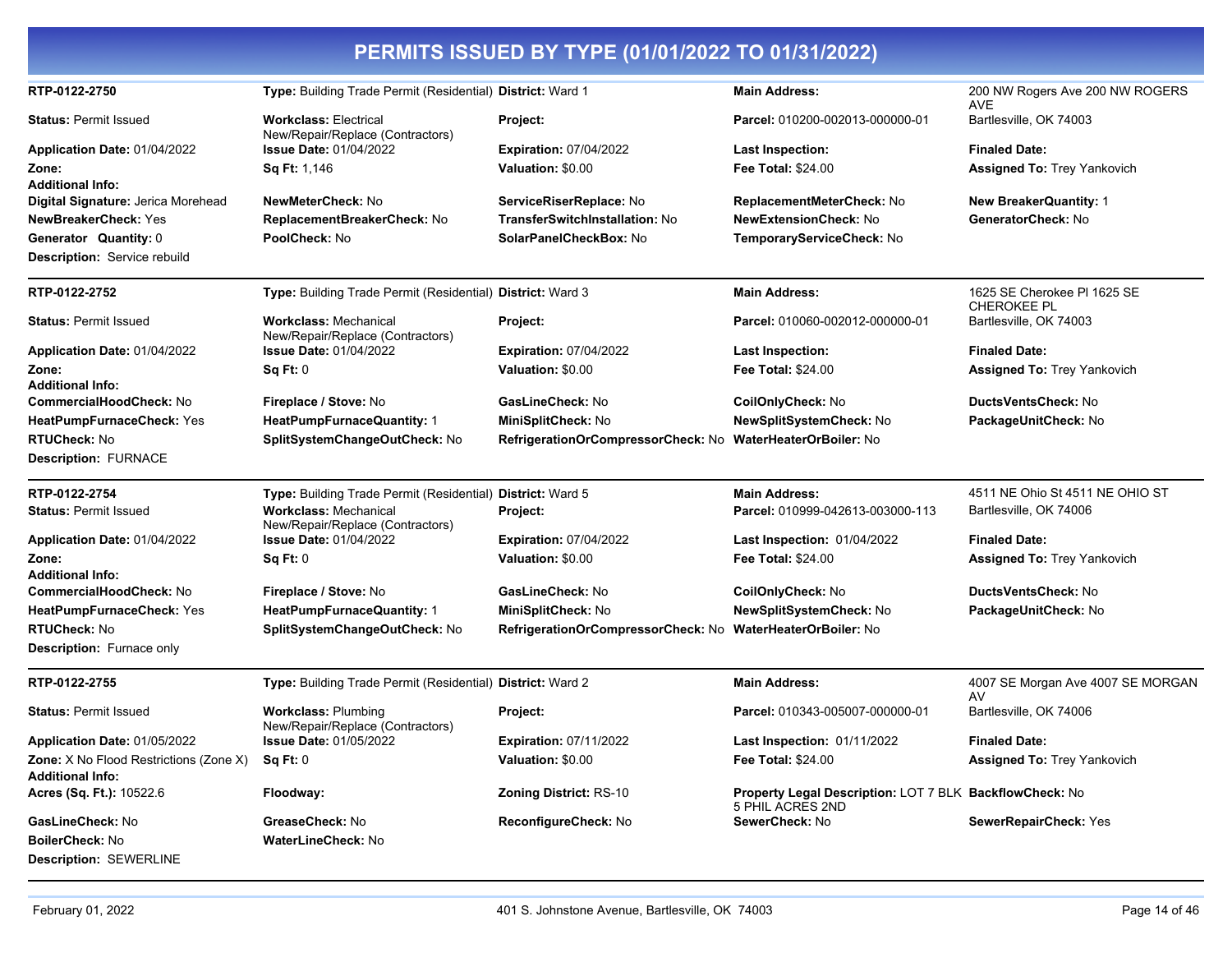# PERMITS ISSUED BY TYPE (01/01/2022 TO 01/31/2022)

| | | | | |
|---|---|---|---|---|
| **RTP-0122-2750** | **Type:** Building Trade Permit (Residential) | **District:** Ward 1 | **Main Address:** | 200 NW Rogers Ave 200 NW ROGERS AVE |
| **Status:** Permit Issued | **Workclass:** Electrical New/Repair/Replace (Contractors) | **Project:** | **Parcel:** 010200-002013-000000-01 | Bartlesville, OK 74003 |
| **Application Date:** 01/04/2022 | **Issue Date:** 01/04/2022 | **Expiration:** 07/04/2022 | **Last Inspection:** | **Finaled Date:** |
| **Zone:** | **Sq Ft:** 1,146 | **Valuation:** $0.00 | **Fee Total:** $24.00 | **Assigned To:** Trey Yankovich |
| **Additional Info:** | | | | |
| **Digital Signature:** Jerica Morehead | **NewMeterCheck:** No | **ServiceRiserReplace:** No | **ReplacementMeterCheck:** No | **New BreakerQuantity:** 1 |
| **NewBreakerCheck:** Yes | **ReplacementBreakerCheck:** No | **TransferSwitchInstallation:** No | **NewExtensionCheck:** No | **GeneratorCheck:** No |
| **Generator Quantity:** 0 | **PoolCheck:** No | **SolarPanelCheckBox:** No | **TemporaryServiceCheck:** No | |
| **Description:** Service rebuild | | | | |

| | | | | |
|---|---|---|---|---|
| **RTP-0122-2752** | **Type:** Building Trade Permit (Residential) | **District:** Ward 3 | **Main Address:** | 1625 SE Cherokee Pl 1625 SE CHEROKEE PL |
| **Status:** Permit Issued | **Workclass:** Mechanical New/Repair/Replace (Contractors) | **Project:** | **Parcel:** 010060-002012-000000-01 | Bartlesville, OK 74003 |
| **Application Date:** 01/04/2022 | **Issue Date:** 01/04/2022 | **Expiration:** 07/04/2022 | **Last Inspection:** | **Finaled Date:** |
| **Zone:** | **Sq Ft:** 0 | **Valuation:** $0.00 | **Fee Total:** $24.00 | **Assigned To:** Trey Yankovich |
| **Additional Info:** | | | | |
| **CommercialHoodCheck:** No | **Fireplace / Stove:** No | **GasLineCheck:** No | **CoilOnlyCheck:** No | **DuctsVentsCheck:** No |
| **HeatPumpFurnaceCheck:** Yes | **HeatPumpFurnaceQuantity:** 1 | **MiniSplitCheck:** No | **NewSplitSystemCheck:** No | **PackageUnitCheck:** No |
| **RTUCheck:** No | **SplitSystemChangeOutCheck:** No | **RefrigerationOrCompressorCheck:** No | **WaterHeaterOrBoiler:** No | |
| **Description:** FURNACE | | | | |

| | | | | |
|---|---|---|---|---|
| **RTP-0122-2754** | **Type:** Building Trade Permit (Residential) | **District:** Ward 5 | **Main Address:** | 4511 NE Ohio St 4511 NE OHIO ST |
| **Status:** Permit Issued | **Workclass:** Mechanical New/Repair/Replace (Contractors) | **Project:** | **Parcel:** 010999-042613-003000-113 | Bartlesville, OK 74006 |
| **Application Date:** 01/04/2022 | **Issue Date:** 01/04/2022 | **Expiration:** 07/04/2022 | **Last Inspection:** 01/04/2022 | **Finaled Date:** |
| **Zone:** | **Sq Ft:** 0 | **Valuation:** $0.00 | **Fee Total:** $24.00 | **Assigned To:** Trey Yankovich |
| **Additional Info:** | | | | |
| **CommercialHoodCheck:** No | **Fireplace / Stove:** No | **GasLineCheck:** No | **CoilOnlyCheck:** No | **DuctsVentsCheck:** No |
| **HeatPumpFurnaceCheck:** Yes | **HeatPumpFurnaceQuantity:** 1 | **MiniSplitCheck:** No | **NewSplitSystemCheck:** No | **PackageUnitCheck:** No |
| **RTUCheck:** No | **SplitSystemChangeOutCheck:** No | **RefrigerationOrCompressorCheck:** No | **WaterHeaterOrBoiler:** No | |
| **Description:** Furnace only | | | | |

| | | | | |
|---|---|---|---|---|
| **RTP-0122-2755** | **Type:** Building Trade Permit (Residential) | **District:** Ward 2 | **Main Address:** | 4007 SE Morgan Ave 4007 SE MORGAN AV |
| **Status:** Permit Issued | **Workclass:** Plumbing New/Repair/Replace (Contractors) | **Project:** | **Parcel:** 010343-005007-000000-01 | Bartlesville, OK 74006 |
| **Application Date:** 01/05/2022 | **Issue Date:** 01/05/2022 | **Expiration:** 07/11/2022 | **Last Inspection:** 01/11/2022 | **Finaled Date:** |
| **Zone:** X No Flood Restrictions (Zone X) | **Sq Ft:** 0 | **Valuation:** $0.00 | **Fee Total:** $24.00 | **Assigned To:** Trey Yankovich |
| **Additional Info:** | | | | |
| **Acres (Sq. Ft.):** 10522.6 | **Floodway:** | **Zoning District:** RS-10 | **Property Legal Description:** LOT 7 BLK 5 PHIL ACRES 2ND | **BackflowCheck:** No |
| **GasLineCheck:** No | **GreaseCheck:** No | **ReconfigureCheck:** No | **SewerCheck:** No | **SewerRepairCheck:** Yes |
| **BoilerCheck:** No | **WaterLineCheck:** No | | | |
| **Description:** SEWERLINE | | | | |

February 01, 2022 | 401 S. Johnstone Avenue, Bartlesville, OK 74003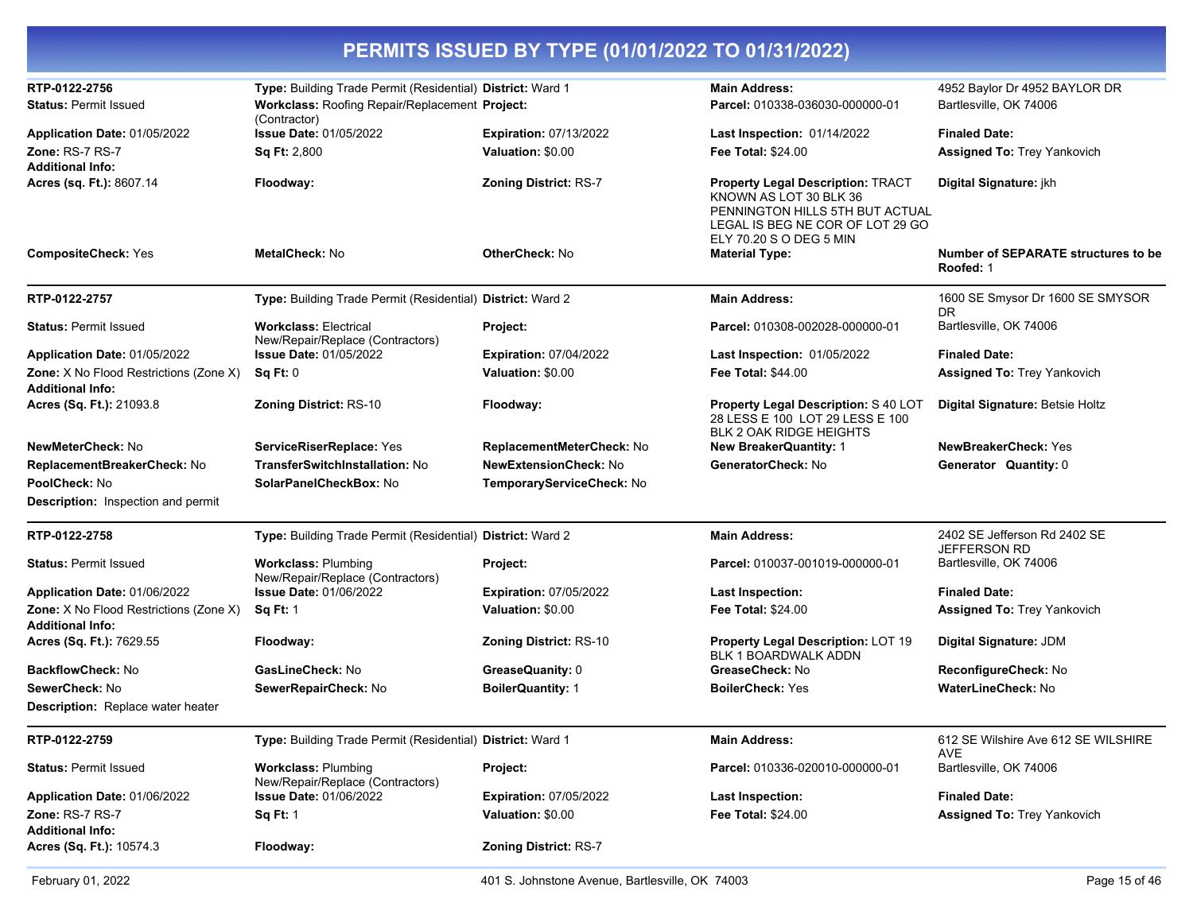# PERMITS ISSUED BY TYPE (01/01/2022 TO 01/31/2022)

| | | | | |
|---|---|---|---|---|
| **RTP-0122-2756** | **Type:** Building Trade Permit (Residential) | **District:** Ward 1 | **Main Address:** | 4952 Baylor Dr 4952 BAYLOR DR |
| **Status:** Permit Issued | **Workclass:** Roofing Repair/Replacement (Contractor) | **Project:** | **Parcel:** 010338-036030-000000-01 | Bartlesville, OK 74006 |
| **Application Date:** 01/05/2022 | **Issue Date:** 01/05/2022 | **Expiration:** 07/13/2022 | **Last Inspection:** 01/14/2022 | **Finaled Date:** |
| **Zone:** RS-7 RS-7 | **Sq Ft:** 2,800 | **Valuation:** $0.00 | **Fee Total:** $24.00 | **Assigned To:** Trey Yankovich |
| **Additional Info:** | | | | |
| **Acres (sq. Ft.):** 8607.14 | **Floodway:** | **Zoning District:** RS-7 | **Property Legal Description:** TRACT KNOWN AS LOT 30 BLK 36 PENNINGTON HILLS 5TH BUT ACTUAL LEGAL IS BEG NE COR OF LOT 29 GO ELY 70.20 S O DEG 5 MIN | **Digital Signature:** jkh |
| **CompositeCheck:** Yes | **MetalCheck:** No | **OtherCheck:** No | **Material Type:** | **Number of SEPARATE structures to be Roofed:** 1 |

| | | | | |
|---|---|---|---|---|
| **RTP-0122-2757** | **Type:** Building Trade Permit (Residential) | **District:** Ward 2 | **Main Address:** | 1600 SE Smysor Dr 1600 SE SMYSOR DR |
| **Status:** Permit Issued | **Workclass:** Electrical New/Repair/Replace (Contractors) | **Project:** | **Parcel:** 010308-002028-000000-01 | Bartlesville, OK 74006 |
| **Application Date:** 01/05/2022 | **Issue Date:** 01/05/2022 | **Expiration:** 07/04/2022 | **Last Inspection:** 01/05/2022 | **Finaled Date:** |
| **Zone:** X No Flood Restrictions (Zone X) | **Sq Ft:** 0 | **Valuation:** $0.00 | **Fee Total:** $44.00 | **Assigned To:** Trey Yankovich |
| **Additional Info:** | | | | |
| **Acres (Sq. Ft.):** 21093.8 | **Zoning District:** RS-10 | **Floodway:** | **Property Legal Description:** S 40 LOT 28 LESS E 100 LOT 29 LESS E 100 BLK 2 OAK RIDGE HEIGHTS | **Digital Signature:** Betsie Holtz |
| **NewMeterCheck:** No | **ServiceRiserReplace:** Yes | **ReplacementMeterCheck:** No | **New BreakerQuantity:** 1 | **NewBreakerCheck:** Yes |
| **ReplacementBreakerCheck:** No | **TransferSwitchInstallation:** No | **NewExtensionCheck:** No | **GeneratorCheck:** No | **Generator Quantity:** 0 |
| **PoolCheck:** No | **SolarPanelCheckBox:** No | **TemporaryServiceCheck:** No | | |

**Description:** Inspection and permit

| | | | | |
|---|---|---|---|---|
| **RTP-0122-2758** | **Type:** Building Trade Permit (Residential) | **District:** Ward 2 | **Main Address:** | 2402 SE Jefferson Rd 2402 SE JEFFERSON RD |
| **Status:** Permit Issued | **Workclass:** Plumbing New/Repair/Replace (Contractors) | **Project:** | **Parcel:** 010037-001019-000000-01 | Bartlesville, OK 74006 |
| **Application Date:** 01/06/2022 | **Issue Date:** 01/06/2022 | **Expiration:** 07/05/2022 | **Last Inspection:** | **Finaled Date:** |
| **Zone:** X No Flood Restrictions (Zone X) | **Sq Ft:** 1 | **Valuation:** $0.00 | **Fee Total:** $24.00 | **Assigned To:** Trey Yankovich |
| **Additional Info:** | | | | |
| **Acres (Sq. Ft.):** 7629.55 | **Floodway:** | **Zoning District:** RS-10 | **Property Legal Description:** LOT 19 BLK 1 BOARDWALK ADDN | **Digital Signature:** JDM |
| **BackflowCheck:** No | **GasLineCheck:** No | **GreaseQuanity:** 0 | **GreaseCheck:** No | **ReconfigureCheck:** No |
| **SewerCheck:** No | **SewerRepairCheck:** No | **BoilerQuantity:** 1 | **BoilerCheck:** Yes | **WaterLineCheck:** No |

**Description:** Replace water heater

| | | | | |
|---|---|---|---|---|
| **RTP-0122-2759** | **Type:** Building Trade Permit (Residential) | **District:** Ward 1 | **Main Address:** | 612 SE Wilshire Ave 612 SE WILSHIRE AVE |
| **Status:** Permit Issued | **Workclass:** Plumbing New/Repair/Replace (Contractors) | **Project:** | **Parcel:** 010336-020010-000000-01 | Bartlesville, OK 74006 |
| **Application Date:** 01/06/2022 | **Issue Date:** 01/06/2022 | **Expiration:** 07/05/2022 | **Last Inspection:** | **Finaled Date:** |
| **Zone:** RS-7 RS-7 | **Sq Ft:** 1 | **Valuation:** $0.00 | **Fee Total:** $24.00 | **Assigned To:** Trey Yankovich |
| **Additional Info:** | | | | |
| **Acres (Sq. Ft.):** 10574.3 | **Floodway:** | **Zoning District:** RS-7 | | |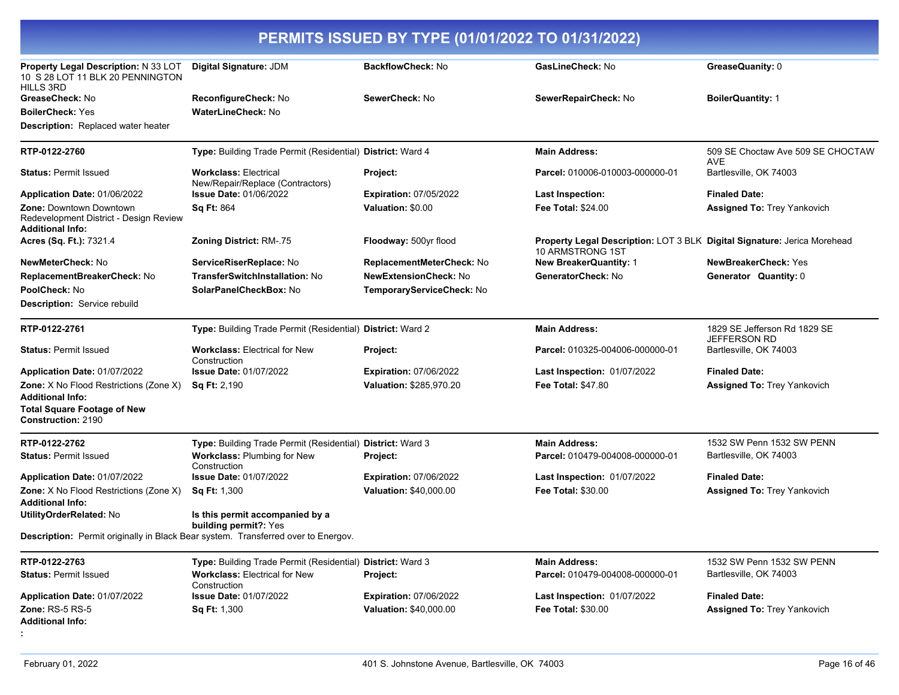# PERMITS ISSUED BY TYPE (01/01/2022 TO 01/31/2022)

| | | | | |
|---|---|---|---|---|
| **Property Legal Description:** N 33 LOT 10 S 28 LOT 11 BLK 20 PENNINGTON HILLS 3RD | **Digital Signature:** JDM | **BackflowCheck:** No | **GasLineCheck:** No | **GreaseQuanity:** 0 |
| **GreaseCheck:** No | **ReconfigureCheck:** No | **SewerCheck:** No | **SewerRepairCheck:** No | **BoilerQuantity:** 1 |
| **BoilerCheck:** Yes | **WaterLineCheck:** No | | | |

**Description:** Replaced water heater

---

| | | | | |
|---|---|---|---|---|
| **RTP-0122-2760** | **Type:** Building Trade Permit (Residential) | **District:** Ward 4 | **Main Address:** | 509 SE Choctaw Ave 509 SE CHOCTAW AVE |
| **Status:** Permit Issued | **Workclass:** Electrical New/Repair/Replace (Contractors) | **Project:** | **Parcel:** 010006-010003-000000-01 | Bartlesville, OK 74003 |
| **Application Date:** 01/06/2022 | **Issue Date:** 01/06/2022 | **Expiration:** 07/05/2022 | **Last Inspection:** | **Finaled Date:** |
| **Zone:** Downtown Downtown Redevelopment District - Design Review | **Sq Ft:** 864 | **Valuation:** $0.00 | **Fee Total:** $24.00 | **Assigned To:** Trey Yankovich |
| **Additional Info:** | | | | |
| **Acres (Sq. Ft.):** 7321.4 | **Zoning District:** RM-.75 | **Floodway:** 500yr flood | **Property Legal Description:** LOT 3 BLK 10 ARMSTRONG 1ST | **Digital Signature:** Jerica Morehead |
| **NewMeterCheck:** No | **ServiceRiserReplace:** No | **ReplacementMeterCheck:** No | **New BreakerQuantity:** 1 | **NewBreakerCheck:** Yes |
| **ReplacementBreakerCheck:** No | **TransferSwitchInstallation:** No | **NewExtensionCheck:** No | **GeneratorCheck:** No | **Generator Quantity:** 0 |
| **PoolCheck:** No | **SolarPanelCheckBox:** No | **TemporaryServiceCheck:** No | | |

**Description:** Service rebuild

---

| | | | | |
|---|---|---|---|---|
| **RTP-0122-2761** | **Type:** Building Trade Permit (Residential) | **District:** Ward 2 | **Main Address:** | 1829 SE Jefferson Rd 1829 SE JEFFERSON RD |
| **Status:** Permit Issued | **Workclass:** Electrical for New Construction | **Project:** | **Parcel:** 010325-004006-000000-01 | Bartlesville, OK 74003 |
| **Application Date:** 01/07/2022 | **Issue Date:** 01/07/2022 | **Expiration:** 07/06/2022 | **Last Inspection:** 01/07/2022 | **Finaled Date:** |
| **Zone:** X No Flood Restrictions (Zone X) | **Sq Ft:** 2,190 | **Valuation:** $285,970.20 | **Fee Total:** $47.80 | **Assigned To:** Trey Yankovich |
| **Additional Info:** | | | | |
| **Total Square Footage of New Construction:** 2190 | | | | |

---

| | | | | |
|---|---|---|---|---|
| **RTP-0122-2762** | **Type:** Building Trade Permit (Residential) | **District:** Ward 3 | **Main Address:** | 1532 SW Penn 1532 SW PENN |
| **Status:** Permit Issued | **Workclass:** Plumbing for New Construction | **Project:** | **Parcel:** 010479-004008-000000-01 | Bartlesville, OK 74003 |
| **Application Date:** 01/07/2022 | **Issue Date:** 01/07/2022 | **Expiration:** 07/06/2022 | **Last Inspection:** 01/07/2022 | **Finaled Date:** |
| **Zone:** X No Flood Restrictions (Zone X) | **Sq Ft:** 1,300 | **Valuation:** $40,000.00 | **Fee Total:** $30.00 | **Assigned To:** Trey Yankovich |
| **Additional Info:** | | | | |
| **UtilityOrderRelated:** No | **Is this permit accompanied by a building permit?:** Yes | | | |

**Description:** Permit originally in Black Bear system. Transferred over to Energov.

---

| | | | | |
|---|---|---|---|---|
| **RTP-0122-2763** | **Type:** Building Trade Permit (Residential) | **District:** Ward 3 | **Main Address:** | 1532 SW Penn 1532 SW PENN |
| **Status:** Permit Issued | **Workclass:** Electrical for New Construction | **Project:** | **Parcel:** 010479-004008-000000-01 | Bartlesville, OK 74003 |
| **Application Date:** 01/07/2022 | **Issue Date:** 01/07/2022 | **Expiration:** 07/06/2022 | **Last Inspection:** 01/07/2022 | **Finaled Date:** |
| **Zone:** RS-5 RS-5 | **Sq Ft:** 1,300 | **Valuation:** $40,000.00 | **Fee Total:** $30.00 | **Assigned To:** Trey Yankovich |
| **Additional Info:** | | | | |
| **:** | | | | |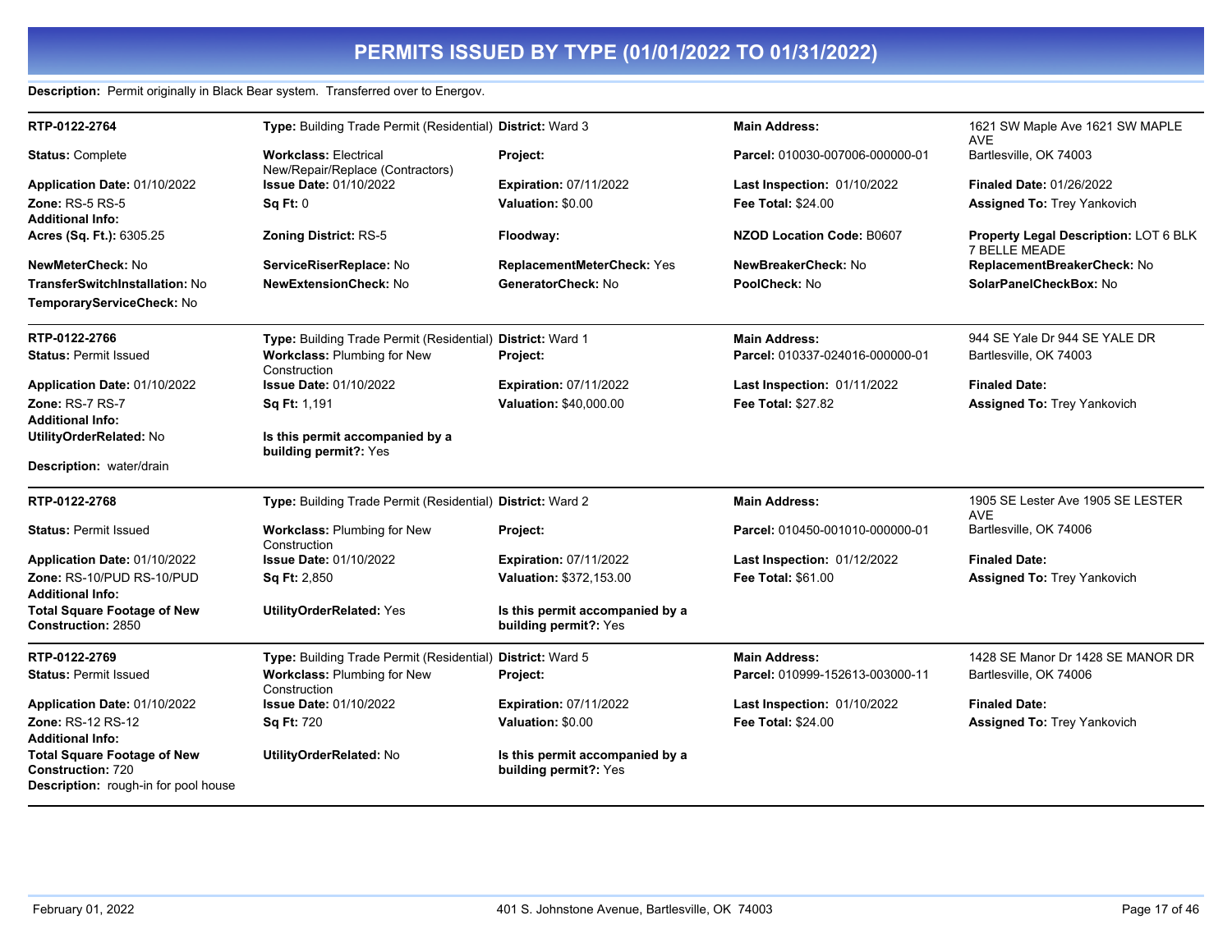# PERMITS ISSUED BY TYPE (01/01/2022 TO 01/31/2022)

**Description:** Permit originally in Black Bear system. Transferred over to Energov.

---

**RTP-0122-2764** | **Type:** Building Trade Permit (Residential) | **District:** Ward 3 | **Main Address:** 1621 SW Maple Ave 1621 SW MAPLE AVE Bartlesville, OK 74003

**Status:** Complete
**Workclass:** Electrical New/Repair/Replace (Contractors)
**Project:**
**Parcel:** 010030-007006-000000-01
**Application Date:** 01/10/2022
**Issue Date:** 01/10/2022
**Expiration:** 07/11/2022
**Last Inspection:** 01/10/2022
**Finaled Date:** 01/26/2022
**Zone:** RS-5 RS-5
**Sq Ft:** 0
**Valuation:** $0.00
**Fee Total:** $24.00
**Assigned To:** Trey Yankovich
**Additional Info:**
**Acres (Sq. Ft.):** 6305.25
**Zoning District:** RS-5
**Floodway:**
**NZOD Location Code:** B0607
**Property Legal Description:** LOT 6 BLK 7 BELLE MEADE
**NewMeterCheck:** No
**ServiceRiserReplace:** No
**ReplacementMeterCheck:** Yes
**NewBreakerCheck:** No
**ReplacementBreakerCheck:** No
**TransferSwitchInstallation:** No
**NewExtensionCheck:** No
**GeneratorCheck:** No
**PoolCheck:** No
**SolarPanelCheckBox:** No
**TemporaryServiceCheck:** No

---

**RTP-0122-2766** | **Type:** Building Trade Permit (Residential) | **District:** Ward 1 | **Main Address:** 944 SE Yale Dr 944 SE YALE DR Bartlesville, OK 74003

**Status:** Permit Issued
**Workclass:** Plumbing for New Construction
**Project:**
**Parcel:** 010337-024016-000000-01
**Application Date:** 01/10/2022
**Issue Date:** 01/10/2022
**Expiration:** 07/11/2022
**Last Inspection:** 01/11/2022
**Finaled Date:**
**Zone:** RS-7 RS-7
**Sq Ft:** 1,191
**Valuation:** $40,000.00
**Fee Total:** $27.82
**Assigned To:** Trey Yankovich
**Additional Info:**
**UtilityOrderRelated:** No
**Is this permit accompanied by a building permit?:** Yes
**Description:** water/drain

---

**RTP-0122-2768** | **Type:** Building Trade Permit (Residential) | **District:** Ward 2 | **Main Address:** 1905 SE Lester Ave 1905 SE LESTER AVE Bartlesville, OK 74006

**Status:** Permit Issued
**Workclass:** Plumbing for New Construction
**Project:**
**Parcel:** 010450-001010-000000-01
**Application Date:** 01/10/2022
**Issue Date:** 01/10/2022
**Expiration:** 07/11/2022
**Last Inspection:** 01/12/2022
**Finaled Date:**
**Zone:** RS-10/PUD RS-10/PUD
**Sq Ft:** 2,850
**Valuation:** $372,153.00
**Fee Total:** $61.00
**Assigned To:** Trey Yankovich
**Additional Info:**
**Total Square Footage of New Construction:** 2850
**UtilityOrderRelated:** Yes
**Is this permit accompanied by a building permit?:** Yes

---

**RTP-0122-2769** | **Type:** Building Trade Permit (Residential) | **District:** Ward 5 | **Main Address:** 1428 SE Manor Dr 1428 SE MANOR DR Bartlesville, OK 74006

**Status:** Permit Issued
**Workclass:** Plumbing for New Construction
**Project:**
**Parcel:** 010999-152613-003000-11
**Application Date:** 01/10/2022
**Issue Date:** 01/10/2022
**Expiration:** 07/11/2022
**Last Inspection:** 01/10/2022
**Finaled Date:**
**Zone:** RS-12 RS-12
**Sq Ft:** 720
**Valuation:** $0.00
**Fee Total:** $24.00
**Assigned To:** Trey Yankovich
**Additional Info:**
**Total Square Footage of New Construction:** 720
**UtilityOrderRelated:** No
**Is this permit accompanied by a building permit?:** Yes
**Description:** rough-in for pool house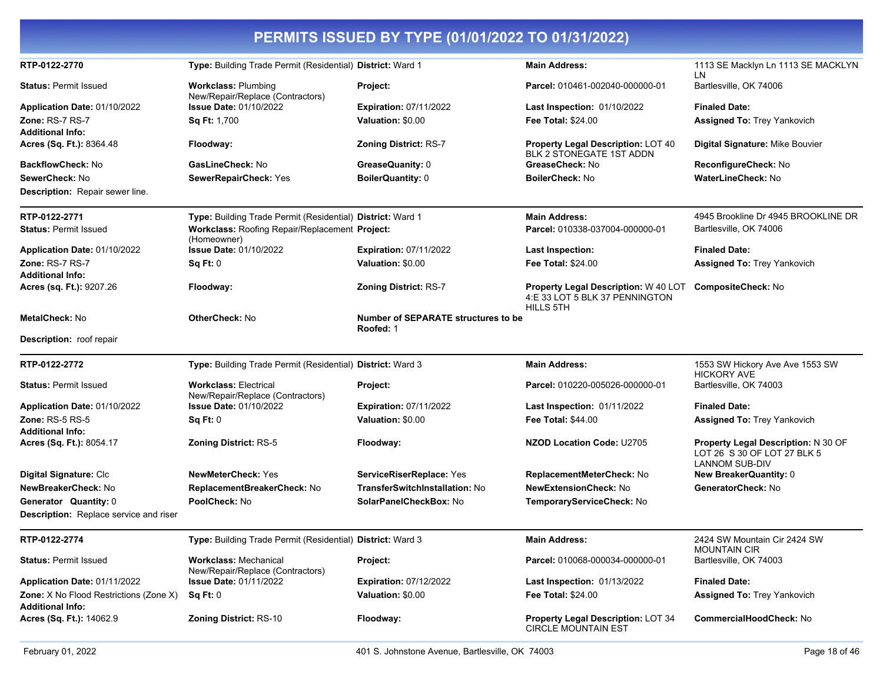# PERMITS ISSUED BY TYPE (01/01/2022 TO 01/31/2022)

---

**RTP-0122-2770** | **Type:** Building Trade Permit (Residential) | **District:** Ward 1 | **Main Address:** 1113 SE Macklyn Ln 1113 SE MACKLYN LN

**Status:** Permit Issued
**Workclass:** Plumbing New/Repair/Replace (Contractors)
**Project:**
**Parcel:** 010461-002040-000000-01
Bartlesville, OK 74006

**Application Date:** 01/10/2022
**Issue Date:** 01/10/2022
**Expiration:** 07/11/2022
**Last Inspection:** 01/10/2022
**Finaled Date:**

**Zone:** RS-7 RS-7
**Sq Ft:** 1,700
**Valuation:** $0.00
**Fee Total:** $24.00
**Assigned To:** Trey Yankovich

**Additional Info:**

**Acres (Sq. Ft.):** 8364.48
**Floodway:**
**Zoning District:** RS-7
**Property Legal Description:** LOT 40 BLK 2 STONEGATE 1ST ADDN
**Digital Signature:** Mike Bouvier

**BackflowCheck:** No
**GasLineCheck:** No
**GreaseQuanity:** 0
**GreaseCheck:** No
**ReconfigureCheck:** No

**SewerCheck:** No
**SewerRepairCheck:** Yes
**BoilerQuantity:** 0
**BoilerCheck:** No
**WaterLineCheck:** No

**Description:** Repair sewer line.

---

**RTP-0122-2771** | **Type:** Building Trade Permit (Residential) | **District:** Ward 1 | **Main Address:** 4945 Brookline Dr 4945 BROOKLINE DR

**Status:** Permit Issued
**Workclass:** Roofing Repair/Replacement (Homeowner)
**Project:**
**Parcel:** 010338-037004-000000-01
Bartlesville, OK 74006

**Application Date:** 01/10/2022
**Issue Date:** 01/10/2022
**Expiration:** 07/11/2022
**Last Inspection:**
**Finaled Date:**

**Zone:** RS-7 RS-7
**Sq Ft:** 0
**Valuation:** $0.00
**Fee Total:** $24.00
**Assigned To:** Trey Yankovich

**Additional Info:**

**Acres (sq. Ft.):** 9207.26
**Floodway:**
**Zoning District:** RS-7
**Property Legal Description:** W 40 LOT 4:E 33 LOT 5 BLK 37 PENNINGTON HILLS 5TH
**CompositeCheck:** No

**MetalCheck:** No
**OtherCheck:** No
**Number of SEPARATE structures to be Roofed:** 1

**Description:** roof repair

---

**RTP-0122-2772** | **Type:** Building Trade Permit (Residential) | **District:** Ward 3 | **Main Address:** 1553 SW Hickory Ave Ave 1553 SW HICKORY AVE

**Status:** Permit Issued
**Workclass:** Electrical New/Repair/Replace (Contractors)
**Project:**
**Parcel:** 010220-005026-000000-01
Bartlesville, OK 74003

**Application Date:** 01/10/2022
**Issue Date:** 01/10/2022
**Expiration:** 07/11/2022
**Last Inspection:** 01/11/2022
**Finaled Date:**

**Zone:** RS-5 RS-5
**Sq Ft:** 0
**Valuation:** $0.00
**Fee Total:** $44.00
**Assigned To:** Trey Yankovich

**Additional Info:**

**Acres (Sq. Ft.):** 8054.17
**Zoning District:** RS-5
**Floodway:**
**NZOD Location Code:** U2705
**Property Legal Description:** N 30 OF LOT 26 S 30 OF LOT 27 BLK 5 LANNOM SUB-DIV

**Digital Signature:** Clc
**NewMeterCheck:** Yes
**ServiceRiserReplace:** Yes
**ReplacementMeterCheck:** No
**New BreakerQuantity:** 0

**NewBreakerCheck:** No
**ReplacementBreakerCheck:** No
**TransferSwitchInstallation:** No
**NewExtensionCheck:** No
**GeneratorCheck:** No

**Generator Quantity:** 0
**PoolCheck:** No
**SolarPanelCheckBox:** No
**TemporaryServiceCheck:** No

**Description:** Replace service and riser

---

**RTP-0122-2774** | **Type:** Building Trade Permit (Residential) | **District:** Ward 3 | **Main Address:** 2424 SW Mountain Cir 2424 SW MOUNTAIN CIR

**Status:** Permit Issued
**Workclass:** Mechanical New/Repair/Replace (Contractors)
**Project:**
**Parcel:** 010068-000034-000000-01
Bartlesville, OK 74003

**Application Date:** 01/11/2022
**Issue Date:** 01/11/2022
**Expiration:** 07/12/2022
**Last Inspection:** 01/13/2022
**Finaled Date:**

**Zone:** X No Flood Restrictions (Zone X)
**Sq Ft:** 0
**Valuation:** $0.00
**Fee Total:** $24.00
**Assigned To:** Trey Yankovich

**Additional Info:**

**Acres (Sq. Ft.):** 14062.9
**Zoning District:** RS-10
**Floodway:**
**Property Legal Description:** LOT 34 CIRCLE MOUNTAIN EST
**CommercialHoodCheck:** No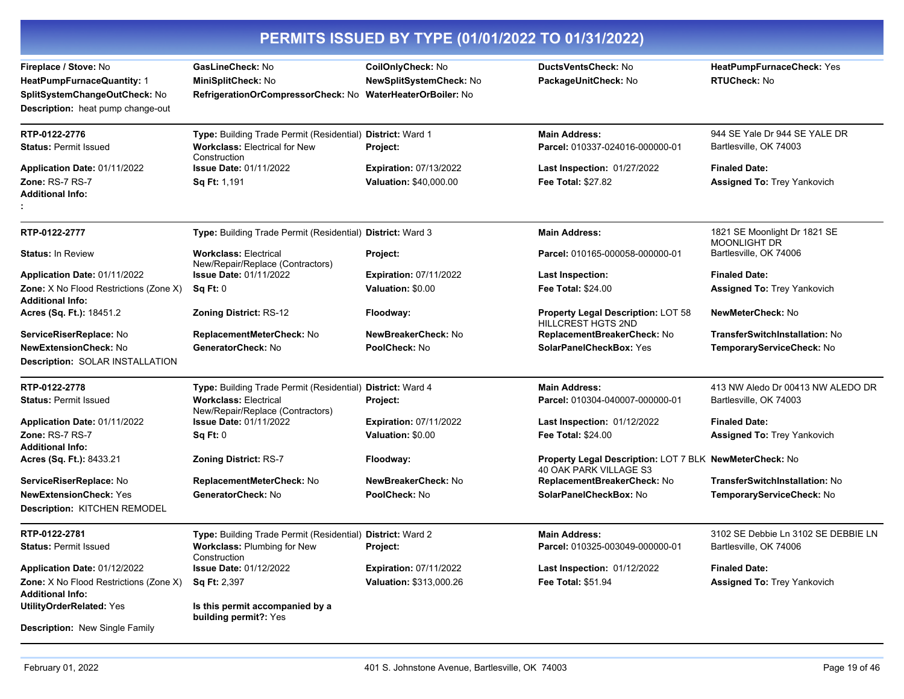# PERMITS ISSUED BY TYPE (01/01/2022 TO 01/31/2022)

| | | | | |
|---|---|---|---|---|
| **Fireplace / Stove:** No | **GasLineCheck:** No | **CoilOnlyCheck:** No | **DuctsVentsCheck:** No | **HeatPumpFurnaceCheck:** Yes |
| **HeatPumpFurnaceQuantity:** 1 | **MiniSplitCheck:** No | **NewSplitSystemCheck:** No | **PackageUnitCheck:** No | **RTUCheck:** No |
| **SplitSystemChangeOutCheck:** No | **RefrigerationOrCompressorCheck:** No | **WaterHeaterOrBoiler:** No | | |

**Description:** heat pump change-out

---

| | | | | |
|---|---|---|---|---|
| **RTP-0122-2776** | **Type:** Building Trade Permit (Residential) | **District:** Ward 1 | **Main Address:** | 944 SE Yale Dr 944 SE YALE DR |
| **Status:** Permit Issued | **Workclass:** Electrical for New Construction | **Project:** | **Parcel:** 010337-024016-000000-01 | Bartlesville, OK 74003 |
| **Application Date:** 01/11/2022 | **Issue Date:** 01/11/2022 | **Expiration:** 07/13/2022 | **Last Inspection:** 01/27/2022 | **Finaled Date:** |
| **Zone:** RS-7 RS-7 | **Sq Ft:** 1,191 | **Valuation:** $40,000.00 | **Fee Total:** $27.82 | **Assigned To:** Trey Yankovich |

**Additional Info:**

:

---

| | | | | |
|---|---|---|---|---|
| **RTP-0122-2777** | **Type:** Building Trade Permit (Residential) | **District:** Ward 3 | **Main Address:** | 1821 SE Moonlight Dr 1821 SE MOONLIGHT DR |
| **Status:** In Review | **Workclass:** Electrical New/Repair/Replace (Contractors) | **Project:** | **Parcel:** 010165-000058-000000-01 | Bartlesville, OK 74006 |
| **Application Date:** 01/11/2022 | **Issue Date:** 01/11/2022 | **Expiration:** 07/11/2022 | **Last Inspection:** | **Finaled Date:** |
| **Zone:** X No Flood Restrictions (Zone X) | **Sq Ft:** 0 | **Valuation:** $0.00 | **Fee Total:** $24.00 | **Assigned To:** Trey Yankovich |

**Additional Info:**

| | | | | |
|---|---|---|---|---|
| **Acres (Sq. Ft.):** 18451.2 | **Zoning District:** RS-12 | **Floodway:** | **Property Legal Description:** LOT 58 HILLCREST HGTS 2ND | **NewMeterCheck:** No |
| **ServiceRiserReplace:** No | **ReplacementMeterCheck:** No | **NewBreakerCheck:** No | **ReplacementBreakerCheck:** No | **TransferSwitchInstallation:** No |
| **NewExtensionCheck:** No | **GeneratorCheck:** No | **PoolCheck:** No | **SolarPanelCheckBox:** Yes | **TemporaryServiceCheck:** No |

**Description:** SOLAR INSTALLATION

---

| | | | | |
|---|---|---|---|---|
| **RTP-0122-2778** | **Type:** Building Trade Permit (Residential) | **District:** Ward 4 | **Main Address:** | 413 NW Aledo Dr 00413 NW ALEDO DR |
| **Status:** Permit Issued | **Workclass:** Electrical New/Repair/Replace (Contractors) | **Project:** | **Parcel:** 010304-040007-000000-01 | Bartlesville, OK 74003 |
| **Application Date:** 01/11/2022 | **Issue Date:** 01/11/2022 | **Expiration:** 07/11/2022 | **Last Inspection:** 01/12/2022 | **Finaled Date:** |
| **Zone:** RS-7 RS-7 | **Sq Ft:** 0 | **Valuation:** $0.00 | **Fee Total:** $24.00 | **Assigned To:** Trey Yankovich |

**Additional Info:**

| | | | | |
|---|---|---|---|---|
| **Acres (Sq. Ft.):** 8433.21 | **Zoning District:** RS-7 | **Floodway:** | **Property Legal Description:** LOT 7 BLK 40 OAK PARK VILLAGE S3 | **NewMeterCheck:** No |
| **ServiceRiserReplace:** No | **ReplacementMeterCheck:** No | **NewBreakerCheck:** No | **ReplacementBreakerCheck:** No | **TransferSwitchInstallation:** No |
| **NewExtensionCheck:** Yes | **GeneratorCheck:** No | **PoolCheck:** No | **SolarPanelCheckBox:** No | **TemporaryServiceCheck:** No |

**Description:** KITCHEN REMODEL

---

| | | | | |
|---|---|---|---|---|
| **RTP-0122-2781** | **Type:** Building Trade Permit (Residential) | **District:** Ward 2 | **Main Address:** | 3102 SE Debbie Ln 3102 SE DEBBIE LN |
| **Status:** Permit Issued | **Workclass:** Plumbing for New Construction | **Project:** | **Parcel:** 010325-003049-000000-01 | Bartlesville, OK 74006 |
| **Application Date:** 01/12/2022 | **Issue Date:** 01/12/2022 | **Expiration:** 07/11/2022 | **Last Inspection:** 01/12/2022 | **Finaled Date:** |
| **Zone:** X No Flood Restrictions (Zone X) | **Sq Ft:** 2,397 | **Valuation:** $313,000.26 | **Fee Total:** $51.94 | **Assigned To:** Trey Yankovich |

**Additional Info:**

| | |
|---|---|
| **UtilityOrderRelated:** Yes | **Is this permit accompanied by a building permit?:** Yes |

**Description:** New Single Family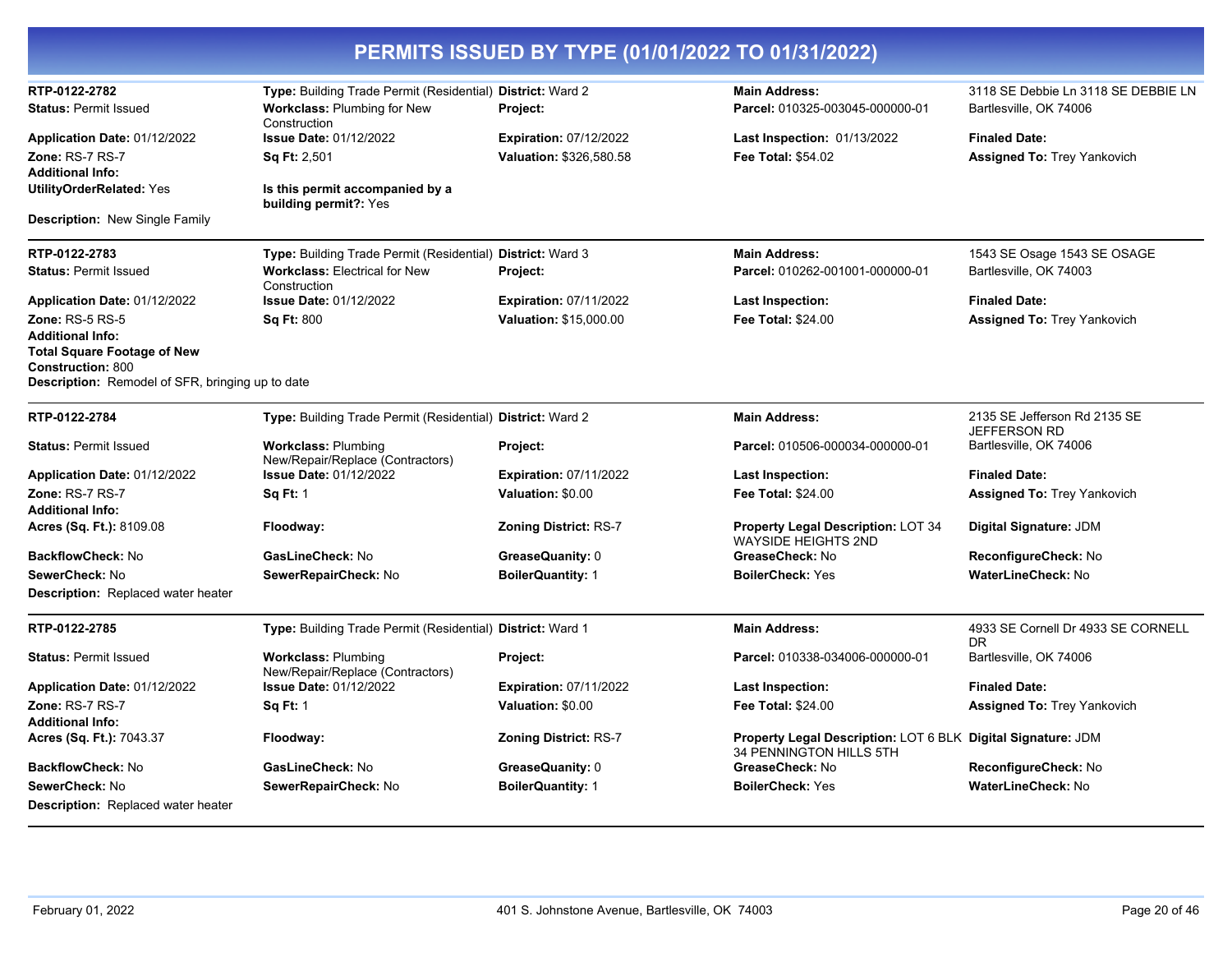# PERMITS ISSUED BY TYPE (01/01/2022 TO 01/31/2022)

| | | | | |
|---|---|---|---|---|
| **RTP-0122-2782** | **Type:** Building Trade Permit (Residential) | **District:** Ward 2 | **Main Address:** | 3118 SE Debbie Ln 3118 SE DEBBIE LN |
| **Status:** Permit Issued | **Workclass:** Plumbing for New Construction | **Project:** | **Parcel:** 010325-003045-000000-01 | Bartlesville, OK 74006 |
| **Application Date:** 01/12/2022 | **Issue Date:** 01/12/2022 | **Expiration:** 07/12/2022 | **Last Inspection:** 01/13/2022 | **Finaled Date:** |
| **Zone:** RS-7 RS-7 | **Sq Ft:** 2,501 | **Valuation:** $326,580.58 | **Fee Total:** $54.02 | **Assigned To:** Trey Yankovich |
| **Additional Info:** | | | | |
| **UtilityOrderRelated:** Yes | **Is this permit accompanied by a building permit?:** Yes | | | |
| **Description:** New Single Family | | | | |

| | | | | |
|---|---|---|---|---|
| **RTP-0122-2783** | **Type:** Building Trade Permit (Residential) | **District:** Ward 3 | **Main Address:** | 1543 SE Osage 1543 SE OSAGE |
| **Status:** Permit Issued | **Workclass:** Electrical for New Construction | **Project:** | **Parcel:** 010262-001001-000000-01 | Bartlesville, OK 74003 |
| **Application Date:** 01/12/2022 | **Issue Date:** 01/12/2022 | **Expiration:** 07/11/2022 | **Last Inspection:** | **Finaled Date:** |
| **Zone:** RS-5 RS-5 | **Sq Ft:** 800 | **Valuation:** $15,000.00 | **Fee Total:** $24.00 | **Assigned To:** Trey Yankovich |
| **Additional Info:** | | | | |
| **Total Square Footage of New Construction:** 800 | | | | |
| **Description:** Remodel of SFR, bringing up to date | | | | |

| | | | | |
|---|---|---|---|---|
| **RTP-0122-2784** | **Type:** Building Trade Permit (Residential) | **District:** Ward 2 | **Main Address:** | 2135 SE Jefferson Rd 2135 SE JEFFERSON RD |
| **Status:** Permit Issued | **Workclass:** Plumbing New/Repair/Replace (Contractors) | **Project:** | **Parcel:** 010506-000034-000000-01 | Bartlesville, OK 74006 |
| **Application Date:** 01/12/2022 | **Issue Date:** 01/12/2022 | **Expiration:** 07/11/2022 | **Last Inspection:** | **Finaled Date:** |
| **Zone:** RS-7 RS-7 | **Sq Ft:** 1 | **Valuation:** $0.00 | **Fee Total:** $24.00 | **Assigned To:** Trey Yankovich |
| **Additional Info:** | | | | |
| **Acres (Sq. Ft.):** 8109.08 | **Floodway:** | **Zoning District:** RS-7 | **Property Legal Description:** LOT 34 WAYSIDE HEIGHTS 2ND | **Digital Signature:** JDM |
| **BackflowCheck:** No | **GasLineCheck:** No | **GreaseQuanity:** 0 | **GreaseCheck:** No | **ReconfigureCheck:** No |
| **SewerCheck:** No | **SewerRepairCheck:** No | **BoilerQuantity:** 1 | **BoilerCheck:** Yes | **WaterLineCheck:** No |
| **Description:** Replaced water heater | | | | |

| | | | | |
|---|---|---|---|---|
| **RTP-0122-2785** | **Type:** Building Trade Permit (Residential) | **District:** Ward 1 | **Main Address:** | 4933 SE Cornell Dr 4933 SE CORNELL DR |
| **Status:** Permit Issued | **Workclass:** Plumbing New/Repair/Replace (Contractors) | **Project:** | **Parcel:** 010338-034006-000000-01 | Bartlesville, OK 74006 |
| **Application Date:** 01/12/2022 | **Issue Date:** 01/12/2022 | **Expiration:** 07/11/2022 | **Last Inspection:** | **Finaled Date:** |
| **Zone:** RS-7 RS-7 | **Sq Ft:** 1 | **Valuation:** $0.00 | **Fee Total:** $24.00 | **Assigned To:** Trey Yankovich |
| **Additional Info:** | | | | |
| **Acres (Sq. Ft.):** 7043.37 | **Floodway:** | **Zoning District:** RS-7 | **Property Legal Description:** LOT 6 BLK 34 PENNINGTON HILLS 5TH | **Digital Signature:** JDM |
| **BackflowCheck:** No | **GasLineCheck:** No | **GreaseQuanity:** 0 | **GreaseCheck:** No | **ReconfigureCheck:** No |
| **SewerCheck:** No | **SewerRepairCheck:** No | **BoilerQuantity:** 1 | **BoilerCheck:** Yes | **WaterLineCheck:** No |
| **Description:** Replaced water heater | | | | |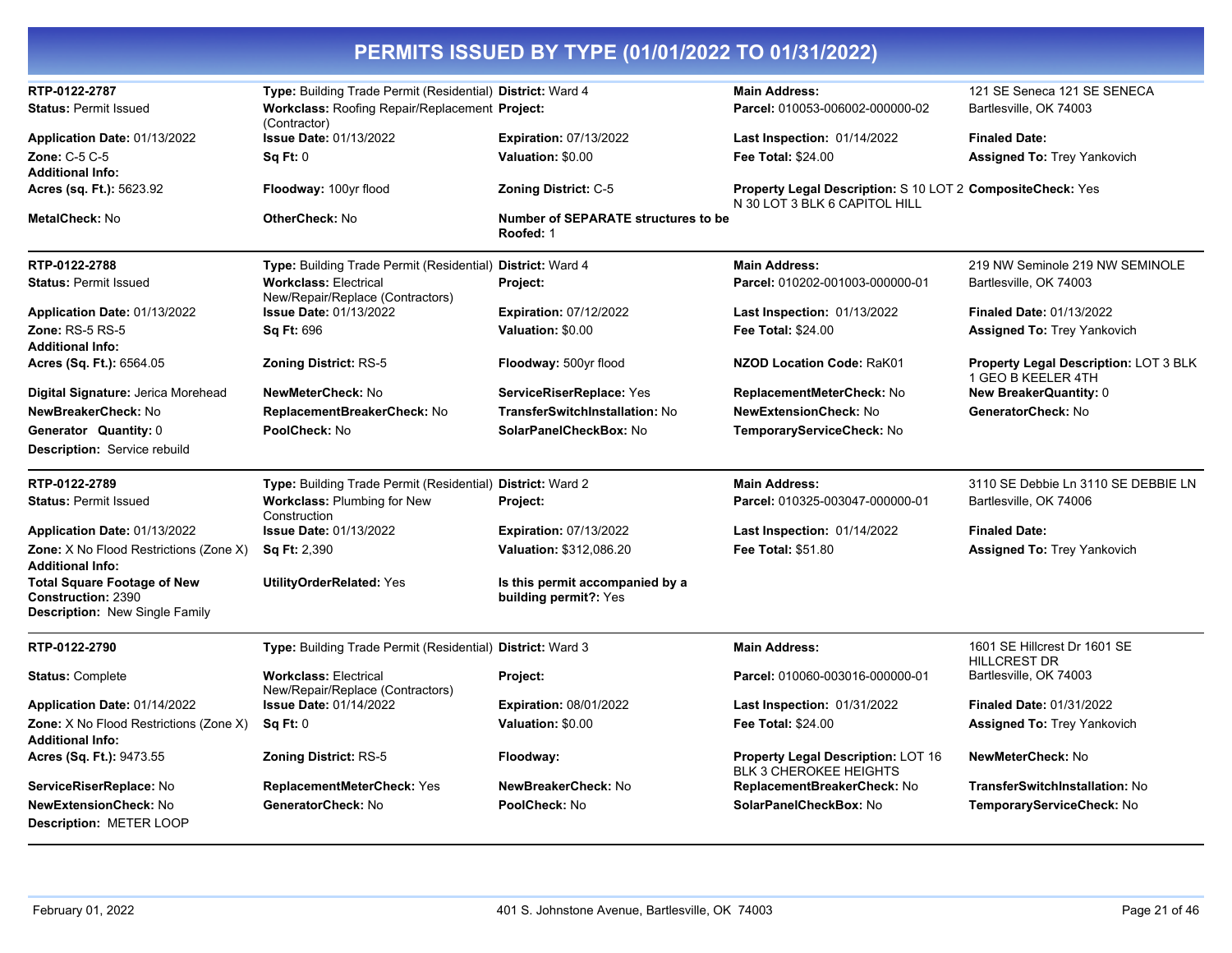# PERMITS ISSUED BY TYPE (01/01/2022 TO 01/31/2022)

| | | | | |
|---|---|---|---|---|
| **RTP-0122-2787** | **Type:** Building Trade Permit (Residential) | **District:** Ward 4 | **Main Address:** | 121 SE Seneca 121 SE SENECA |
| **Status:** Permit Issued | **Workclass:** Roofing Repair/Replacement (Contractor) | **Project:** | **Parcel:** 010053-006002-000000-02 | Bartlesville, OK 74003 |
| **Application Date:** 01/13/2022 | **Issue Date:** 01/13/2022 | **Expiration:** 07/13/2022 | **Last Inspection:** 01/14/2022 | **Finaled Date:** |
| **Zone:** C-5 C-5 | **Sq Ft:** 0 | **Valuation:** $0.00 | **Fee Total:** $24.00 | **Assigned To:** Trey Yankovich |
| **Additional Info:** | | | | |
| **Acres (sq. Ft.):** 5623.92 | **Floodway:** 100yr flood | **Zoning District:** C-5 | **Property Legal Description:** S 10 LOT 2 N 30 LOT 3 BLK 6 CAPITOL HILL | **CompositeCheck:** Yes |
| **MetalCheck:** No | **OtherCheck:** No | **Number of SEPARATE structures to be Roofed:** 1 | | |

| | | | | |
|---|---|---|---|---|
| **RTP-0122-2788** | **Type:** Building Trade Permit (Residential) | **District:** Ward 4 | **Main Address:** | 219 NW Seminole 219 NW SEMINOLE |
| **Status:** Permit Issued | **Workclass:** Electrical New/Repair/Replace (Contractors) | **Project:** | **Parcel:** 010202-001003-000000-01 | Bartlesville, OK 74003 |
| **Application Date:** 01/13/2022 | **Issue Date:** 01/13/2022 | **Expiration:** 07/12/2022 | **Last Inspection:** 01/13/2022 | **Finaled Date:** 01/13/2022 |
| **Zone:** RS-5 RS-5 | **Sq Ft:** 696 | **Valuation:** $0.00 | **Fee Total:** $24.00 | **Assigned To:** Trey Yankovich |
| **Additional Info:** | | | | |
| **Acres (Sq. Ft.):** 6564.05 | **Zoning District:** RS-5 | **Floodway:** 500yr flood | **NZOD Location Code:** RaK01 | **Property Legal Description:** LOT 3 BLK 1 GEO B KEELER 4TH |
| **Digital Signature:** Jerica Morehead | **NewMeterCheck:** No | **ServiceRiserReplace:** Yes | **ReplacementMeterCheck:** No | **New BreakerQuantity:** 0 |
| **NewBreakerCheck:** No | **ReplacementBreakerCheck:** No | **TransferSwitchInstallation:** No | **NewExtensionCheck:** No | **GeneratorCheck:** No |
| **Generator Quantity:** 0 | **PoolCheck:** No | **SolarPanelCheckBox:** No | **TemporaryServiceCheck:** No | |
| **Description:** Service rebuild | | | | |

| | | | | |
|---|---|---|---|---|
| **RTP-0122-2789** | **Type:** Building Trade Permit (Residential) | **District:** Ward 2 | **Main Address:** | 3110 SE Debbie Ln 3110 SE DEBBIE LN |
| **Status:** Permit Issued | **Workclass:** Plumbing for New Construction | **Project:** | **Parcel:** 010325-003047-000000-01 | Bartlesville, OK 74006 |
| **Application Date:** 01/13/2022 | **Issue Date:** 01/13/2022 | **Expiration:** 07/13/2022 | **Last Inspection:** 01/14/2022 | **Finaled Date:** |
| **Zone:** X No Flood Restrictions (Zone X) | **Sq Ft:** 2,390 | **Valuation:** $312,086.20 | **Fee Total:** $51.80 | **Assigned To:** Trey Yankovich |
| **Additional Info:** | | | | |
| **Total Square Footage of New Construction:** 2390 | **UtilityOrderRelated:** Yes | **Is this permit accompanied by a building permit?:** Yes | | |
| **Description:** New Single Family | | | | |

| | | | | |
|---|---|---|---|---|
| **RTP-0122-2790** | **Type:** Building Trade Permit (Residential) | **District:** Ward 3 | **Main Address:** | 1601 SE Hillcrest Dr 1601 SE HILLCREST DR |
| **Status:** Complete | **Workclass:** Electrical New/Repair/Replace (Contractors) | **Project:** | **Parcel:** 010060-003016-000000-01 | Bartlesville, OK 74003 |
| **Application Date:** 01/14/2022 | **Issue Date:** 01/14/2022 | **Expiration:** 08/01/2022 | **Last Inspection:** 01/31/2022 | **Finaled Date:** 01/31/2022 |
| **Zone:** X No Flood Restrictions (Zone X) | **Sq Ft:** 0 | **Valuation:** $0.00 | **Fee Total:** $24.00 | **Assigned To:** Trey Yankovich |
| **Additional Info:** | | | | |
| **Acres (Sq. Ft.):** 9473.55 | **Zoning District:** RS-5 | **Floodway:** | **Property Legal Description:** LOT 16 BLK 3 CHEROKEE HEIGHTS | **NewMeterCheck:** No |
| **ServiceRiserReplace:** No | **ReplacementMeterCheck:** Yes | **NewBreakerCheck:** No | **ReplacementBreakerCheck:** No | **TransferSwitchInstallation:** No |
| **NewExtensionCheck:** No | **GeneratorCheck:** No | **PoolCheck:** No | **SolarPanelCheckBox:** No | **TemporaryServiceCheck:** No |
| **Description:** METER LOOP | | | | |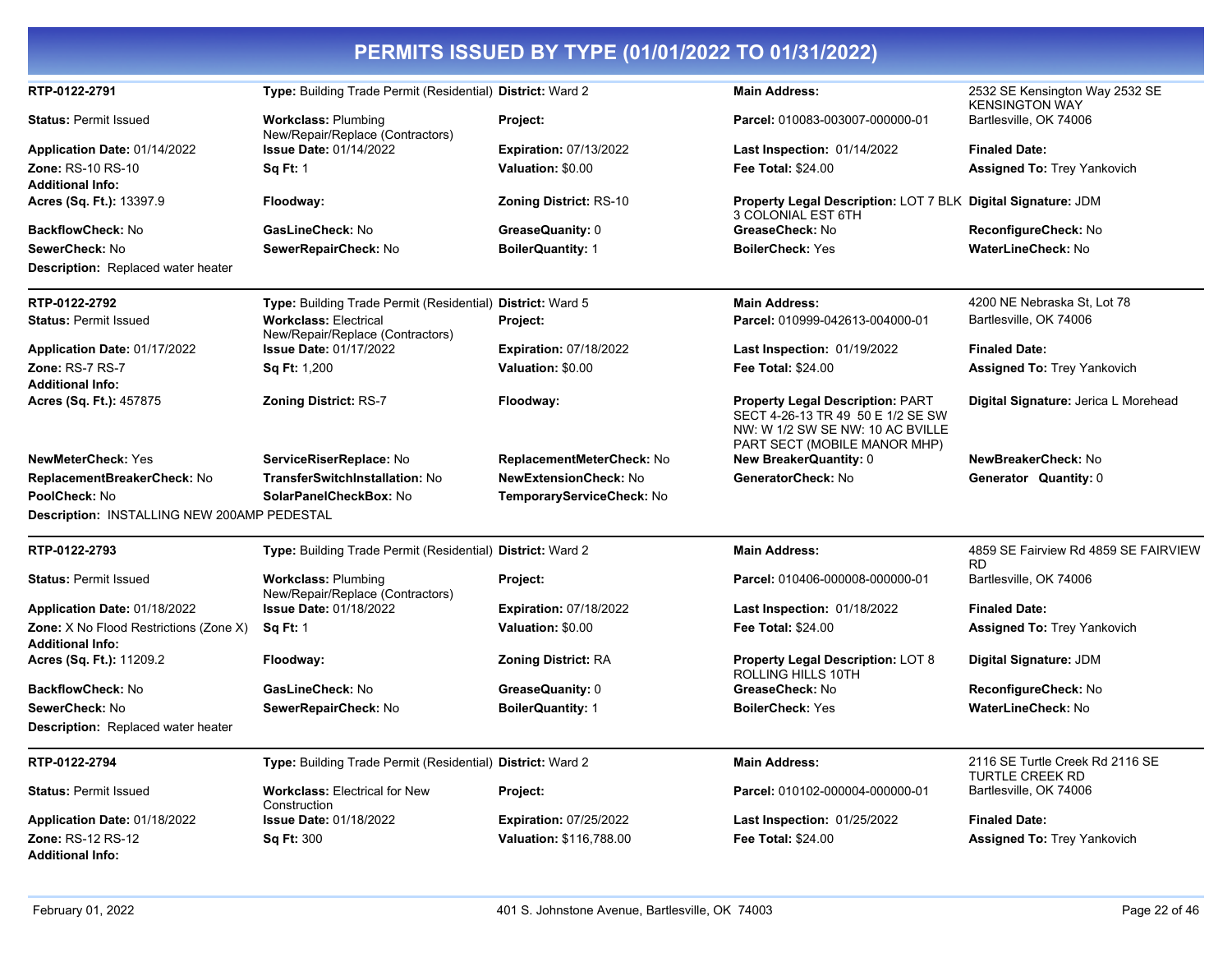# PERMITS ISSUED BY TYPE (01/01/2022 TO 01/31/2022)

| | | | | |
|---|---|---|---|---|
| **RTP-0122-2791** | **Type:** Building Trade Permit (Residential) | **District:** Ward 2 | **Main Address:** | 2532 SE Kensington Way 2532 SE KENSINGTON WAY |
| **Status:** Permit Issued | **Workclass:** Plumbing New/Repair/Replace (Contractors) | **Project:** | **Parcel:** 010083-003007-000000-01 | Bartlesville, OK 74006 |
| **Application Date:** 01/14/2022 | **Issue Date:** 01/14/2022 | **Expiration:** 07/13/2022 | **Last Inspection:** 01/14/2022 | **Finaled Date:** |
| **Zone:** RS-10 RS-10 | **Sq Ft:** 1 | **Valuation:** $0.00 | **Fee Total:** $24.00 | **Assigned To:** Trey Yankovich |
| **Additional Info:** | | | | |
| **Acres (Sq. Ft.):** 13397.9 | **Floodway:** | **Zoning District:** RS-10 | **Property Legal Description:** LOT 7 BLK 3 COLONIAL EST 6TH | **Digital Signature:** JDM |
| **BackflowCheck:** No | **GasLineCheck:** No | **GreaseQuanity:** 0 | **GreaseCheck:** No | **ReconfigureCheck:** No |
| **SewerCheck:** No | **SewerRepairCheck:** No | **BoilerQuantity:** 1 | **BoilerCheck:** Yes | **WaterLineCheck:** No |
| **Description:** Replaced water heater | | | | |

| | | | | |
|---|---|---|---|---|
| **RTP-0122-2792** | **Type:** Building Trade Permit (Residential) | **District:** Ward 5 | **Main Address:** | 4200 NE Nebraska St, Lot 78 |
| **Status:** Permit Issued | **Workclass:** Electrical New/Repair/Replace (Contractors) | **Project:** | **Parcel:** 010999-042613-004000-01 | Bartlesville, OK 74006 |
| **Application Date:** 01/17/2022 | **Issue Date:** 01/17/2022 | **Expiration:** 07/18/2022 | **Last Inspection:** 01/19/2022 | **Finaled Date:** |
| **Zone:** RS-7 RS-7 | **Sq Ft:** 1,200 | **Valuation:** $0.00 | **Fee Total:** $24.00 | **Assigned To:** Trey Yankovich |
| **Additional Info:** | | | | |
| **Acres (Sq. Ft.):** 457875 | **Zoning District:** RS-7 | **Floodway:** | **Property Legal Description:** PART SECT 4-26-13 TR 49 50 E 1/2 SE SW NW: W 1/2 SW SE NW: 10 AC BVILLE PART SECT (MOBILE MANOR MHP) | **Digital Signature:** Jerica L Morehead |
| **NewMeterCheck:** Yes | **ServiceRiserReplace:** No | **ReplacementMeterCheck:** No | **New BreakerQuantity:** 0 | **NewBreakerCheck:** No |
| **ReplacementBreakerCheck:** No | **TransferSwitchInstallation:** No | **NewExtensionCheck:** No | **GeneratorCheck:** No | **Generator Quantity:** 0 |
| **PoolCheck:** No | **SolarPanelCheckBox:** No | **TemporaryServiceCheck:** No | | |
| **Description:** INSTALLING NEW 200AMP PEDESTAL | | | | |

| | | | | |
|---|---|---|---|---|
| **RTP-0122-2793** | **Type:** Building Trade Permit (Residential) | **District:** Ward 2 | **Main Address:** | 4859 SE Fairview Rd 4859 SE FAIRVIEW RD |
| **Status:** Permit Issued | **Workclass:** Plumbing New/Repair/Replace (Contractors) | **Project:** | **Parcel:** 010406-000008-000000-01 | Bartlesville, OK 74006 |
| **Application Date:** 01/18/2022 | **Issue Date:** 01/18/2022 | **Expiration:** 07/18/2022 | **Last Inspection:** 01/18/2022 | **Finaled Date:** |
| **Zone:** X No Flood Restrictions (Zone X) | **Sq Ft:** 1 | **Valuation:** $0.00 | **Fee Total:** $24.00 | **Assigned To:** Trey Yankovich |
| **Additional Info:** | | | | |
| **Acres (Sq. Ft.):** 11209.2 | **Floodway:** | **Zoning District:** RA | **Property Legal Description:** LOT 8 ROLLING HILLS 10TH | **Digital Signature:** JDM |
| **BackflowCheck:** No | **GasLineCheck:** No | **GreaseQuanity:** 0 | **GreaseCheck:** No | **ReconfigureCheck:** No |
| **SewerCheck:** No | **SewerRepairCheck:** No | **BoilerQuantity:** 1 | **BoilerCheck:** Yes | **WaterLineCheck:** No |
| **Description:** Replaced water heater | | | | |

| | | | | |
|---|---|---|---|---|
| **RTP-0122-2794** | **Type:** Building Trade Permit (Residential) | **District:** Ward 2 | **Main Address:** | 2116 SE Turtle Creek Rd 2116 SE TURTLE CREEK RD |
| **Status:** Permit Issued | **Workclass:** Electrical for New Construction | **Project:** | **Parcel:** 010102-000004-000000-01 | Bartlesville, OK 74006 |
| **Application Date:** 01/18/2022 | **Issue Date:** 01/18/2022 | **Expiration:** 07/25/2022 | **Last Inspection:** 01/25/2022 | **Finaled Date:** |
| **Zone:** RS-12 RS-12 | **Sq Ft:** 300 | **Valuation:** $116,788.00 | **Fee Total:** $24.00 | **Assigned To:** Trey Yankovich |
| **Additional Info:** | | | | |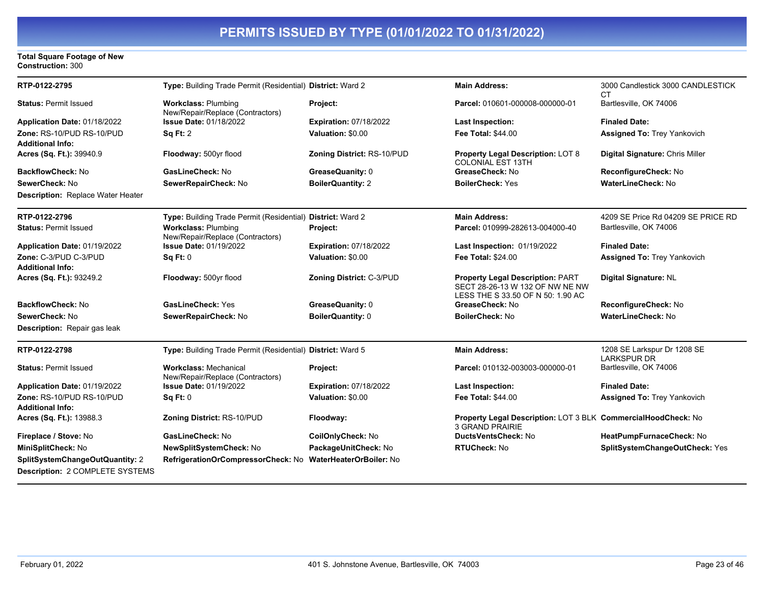# PERMITS ISSUED BY TYPE (01/01/2022 TO 01/31/2022)

**Total Square Footage of New Construction:** 300

| | | | | |
|---|---|---|---|---|
| **RTP-0122-2795** | **Type:** Building Trade Permit (Residential) | **District:** Ward 2 | **Main Address:** | 3000 Candlestick 3000 CANDLESTICK CT |
| **Status:** Permit Issued | **Workclass:** Plumbing New/Repair/Replace (Contractors) | **Project:** | **Parcel:** 010601-000008-000000-01 | Bartlesville, OK 74006 |
| **Application Date:** 01/18/2022 | **Issue Date:** 01/18/2022 | **Expiration:** 07/18/2022 | **Last Inspection:** | **Finaled Date:** |
| **Zone:** RS-10/PUD RS-10/PUD | **Sq Ft:** 2 | **Valuation:** $0.00 | **Fee Total:** $44.00 | **Assigned To:** Trey Yankovich |
| **Additional Info:** | | | | |
| **Acres (Sq. Ft.):** 39940.9 | **Floodway:** 500yr flood | **Zoning District:** RS-10/PUD | **Property Legal Description:** LOT 8 COLONIAL EST 13TH | **Digital Signature:** Chris Miller |
| **BackflowCheck:** No | **GasLineCheck:** No | **GreaseQuanity:** 0 | **GreaseCheck:** No | **ReconfigureCheck:** No |
| **SewerCheck:** No | **SewerRepairCheck:** No | **BoilerQuantity:** 2 | **BoilerCheck:** Yes | **WaterLineCheck:** No |
| **Description:** Replace Water Heater | | | | |

| | | | | |
|---|---|---|---|---|
| **RTP-0122-2796** | **Type:** Building Trade Permit (Residential) | **District:** Ward 2 | **Main Address:** | 4209 SE Price Rd 04209 SE PRICE RD |
| **Status:** Permit Issued | **Workclass:** Plumbing New/Repair/Replace (Contractors) | **Project:** | **Parcel:** 010999-282613-004000-40 | Bartlesville, OK 74006 |
| **Application Date:** 01/19/2022 | **Issue Date:** 01/19/2022 | **Expiration:** 07/18/2022 | **Last Inspection:** 01/19/2022 | **Finaled Date:** |
| **Zone:** C-3/PUD C-3/PUD | **Sq Ft:** 0 | **Valuation:** $0.00 | **Fee Total:** $24.00 | **Assigned To:** Trey Yankovich |
| **Additional Info:** | | | | |
| **Acres (Sq. Ft.):** 93249.2 | **Floodway:** 500yr flood | **Zoning District:** C-3/PUD | **Property Legal Description:** PART SECT 28-26-13 W 132 OF NW NE NW LESS THE S 33.50 OF N 50: 1.90 AC | **Digital Signature:** NL |
| **BackflowCheck:** No | **GasLineCheck:** Yes | **GreaseQuanity:** 0 | **GreaseCheck:** No | **ReconfigureCheck:** No |
| **SewerCheck:** No | **SewerRepairCheck:** No | **BoilerQuantity:** 0 | **BoilerCheck:** No | **WaterLineCheck:** No |
| **Description:** Repair gas leak | | | | |

| | | | | |
|---|---|---|---|---|
| **RTP-0122-2798** | **Type:** Building Trade Permit (Residential) | **District:** Ward 5 | **Main Address:** | 1208 SE Larkspur Dr 1208 SE LARKSPUR DR |
| **Status:** Permit Issued | **Workclass:** Mechanical New/Repair/Replace (Contractors) | **Project:** | **Parcel:** 010132-003003-000000-01 | Bartlesville, OK 74006 |
| **Application Date:** 01/19/2022 | **Issue Date:** 01/19/2022 | **Expiration:** 07/18/2022 | **Last Inspection:** | **Finaled Date:** |
| **Zone:** RS-10/PUD RS-10/PUD | **Sq Ft:** 0 | **Valuation:** $0.00 | **Fee Total:** $44.00 | **Assigned To:** Trey Yankovich |
| **Additional Info:** | | | | |
| **Acres (Sq. Ft.):** 13988.3 | **Zoning District:** RS-10/PUD | **Floodway:** | **Property Legal Description:** LOT 3 BLK 3 GRAND PRAIRIE | **CommercialHoodCheck:** No |
| **Fireplace / Stove:** No | **GasLineCheck:** No | **CoilOnlyCheck:** No | **DuctsVentsCheck:** No | **HeatPumpFurnaceCheck:** No |
| **MiniSplitCheck:** No | **NewSplitSystemCheck:** No | **PackageUnitCheck:** No | **RTUCheck:** No | **SplitSystemChangeOutCheck:** Yes |
| **SplitSystemChangeOutQuantity:** 2 | **RefrigerationOrCompressorCheck:** No | **WaterHeaterOrBoiler:** No | | |
| **Description:** 2 COMPLETE SYSTEMS | | | | |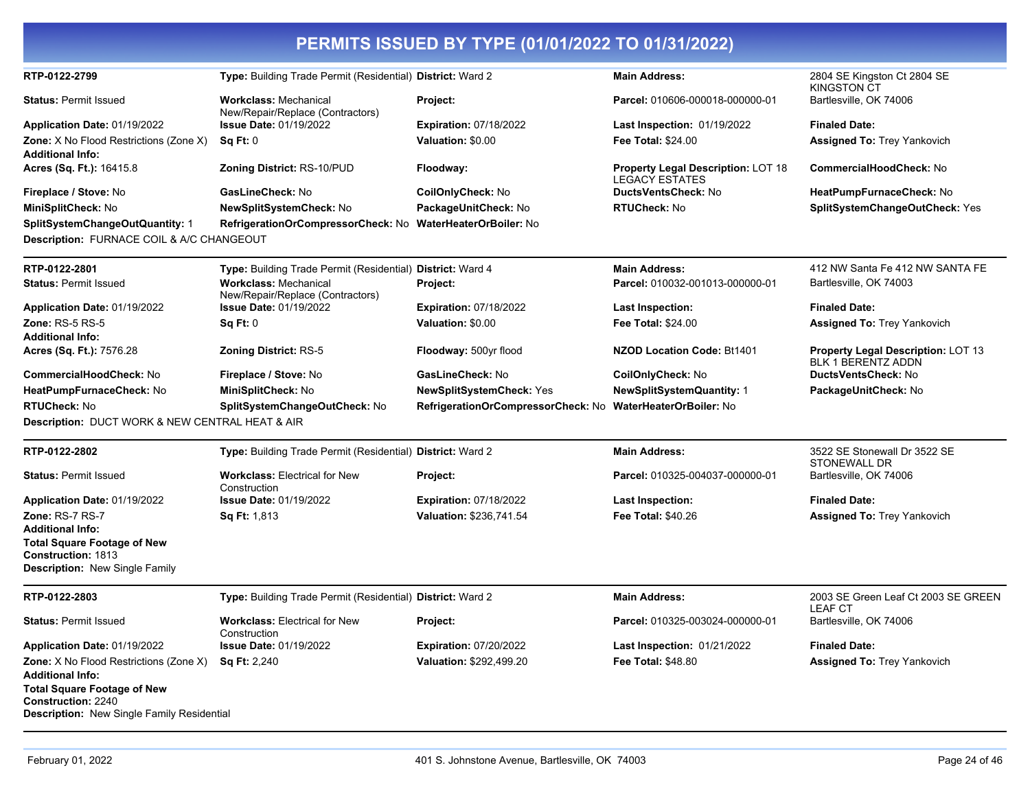# PERMITS ISSUED BY TYPE (01/01/2022 TO 01/31/2022)

| | | | | |
|---|---|---|---|---|
| **RTP-0122-2799** | **Type:** Building Trade Permit (Residential) | **District:** Ward 2 | **Main Address:** | 2804 SE Kingston Ct 2804 SE KINGSTON CT |
| **Status:** Permit Issued | **Workclass:** Mechanical New/Repair/Replace (Contractors) | **Project:** | **Parcel:** 010606-000018-000000-01 | Bartlesville, OK 74006 |
| **Application Date:** 01/19/2022 | **Issue Date:** 01/19/2022 | **Expiration:** 07/18/2022 | **Last Inspection:** 01/19/2022 | **Finaled Date:** |
| **Zone:** X No Flood Restrictions (Zone X) | **Sq Ft:** 0 | **Valuation:** $0.00 | **Fee Total:** $24.00 | **Assigned To:** Trey Yankovich |
| **Additional Info:** | | | | |
| **Acres (Sq. Ft.):** 16415.8 | **Zoning District:** RS-10/PUD | **Floodway:** | **Property Legal Description:** LOT 18 LEGACY ESTATES | **CommercialHoodCheck:** No |
| **Fireplace / Stove:** No | **GasLineCheck:** No | **CoilOnlyCheck:** No | **DuctsVentsCheck:** No | **HeatPumpFurnaceCheck:** No |
| **MiniSplitCheck:** No | **NewSplitSystemCheck:** No | **PackageUnitCheck:** No | **RTUCheck:** No | **SplitSystemChangeOutCheck:** Yes |
| **SplitSystemChangeOutQuantity:** 1 | **RefrigerationOrCompressorCheck:** No | **WaterHeaterOrBoiler:** No | | |

**Description:** FURNACE COIL & A/C CHANGEOUT

| | | | | |
|---|---|---|---|---|
| **RTP-0122-2801** | **Type:** Building Trade Permit (Residential) | **District:** Ward 4 | **Main Address:** | 412 NW Santa Fe 412 NW SANTA FE |
| **Status:** Permit Issued | **Workclass:** Mechanical New/Repair/Replace (Contractors) | **Project:** | **Parcel:** 010032-001013-000000-01 | Bartlesville, OK 74003 |
| **Application Date:** 01/19/2022 | **Issue Date:** 01/19/2022 | **Expiration:** 07/18/2022 | **Last Inspection:** | **Finaled Date:** |
| **Zone:** RS-5 RS-5 | **Sq Ft:** 0 | **Valuation:** $0.00 | **Fee Total:** $24.00 | **Assigned To:** Trey Yankovich |
| **Additional Info:** | | | | |
| **Acres (Sq. Ft.):** 7576.28 | **Zoning District:** RS-5 | **Floodway:** 500yr flood | **NZOD Location Code:** Bt1401 | **Property Legal Description:** LOT 13 BLK 1 BERENTZ ADDN |
| **CommercialHoodCheck:** No | **Fireplace / Stove:** No | **GasLineCheck:** No | **CoilOnlyCheck:** No | **DuctsVentsCheck:** No |
| **HeatPumpFurnaceCheck:** No | **MiniSplitCheck:** No | **NewSplitSystemCheck:** Yes | **NewSplitSystemQuantity:** 1 | **PackageUnitCheck:** No |
| **RTUCheck:** No | **SplitSystemChangeOutCheck:** No | **RefrigerationOrCompressorCheck:** No | **WaterHeaterOrBoiler:** No | |

**Description:** DUCT WORK & NEW CENTRAL HEAT & AIR

| | | | | |
|---|---|---|---|---|
| **RTP-0122-2802** | **Type:** Building Trade Permit (Residential) | **District:** Ward 2 | **Main Address:** | 3522 SE Stonewall Dr 3522 SE STONEWALL DR |
| **Status:** Permit Issued | **Workclass:** Electrical for New Construction | **Project:** | **Parcel:** 010325-004037-000000-01 | Bartlesville, OK 74006 |
| **Application Date:** 01/19/2022 | **Issue Date:** 01/19/2022 | **Expiration:** 07/18/2022 | **Last Inspection:** | **Finaled Date:** |
| **Zone:** RS-7 RS-7 | **Sq Ft:** 1,813 | **Valuation:** $236,741.54 | **Fee Total:** $40.26 | **Assigned To:** Trey Yankovich |
| **Additional Info:** | | | | |
| **Total Square Footage of New Construction:** 1813 | | | | |

**Description:** New Single Family

| | | | | |
|---|---|---|---|---|
| **RTP-0122-2803** | **Type:** Building Trade Permit (Residential) | **District:** Ward 2 | **Main Address:** | 2003 SE Green Leaf Ct 2003 SE GREEN LEAF CT |
| **Status:** Permit Issued | **Workclass:** Electrical for New Construction | **Project:** | **Parcel:** 010325-003024-000000-01 | Bartlesville, OK 74006 |
| **Application Date:** 01/19/2022 | **Issue Date:** 01/19/2022 | **Expiration:** 07/20/2022 | **Last Inspection:** 01/21/2022 | **Finaled Date:** |
| **Zone:** X No Flood Restrictions (Zone X) | **Sq Ft:** 2,240 | **Valuation:** $292,499.20 | **Fee Total:** $48.80 | **Assigned To:** Trey Yankovich |
| **Additional Info:** | | | | |
| **Total Square Footage of New Construction:** 2240 | | | | |

**Description:** New Single Family Residential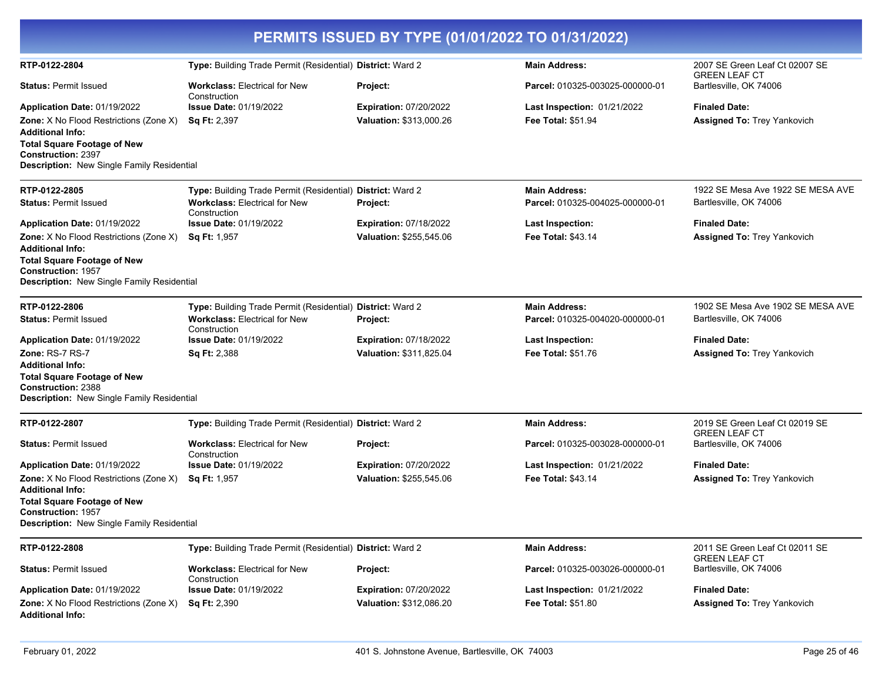# PERMITS ISSUED BY TYPE (01/01/2022 TO 01/31/2022)

**RTP-0122-2804**
**Type:** Building Trade Permit (Residential)
**District:** Ward 2
**Main Address:** 2007 SE Green Leaf Ct 02007 SE GREEN LEAF CT Bartlesville, OK 74006
**Status:** Permit Issued
**Workclass:** Electrical for New Construction
**Project:**
**Parcel:** 010325-003025-000000-01
**Application Date:** 01/19/2022
**Issue Date:** 01/19/2022
**Expiration:** 07/20/2022
**Last Inspection:** 01/21/2022
**Finaled Date:**
**Zone:** X No Flood Restrictions (Zone X)
**Sq Ft:** 2,397
**Valuation:** $313,000.26
**Fee Total:** $51.94
**Assigned To:** Trey Yankovich
**Additional Info:**
**Total Square Footage of New Construction:** 2397
**Description:** New Single Family Residential

---

**RTP-0122-2805**
**Type:** Building Trade Permit (Residential)
**District:** Ward 2
**Main Address:** 1922 SE Mesa Ave 1922 SE MESA AVE Bartlesville, OK 74006
**Status:** Permit Issued
**Workclass:** Electrical for New Construction
**Project:**
**Parcel:** 010325-004025-000000-01
**Application Date:** 01/19/2022
**Issue Date:** 01/19/2022
**Expiration:** 07/18/2022
**Last Inspection:**
**Finaled Date:**
**Zone:** X No Flood Restrictions (Zone X)
**Sq Ft:** 1,957
**Valuation:** $255,545.06
**Fee Total:** $43.14
**Assigned To:** Trey Yankovich
**Additional Info:**
**Total Square Footage of New Construction:** 1957
**Description:** New Single Family Residential

---

**RTP-0122-2806**
**Type:** Building Trade Permit (Residential)
**District:** Ward 2
**Main Address:** 1902 SE Mesa Ave 1902 SE MESA AVE Bartlesville, OK 74006
**Status:** Permit Issued
**Workclass:** Electrical for New Construction
**Project:**
**Parcel:** 010325-004020-000000-01
**Application Date:** 01/19/2022
**Issue Date:** 01/19/2022
**Expiration:** 07/18/2022
**Last Inspection:**
**Finaled Date:**
**Zone:** RS-7 RS-7
**Sq Ft:** 2,388
**Valuation:** $311,825.04
**Fee Total:** $51.76
**Assigned To:** Trey Yankovich
**Additional Info:**
**Total Square Footage of New Construction:** 2388
**Description:** New Single Family Residential

---

**RTP-0122-2807**
**Type:** Building Trade Permit (Residential)
**District:** Ward 2
**Main Address:** 2019 SE Green Leaf Ct 02019 SE GREEN LEAF CT Bartlesville, OK 74006
**Status:** Permit Issued
**Workclass:** Electrical for New Construction
**Project:**
**Parcel:** 010325-003028-000000-01
**Application Date:** 01/19/2022
**Issue Date:** 01/19/2022
**Expiration:** 07/20/2022
**Last Inspection:** 01/21/2022
**Finaled Date:**
**Zone:** X No Flood Restrictions (Zone X)
**Sq Ft:** 1,957
**Valuation:** $255,545.06
**Fee Total:** $43.14
**Assigned To:** Trey Yankovich
**Additional Info:**
**Total Square Footage of New Construction:** 1957
**Description:** New Single Family Residential

---

**RTP-0122-2808**
**Type:** Building Trade Permit (Residential)
**District:** Ward 2
**Main Address:** 2011 SE Green Leaf Ct 02011 SE GREEN LEAF CT Bartlesville, OK 74006
**Status:** Permit Issued
**Workclass:** Electrical for New Construction
**Project:**
**Parcel:** 010325-003026-000000-01
**Application Date:** 01/19/2022
**Issue Date:** 01/19/2022
**Expiration:** 07/20/2022
**Last Inspection:** 01/21/2022
**Finaled Date:**
**Zone:** X No Flood Restrictions (Zone X)
**Sq Ft:** 2,390
**Valuation:** $312,086.20
**Fee Total:** $51.80
**Assigned To:** Trey Yankovich
**Additional Info:**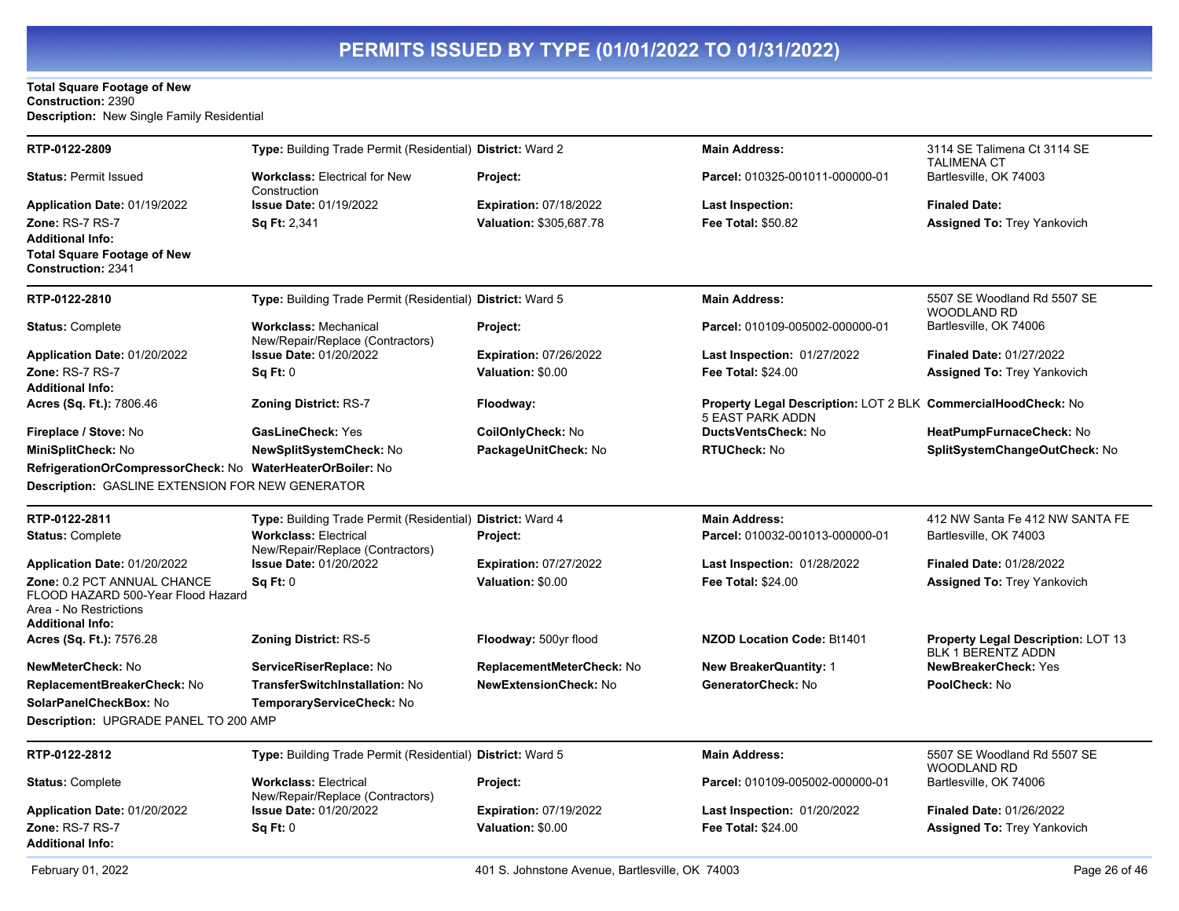# PERMITS ISSUED BY TYPE (01/01/2022 TO 01/31/2022)

**Total Square Footage of New Construction:** 2390
**Description:** New Single Family Residential

---

| | | | | |
|---|---|---|---|---|
| **RTP-0122-2809** | **Type:** Building Trade Permit (Residential) | **District:** Ward 2 | **Main Address:** | 3114 SE Talimena Ct 3114 SE TALIMENA CT |
| **Status:** Permit Issued | **Workclass:** Electrical for New Construction | **Project:** | **Parcel:** 010325-001011-000000-01 | Bartlesville, OK 74003 |
| **Application Date:** 01/19/2022 | **Issue Date:** 01/19/2022 | **Expiration:** 07/18/2022 | **Last Inspection:** | **Finaled Date:** |
| **Zone:** RS-7 RS-7 | **Sq Ft:** 2,341 | **Valuation:** $305,687.78 | **Fee Total:** $50.82 | **Assigned To:** Trey Yankovich |

**Additional Info:**
**Total Square Footage of New Construction:** 2341

---

| | | | | |
|---|---|---|---|---|
| **RTP-0122-2810** | **Type:** Building Trade Permit (Residential) | **District:** Ward 5 | **Main Address:** | 5507 SE Woodland Rd 5507 SE WOODLAND RD |
| **Status:** Complete | **Workclass:** Mechanical New/Repair/Replace (Contractors) | **Project:** | **Parcel:** 010109-005002-000000-01 | Bartlesville, OK 74006 |
| **Application Date:** 01/20/2022 | **Issue Date:** 01/20/2022 | **Expiration:** 07/26/2022 | **Last Inspection:** 01/27/2022 | **Finaled Date:** 01/27/2022 |
| **Zone:** RS-7 RS-7 | **Sq Ft:** 0 | **Valuation:** $0.00 | **Fee Total:** $24.00 | **Assigned To:** Trey Yankovich |

**Additional Info:**

| | | | | |
|---|---|---|---|---|
| **Acres (Sq. Ft.):** 7806.46 | **Zoning District:** RS-7 | **Floodway:** | **Property Legal Description:** LOT 2 BLK 5 EAST PARK ADDN | **CommercialHoodCheck:** No |
| **Fireplace / Stove:** No | **GasLineCheck:** Yes | **CoilOnlyCheck:** No | **DuctsVentsCheck:** No | **HeatPumpFurnaceCheck:** No |
| **MiniSplitCheck:** No | **NewSplitSystemCheck:** No | **PackageUnitCheck:** No | **RTUCheck:** No | **SplitSystemChangeOutCheck:** No |
| **RefrigerationOrCompressorCheck:** No | **WaterHeaterOrBoiler:** No | | | |

**Description:** GASLINE EXTENSION FOR NEW GENERATOR

---

| | | | | |
|---|---|---|---|---|
| **RTP-0122-2811** | **Type:** Building Trade Permit (Residential) | **District:** Ward 4 | **Main Address:** | 412 NW Santa Fe 412 NW SANTA FE |
| **Status:** Complete | **Workclass:** Electrical New/Repair/Replace (Contractors) | **Project:** | **Parcel:** 010032-001013-000000-01 | Bartlesville, OK 74003 |
| **Application Date:** 01/20/2022 | **Issue Date:** 01/20/2022 | **Expiration:** 07/27/2022 | **Last Inspection:** 01/28/2022 | **Finaled Date:** 01/28/2022 |
| **Zone:** 0.2 PCT ANNUAL CHANCE FLOOD HAZARD 500-Year Flood Hazard Area - No Restrictions | **Sq Ft:** 0 | **Valuation:** $0.00 | **Fee Total:** $24.00 | **Assigned To:** Trey Yankovich |

**Additional Info:**

| | | | | |
|---|---|---|---|---|
| **Acres (Sq. Ft.):** 7576.28 | **Zoning District:** RS-5 | **Floodway:** 500yr flood | **NZOD Location Code:** Bt1401 | **Property Legal Description:** LOT 13 BLK 1 BERENTZ ADDN |
| **NewMeterCheck:** No | **ServiceRiserReplace:** No | **ReplacementMeterCheck:** No | **New BreakerQuantity:** 1 | **NewBreakerCheck:** Yes |
| **ReplacementBreakerCheck:** No | **TransferSwitchInstallation:** No | **NewExtensionCheck:** No | **GeneratorCheck:** No | **PoolCheck:** No |
| **SolarPanelCheckBox:** No | **TemporaryServiceCheck:** No | | | |

**Description:** UPGRADE PANEL TO 200 AMP

---

| | | | | |
|---|---|---|---|---|
| **RTP-0122-2812** | **Type:** Building Trade Permit (Residential) | **District:** Ward 5 | **Main Address:** | 5507 SE Woodland Rd 5507 SE WOODLAND RD |
| **Status:** Complete | **Workclass:** Electrical New/Repair/Replace (Contractors) | **Project:** | **Parcel:** 010109-005002-000000-01 | Bartlesville, OK 74006 |
| **Application Date:** 01/20/2022 | **Issue Date:** 01/20/2022 | **Expiration:** 07/19/2022 | **Last Inspection:** 01/20/2022 | **Finaled Date:** 01/26/2022 |
| **Zone:** RS-7 RS-7 | **Sq Ft:** 0 | **Valuation:** $0.00 | **Fee Total:** $24.00 | **Assigned To:** Trey Yankovich |

**Additional Info:**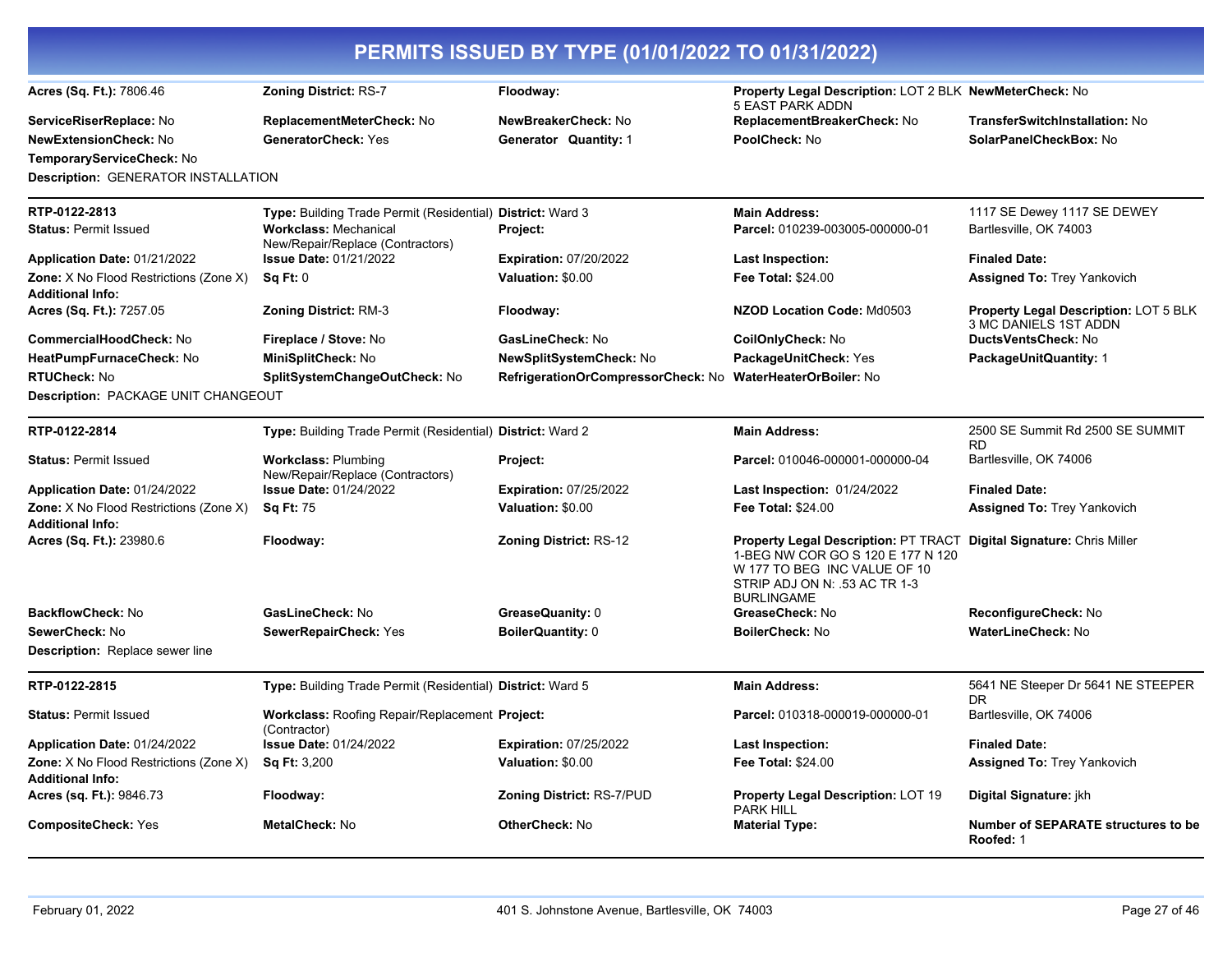# PERMITS ISSUED BY TYPE (01/01/2022 TO 01/31/2022)

**Acres (Sq. Ft.):** 7806.46 | **Zoning District:** RS-7 | **Floodway:** | **Property Legal Description:** LOT 2 BLK 5 EAST PARK ADDN | **NewMeterCheck:** No

**ServiceRiserReplace:** No | **ReplacementMeterCheck:** No | **NewBreakerCheck:** No | **ReplacementBreakerCheck:** No | **TransferSwitchInstallation:** No

**NewExtensionCheck:** No | **GeneratorCheck:** Yes | **Generator Quantity:** 1 | **PoolCheck:** No | **SolarPanelCheckBox:** No

**TemporaryServiceCheck:** No

**Description:** GENERATOR INSTALLATION

---

**RTP-0122-2813** | **Type:** Building Trade Permit (Residential) | **District:** Ward 3 | **Main Address:** 1117 SE Dewey 1117 SE DEWEY

**Status:** Permit Issued | **Workclass:** Mechanical New/Repair/Replace (Contractors) | **Project:** | **Parcel:** 010239-003005-000000-01 | Bartlesville, OK 74003

**Application Date:** 01/21/2022 | **Issue Date:** 01/21/2022 | **Expiration:** 07/20/2022 | **Last Inspection:** | **Finaled Date:**

**Zone:** X No Flood Restrictions (Zone X) | **Sq Ft:** 0 | **Valuation:** $0.00 | **Fee Total:** $24.00 | **Assigned To:** Trey Yankovich

**Additional Info:**

**Acres (Sq. Ft.):** 7257.05 | **Zoning District:** RM-3 | **Floodway:** | **NZOD Location Code:** Md0503 | **Property Legal Description:** LOT 5 BLK 3 MC DANIELS 1ST ADDN

**CommercialHoodCheck:** No | **Fireplace / Stove:** No | **GasLineCheck:** No | **CoilOnlyCheck:** No | **DuctsVentsCheck:** No

**HeatPumpFurnaceCheck:** No | **MiniSplitCheck:** No | **NewSplitSystemCheck:** No | **PackageUnitCheck:** Yes | **PackageUnitQuantity:** 1

**RTUCheck:** No | **SplitSystemChangeOutCheck:** No | **RefrigerationOrCompressorCheck:** No | **WaterHeaterOrBoiler:** No

**Description:** PACKAGE UNIT CHANGEOUT

---

**RTP-0122-2814** | **Type:** Building Trade Permit (Residential) | **District:** Ward 2 | **Main Address:** 2500 SE Summit Rd 2500 SE SUMMIT RD

**Status:** Permit Issued | **Workclass:** Plumbing New/Repair/Replace (Contractors) | **Project:** | **Parcel:** 010046-000001-000000-04 | Bartlesville, OK 74006

**Application Date:** 01/24/2022 | **Issue Date:** 01/24/2022 | **Expiration:** 07/25/2022 | **Last Inspection:** 01/24/2022 | **Finaled Date:**

**Zone:** X No Flood Restrictions (Zone X) | **Sq Ft:** 75 | **Valuation:** $0.00 | **Fee Total:** $24.00 | **Assigned To:** Trey Yankovich

**Additional Info:**

**Acres (Sq. Ft.):** 23980.6 | **Floodway:** | **Zoning District:** RS-12 | **Property Legal Description:** PT TRACT 1-BEG NW COR GO S 120 E 177 N 120 W 177 TO BEG INC VALUE OF 10 STRIP ADJ ON N: .53 AC TR 1-3 BURLINGAME | **Digital Signature:** Chris Miller

**BackflowCheck:** No | **GasLineCheck:** No | **GreaseQuanity:** 0 | **GreaseCheck:** No | **ReconfigureCheck:** No

**SewerCheck:** No | **SewerRepairCheck:** Yes | **BoilerQuantity:** 0 | **BoilerCheck:** No | **WaterLineCheck:** No

**Description:** Replace sewer line

---

**RTP-0122-2815** | **Type:** Building Trade Permit (Residential) | **District:** Ward 5 | **Main Address:** 5641 NE Steeper Dr 5641 NE STEEPER DR

**Status:** Permit Issued | **Workclass:** Roofing Repair/Replacement (Contractor) | **Project:** | **Parcel:** 010318-000019-000000-01 | Bartlesville, OK 74006

**Application Date:** 01/24/2022 | **Issue Date:** 01/24/2022 | **Expiration:** 07/25/2022 | **Last Inspection:** | **Finaled Date:**

**Zone:** X No Flood Restrictions (Zone X) | **Sq Ft:** 3,200 | **Valuation:** $0.00 | **Fee Total:** $24.00 | **Assigned To:** Trey Yankovich

**Additional Info:**

**Acres (sq. Ft.):** 9846.73 | **Floodway:** | **Zoning District:** RS-7/PUD | **Property Legal Description:** LOT 19 PARK HILL | **Digital Signature:** jkh

**CompositeCheck:** Yes | **MetalCheck:** No | **OtherCheck:** No | **Material Type:** | **Number of SEPARATE structures to be Roofed:** 1

---

February 01, 2022 | 401 S. Johnstone Avenue, Bartlesville, OK 74003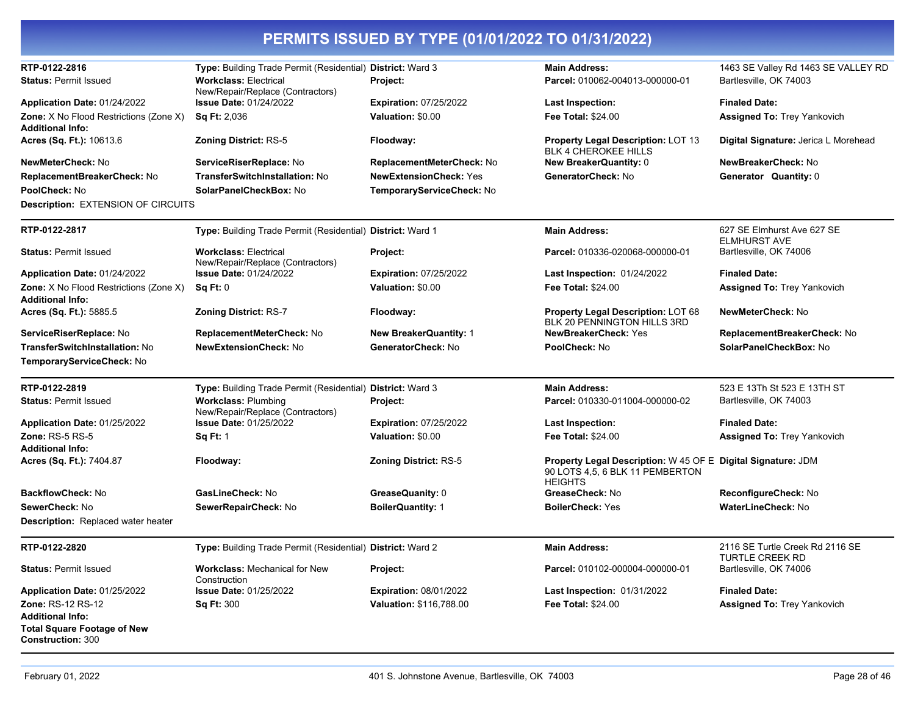# PERMITS ISSUED BY TYPE (01/01/2022 TO 01/31/2022)

**RTP-0122-2816**
**Type:** Building Trade Permit (Residential)
**District:** Ward 3
**Main Address:** 1463 SE Valley Rd 1463 SE VALLEY RD Bartlesville, OK 74003
**Status:** Permit Issued
**Workclass:** Electrical New/Repair/Replace (Contractors)
**Project:**
**Parcel:** 010062-004013-000000-01
**Application Date:** 01/24/2022
**Issue Date:** 01/24/2022
**Expiration:** 07/25/2022
**Last Inspection:**
**Finaled Date:**
**Zone:** X No Flood Restrictions (Zone X)
**Sq Ft:** 2,036
**Valuation:** $0.00
**Fee Total:** $24.00
**Assigned To:** Trey Yankovich
**Additional Info:**
**Acres (Sq. Ft.):** 10613.6
**Zoning District:** RS-5
**Floodway:**
**Property Legal Description:** LOT 13 BLK 4 CHEROKEE HILLS
**Digital Signature:** Jerica L Morehead
**NewMeterCheck:** No
**ServiceRiserReplace:** No
**ReplacementMeterCheck:** No
**New BreakerQuantity:** 0
**NewBreakerCheck:** No
**ReplacementBreakerCheck:** No
**TransferSwitchInstallation:** No
**NewExtensionCheck:** Yes
**GeneratorCheck:** No
**Generator Quantity:** 0
**PoolCheck:** No
**SolarPanelCheckBox:** No
**TemporaryServiceCheck:** No
**Description:** EXTENSION OF CIRCUITS

---

**RTP-0122-2817**
**Type:** Building Trade Permit (Residential)
**District:** Ward 1
**Main Address:** 627 SE Elmhurst Ave 627 SE ELMHURST AVE Bartlesville, OK 74006
**Status:** Permit Issued
**Workclass:** Electrical New/Repair/Replace (Contractors)
**Project:**
**Parcel:** 010336-020068-000000-01
**Application Date:** 01/24/2022
**Issue Date:** 01/24/2022
**Expiration:** 07/25/2022
**Last Inspection:** 01/24/2022
**Finaled Date:**
**Zone:** X No Flood Restrictions (Zone X)
**Sq Ft:** 0
**Valuation:** $0.00
**Fee Total:** $24.00
**Assigned To:** Trey Yankovich
**Additional Info:**
**Acres (Sq. Ft.):** 5885.5
**Zoning District:** RS-7
**Floodway:**
**Property Legal Description:** LOT 68 BLK 20 PENNINGTON HILLS 3RD
**NewMeterCheck:** No
**ServiceRiserReplace:** No
**ReplacementMeterCheck:** No
**New BreakerQuantity:** 1
**NewBreakerCheck:** Yes
**ReplacementBreakerCheck:** No
**TransferSwitchInstallation:** No
**NewExtensionCheck:** No
**GeneratorCheck:** No
**PoolCheck:** No
**SolarPanelCheckBox:** No
**TemporaryServiceCheck:** No

---

**RTP-0122-2819**
**Type:** Building Trade Permit (Residential)
**District:** Ward 3
**Main Address:** 523 E 13Th St 523 E 13TH ST Bartlesville, OK 74003
**Status:** Permit Issued
**Workclass:** Plumbing New/Repair/Replace (Contractors)
**Project:**
**Parcel:** 010330-011004-000000-02
**Application Date:** 01/25/2022
**Issue Date:** 01/25/2022
**Expiration:** 07/25/2022
**Last Inspection:**
**Finaled Date:**
**Zone:** RS-5 RS-5
**Sq Ft:** 1
**Valuation:** $0.00
**Fee Total:** $24.00
**Assigned To:** Trey Yankovich
**Additional Info:**
**Acres (Sq. Ft.):** 7404.87
**Floodway:**
**Zoning District:** RS-5
**Property Legal Description:** W 45 OF E 90 LOTS 4,5, 6 BLK 11 PEMBERTON HEIGHTS
**Digital Signature:** JDM
**BackflowCheck:** No
**GasLineCheck:** No
**GreaseQuanity:** 0
**GreaseCheck:** No
**ReconfigureCheck:** No
**SewerCheck:** No
**SewerRepairCheck:** No
**BoilerQuantity:** 1
**BoilerCheck:** Yes
**WaterLineCheck:** No
**Description:** Replaced water heater

---

**RTP-0122-2820**
**Type:** Building Trade Permit (Residential)
**District:** Ward 2
**Main Address:** 2116 SE Turtle Creek Rd 2116 SE TURTLE CREEK RD Bartlesville, OK 74006
**Status:** Permit Issued
**Workclass:** Mechanical for New Construction
**Project:**
**Parcel:** 010102-000004-000000-01
**Application Date:** 01/25/2022
**Issue Date:** 01/25/2022
**Expiration:** 08/01/2022
**Last Inspection:** 01/31/2022
**Finaled Date:**
**Zone:** RS-12 RS-12
**Sq Ft:** 300
**Valuation:** $116,788.00
**Fee Total:** $24.00
**Assigned To:** Trey Yankovich
**Additional Info:**
**Total Square Footage of New Construction:** 300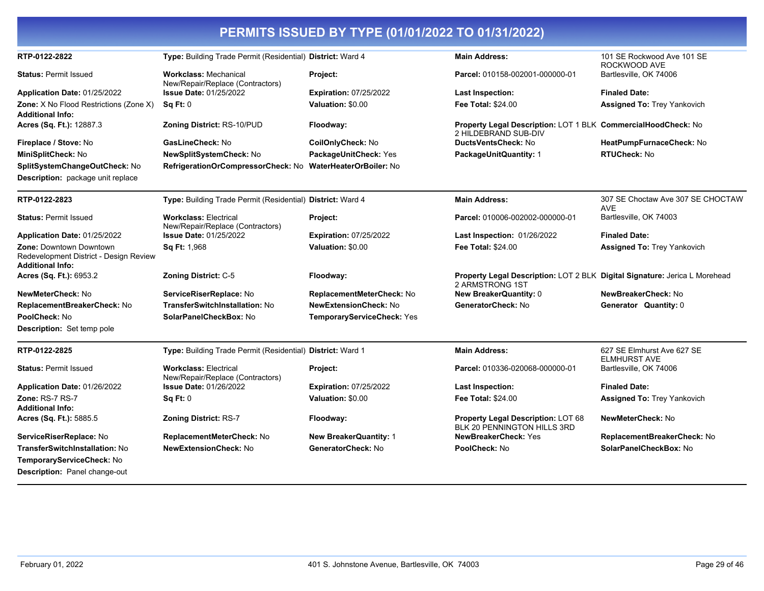# PERMITS ISSUED BY TYPE (01/01/2022 TO 01/31/2022)

| | | | | |
|---|---|---|---|---|
| **RTP-0122-2822** | **Type:** Building Trade Permit (Residential) | **District:** Ward 4 | **Main Address:** | 101 SE Rockwood Ave 101 SE ROCKWOOD AVE |
| **Status:** Permit Issued | **Workclass:** Mechanical New/Repair/Replace (Contractors) | **Project:** | **Parcel:** 010158-002001-000000-01 | Bartlesville, OK 74006 |
| **Application Date:** 01/25/2022 | **Issue Date:** 01/25/2022 | **Expiration:** 07/25/2022 | **Last Inspection:** | **Finaled Date:** |
| **Zone:** X No Flood Restrictions (Zone X) | **Sq Ft:** 0 | **Valuation:** $0.00 | **Fee Total:** $24.00 | **Assigned To:** Trey Yankovich |
| **Additional Info:** | | | | |
| **Acres (Sq. Ft.):** 12887.3 | **Zoning District:** RS-10/PUD | **Floodway:** | **Property Legal Description:** LOT 1 BLK 2 HILDEBRAND SUB-DIV | **CommercialHoodCheck:** No |
| **Fireplace / Stove:** No | **GasLineCheck:** No | **CoilOnlyCheck:** No | **DuctsVentsCheck:** No | **HeatPumpFurnaceCheck:** No |
| **MiniSplitCheck:** No | **NewSplitSystemCheck:** No | **PackageUnitCheck:** Yes | **PackageUnitQuantity:** 1 | **RTUCheck:** No |
| **SplitSystemChangeOutCheck:** No | **RefrigerationOrCompressorCheck:** No | **WaterHeaterOrBoiler:** No | | |

**Description:** package unit replace

| | | | | |
|---|---|---|---|---|
| **RTP-0122-2823** | **Type:** Building Trade Permit (Residential) | **District:** Ward 4 | **Main Address:** | 307 SE Choctaw Ave 307 SE CHOCTAW AVE |
| **Status:** Permit Issued | **Workclass:** Electrical New/Repair/Replace (Contractors) | **Project:** | **Parcel:** 010006-002002-000000-01 | Bartlesville, OK 74003 |
| **Application Date:** 01/25/2022 | **Issue Date:** 01/25/2022 | **Expiration:** 07/25/2022 | **Last Inspection:** 01/26/2022 | **Finaled Date:** |
| **Zone:** Downtown Downtown Redevelopment District - Design Review | **Sq Ft:** 1,968 | **Valuation:** $0.00 | **Fee Total:** $24.00 | **Assigned To:** Trey Yankovich |
| **Additional Info:** | | | | |
| **Acres (Sq. Ft.):** 6953.2 | **Zoning District:** C-5 | **Floodway:** | **Property Legal Description:** LOT 2 BLK 2 ARMSTRONG 1ST | **Digital Signature:** Jerica L Morehead |
| **NewMeterCheck:** No | **ServiceRiserReplace:** No | **ReplacementMeterCheck:** No | **New BreakerQuantity:** 0 | **NewBreakerCheck:** No |
| **ReplacementBreakerCheck:** No | **TransferSwitchInstallation:** No | **NewExtensionCheck:** No | **GeneratorCheck:** No | **Generator Quantity:** 0 |
| **PoolCheck:** No | **SolarPanelCheckBox:** No | **TemporaryServiceCheck:** Yes | | |

**Description:** Set temp pole

| | | | | |
|---|---|---|---|---|
| **RTP-0122-2825** | **Type:** Building Trade Permit (Residential) | **District:** Ward 1 | **Main Address:** | 627 SE Elmhurst Ave 627 SE ELMHURST AVE |
| **Status:** Permit Issued | **Workclass:** Electrical New/Repair/Replace (Contractors) | **Project:** | **Parcel:** 010336-020068-000000-01 | Bartlesville, OK 74006 |
| **Application Date:** 01/26/2022 | **Issue Date:** 01/26/2022 | **Expiration:** 07/25/2022 | **Last Inspection:** | **Finaled Date:** |
| **Zone:** RS-7 RS-7 | **Sq Ft:** 0 | **Valuation:** $0.00 | **Fee Total:** $24.00 | **Assigned To:** Trey Yankovich |
| **Additional Info:** | | | | |
| **Acres (Sq. Ft.):** 5885.5 | **Zoning District:** RS-7 | **Floodway:** | **Property Legal Description:** LOT 68 BLK 20 PENNINGTON HILLS 3RD | **NewMeterCheck:** No |
| **ServiceRiserReplace:** No | **ReplacementMeterCheck:** No | **New BreakerQuantity:** 1 | **NewBreakerCheck:** Yes | **ReplacementBreakerCheck:** No |
| **TransferSwitchInstallation:** No | **NewExtensionCheck:** No | **GeneratorCheck:** No | **PoolCheck:** No | **SolarPanelCheckBox:** No |
| **TemporaryServiceCheck:** No | | | | |

**Description:** Panel change-out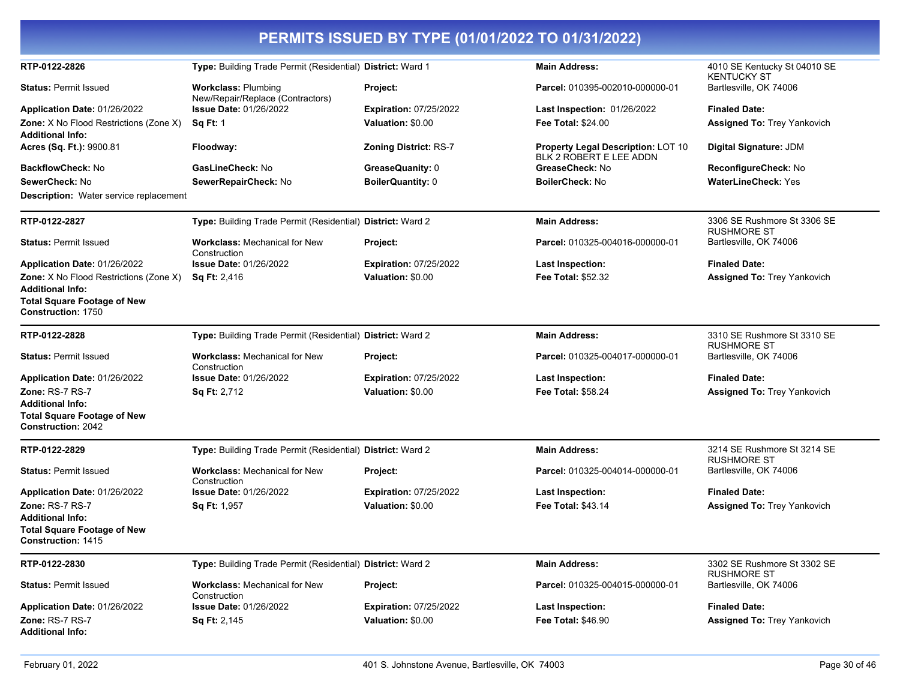# PERMITS ISSUED BY TYPE (01/01/2022 TO 01/31/2022)

**RTP-0122-2826** | **Type:** Building Trade Permit (Residential) | **District:** Ward 1 | **Main Address:** 4010 SE Kentucky St 04010 SE KENTUCKY ST Bartlesville, OK 74006

**Status:** Permit Issued
**Workclass:** Plumbing New/Repair/Replace (Contractors)
**Project:**
**Parcel:** 010395-002010-000000-01
**Application Date:** 01/26/2022
**Issue Date:** 01/26/2022
**Expiration:** 07/25/2022
**Last Inspection:** 01/26/2022
**Finaled Date:**
**Zone:** X No Flood Restrictions (Zone X)
**Sq Ft:** 1
**Valuation:** $0.00
**Fee Total:** $24.00
**Assigned To:** Trey Yankovich
**Additional Info:**
**Acres (Sq. Ft.):** 9900.81
**Floodway:**
**Zoning District:** RS-7
**Property Legal Description:** LOT 10 BLK 2 ROBERT E LEE ADDN
**Digital Signature:** JDM
**BackflowCheck:** No
**GasLineCheck:** No
**GreaseQuanity:** 0
**GreaseCheck:** No
**ReconfigureCheck:** No
**SewerCheck:** No
**SewerRepairCheck:** No
**BoilerQuantity:** 0
**BoilerCheck:** No
**WaterLineCheck:** Yes
**Description:** Water service replacement

---

**RTP-0122-2827** | **Type:** Building Trade Permit (Residential) | **District:** Ward 2 | **Main Address:** 3306 SE Rushmore St 3306 SE RUSHMORE ST Bartlesville, OK 74006

**Status:** Permit Issued
**Workclass:** Mechanical for New Construction
**Project:**
**Parcel:** 010325-004016-000000-01
**Application Date:** 01/26/2022
**Issue Date:** 01/26/2022
**Expiration:** 07/25/2022
**Last Inspection:**
**Finaled Date:**
**Zone:** X No Flood Restrictions (Zone X)
**Sq Ft:** 2,416
**Valuation:** $0.00
**Fee Total:** $52.32
**Assigned To:** Trey Yankovich
**Additional Info:**
**Total Square Footage of New Construction:** 1750

---

**RTP-0122-2828** | **Type:** Building Trade Permit (Residential) | **District:** Ward 2 | **Main Address:** 3310 SE Rushmore St 3310 SE RUSHMORE ST Bartlesville, OK 74006

**Status:** Permit Issued
**Workclass:** Mechanical for New Construction
**Project:**
**Parcel:** 010325-004017-000000-01
**Application Date:** 01/26/2022
**Issue Date:** 01/26/2022
**Expiration:** 07/25/2022
**Last Inspection:**
**Finaled Date:**
**Zone:** RS-7 RS-7
**Sq Ft:** 2,712
**Valuation:** $0.00
**Fee Total:** $58.24
**Assigned To:** Trey Yankovich
**Additional Info:**
**Total Square Footage of New Construction:** 2042

---

**RTP-0122-2829** | **Type:** Building Trade Permit (Residential) | **District:** Ward 2 | **Main Address:** 3214 SE Rushmore St 3214 SE RUSHMORE ST Bartlesville, OK 74006

**Status:** Permit Issued
**Workclass:** Mechanical for New Construction
**Project:**
**Parcel:** 010325-004014-000000-01
**Application Date:** 01/26/2022
**Issue Date:** 01/26/2022
**Expiration:** 07/25/2022
**Last Inspection:**
**Finaled Date:**
**Zone:** RS-7 RS-7
**Sq Ft:** 1,957
**Valuation:** $0.00
**Fee Total:** $43.14
**Assigned To:** Trey Yankovich
**Additional Info:**
**Total Square Footage of New Construction:** 1415

---

**RTP-0122-2830** | **Type:** Building Trade Permit (Residential) | **District:** Ward 2 | **Main Address:** 3302 SE Rushmore St 3302 SE RUSHMORE ST Bartlesville, OK 74006

**Status:** Permit Issued
**Workclass:** Mechanical for New Construction
**Project:**
**Parcel:** 010325-004015-000000-01
**Application Date:** 01/26/2022
**Issue Date:** 01/26/2022
**Expiration:** 07/25/2022
**Last Inspection:**
**Finaled Date:**
**Zone:** RS-7 RS-7
**Sq Ft:** 2,145
**Valuation:** $0.00
**Fee Total:** $46.90
**Assigned To:** Trey Yankovich
**Additional Info:**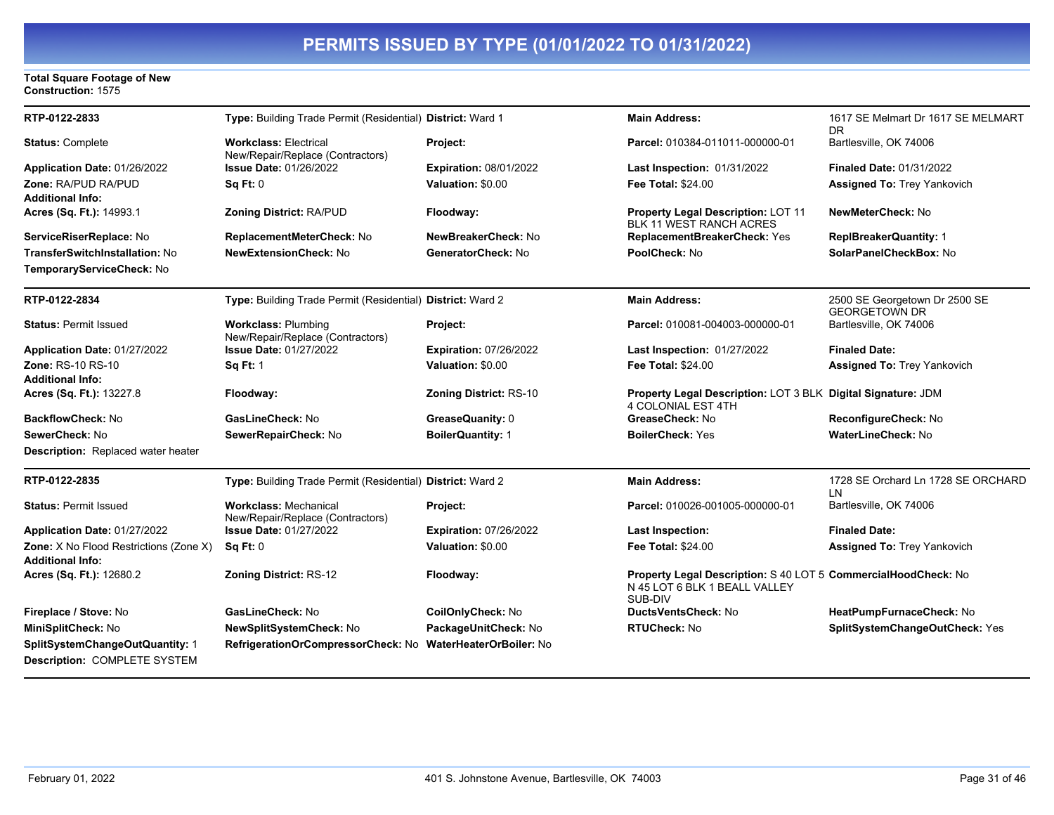# PERMITS ISSUED BY TYPE (01/01/2022 TO 01/31/2022)

**Total Square Footage of New Construction:** 1575

---

| RTP-0122-2833 | **Type:** Building Trade Permit (Residential) | **District:** Ward 1 | **Main Address:** | 1617 SE Melmart Dr 1617 SE MELMART DR |
|---|---|---|---|---|
| **Status:** Complete | **Workclass:** Electrical New/Repair/Replace (Contractors) | **Project:** | **Parcel:** 010384-011011-000000-01 | Bartlesville, OK 74006 |
| **Application Date:** 01/26/2022 | **Issue Date:** 01/26/2022 | **Expiration:** 08/01/2022 | **Last Inspection:** 01/31/2022 | **Finaled Date:** 01/31/2022 |
| **Zone:** RA/PUD RA/PUD | **Sq Ft:** 0 | **Valuation:** $0.00 | **Fee Total:** $24.00 | **Assigned To:** Trey Yankovich |
| **Additional Info:** | | | | |
| **Acres (Sq. Ft.):** 14993.1 | **Zoning District:** RA/PUD | **Floodway:** | **Property Legal Description:** LOT 11 BLK 11 WEST RANCH ACRES | **NewMeterCheck:** No |
| **ServiceRiserReplace:** No | **ReplacementMeterCheck:** No | **NewBreakerCheck:** No | **ReplacementBreakerCheck:** Yes | **ReplBreakerQuantity:** 1 |
| **TransferSwitchInstallation:** No | **NewExtensionCheck:** No | **GeneratorCheck:** No | **PoolCheck:** No | **SolarPanelCheckBox:** No |
| **TemporaryServiceCheck:** No | | | | |

---

| RTP-0122-2834 | **Type:** Building Trade Permit (Residential) | **District:** Ward 2 | **Main Address:** | 2500 SE Georgetown Dr 2500 SE GEORGETOWN DR |
|---|---|---|---|---|
| **Status:** Permit Issued | **Workclass:** Plumbing New/Repair/Replace (Contractors) | **Project:** | **Parcel:** 010081-004003-000000-01 | Bartlesville, OK 74006 |
| **Application Date:** 01/27/2022 | **Issue Date:** 01/27/2022 | **Expiration:** 07/26/2022 | **Last Inspection:** 01/27/2022 | **Finaled Date:** |
| **Zone:** RS-10 RS-10 | **Sq Ft:** 1 | **Valuation:** $0.00 | **Fee Total:** $24.00 | **Assigned To:** Trey Yankovich |
| **Additional Info:** | | | | |
| **Acres (Sq. Ft.):** 13227.8 | **Floodway:** | **Zoning District:** RS-10 | **Property Legal Description:** LOT 3 BLK 4 COLONIAL EST 4TH | **Digital Signature:** JDM |
| **BackflowCheck:** No | **GasLineCheck:** No | **GreaseQuanity:** 0 | **GreaseCheck:** No | **ReconfigureCheck:** No |
| **SewerCheck:** No | **SewerRepairCheck:** No | **BoilerQuantity:** 1 | **BoilerCheck:** Yes | **WaterLineCheck:** No |
| **Description:** Replaced water heater | | | | |

---

| RTP-0122-2835 | **Type:** Building Trade Permit (Residential) | **District:** Ward 2 | **Main Address:** | 1728 SE Orchard Ln 1728 SE ORCHARD LN |
|---|---|---|---|---|
| **Status:** Permit Issued | **Workclass:** Mechanical New/Repair/Replace (Contractors) | **Project:** | **Parcel:** 010026-001005-000000-01 | Bartlesville, OK 74006 |
| **Application Date:** 01/27/2022 | **Issue Date:** 01/27/2022 | **Expiration:** 07/26/2022 | **Last Inspection:** | **Finaled Date:** |
| **Zone:** X No Flood Restrictions (Zone X) | **Sq Ft:** 0 | **Valuation:** $0.00 | **Fee Total:** $24.00 | **Assigned To:** Trey Yankovich |
| **Additional Info:** | | | | |
| **Acres (Sq. Ft.):** 12680.2 | **Zoning District:** RS-12 | **Floodway:** | **Property Legal Description:** S 40 LOT 5 N 45 LOT 6 BLK 1 BEALL VALLEY SUB-DIV | **CommercialHoodCheck:** No |
| **Fireplace / Stove:** No | **GasLineCheck:** No | **CoilOnlyCheck:** No | **DuctsVentsCheck:** No | **HeatPumpFurnaceCheck:** No |
| **MiniSplitCheck:** No | **NewSplitSystemCheck:** No | **PackageUnitCheck:** No | **RTUCheck:** No | **SplitSystemChangeOutCheck:** Yes |
| **SplitSystemChangeOutQuantity:** 1 | **RefrigerationOrCompressorCheck:** No | **WaterHeaterOrBoiler:** No | | |
| **Description:** COMPLETE SYSTEM | | | | |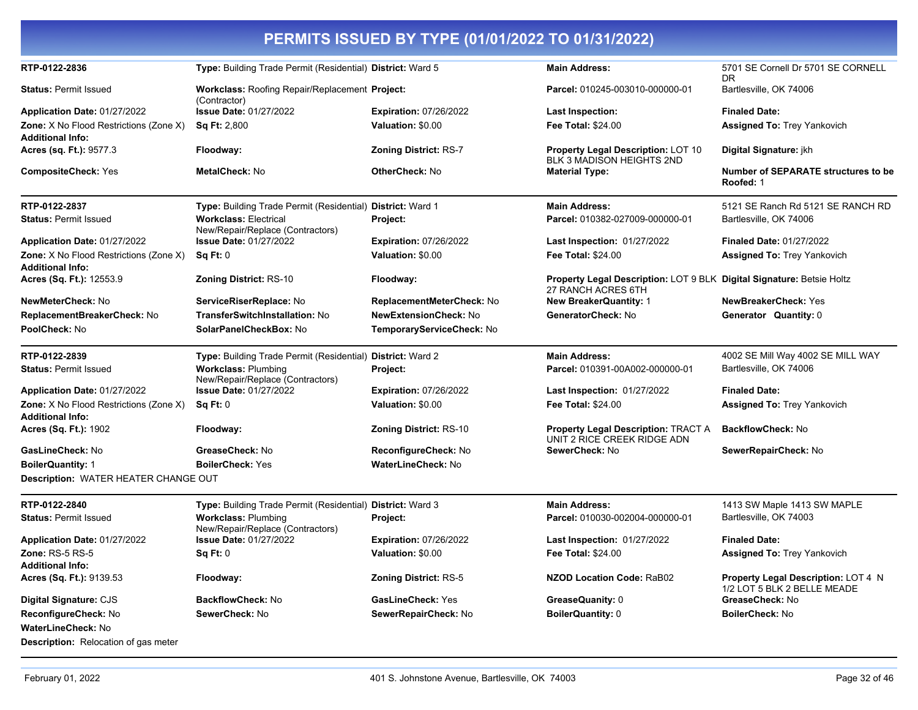# PERMITS ISSUED BY TYPE (01/01/2022 TO 01/31/2022)

| | | | | |
|---|---|---|---|---|
| **RTP-0122-2836** | **Type:** Building Trade Permit (Residential) | **District:** Ward 5 | **Main Address:** | 5701 SE Cornell Dr 5701 SE CORNELL DR |
| **Status:** Permit Issued | **Workclass:** Roofing Repair/Replacement (Contractor) | **Project:** | **Parcel:** 010245-003010-000000-01 | Bartlesville, OK 74006 |
| **Application Date:** 01/27/2022 | **Issue Date:** 01/27/2022 | **Expiration:** 07/26/2022 | **Last Inspection:** | **Finaled Date:** |
| **Zone:** X No Flood Restrictions (Zone X) | **Sq Ft:** 2,800 | **Valuation:** $0.00 | **Fee Total:** $24.00 | **Assigned To:** Trey Yankovich |
| **Additional Info:** | | | | |
| **Acres (sq. Ft.):** 9577.3 | **Floodway:** | **Zoning District:** RS-7 | **Property Legal Description:** LOT 10 BLK 3 MADISON HEIGHTS 2ND | **Digital Signature:** jkh |
| **CompositeCheck:** Yes | **MetalCheck:** No | **OtherCheck:** No | **Material Type:** | **Number of SEPARATE structures to be Roofed:** 1 |

| | | | | |
|---|---|---|---|---|
| **RTP-0122-2837** | **Type:** Building Trade Permit (Residential) | **District:** Ward 1 | **Main Address:** | 5121 SE Ranch Rd 5121 SE RANCH RD |
| **Status:** Permit Issued | **Workclass:** Electrical New/Repair/Replace (Contractors) | **Project:** | **Parcel:** 010382-027009-000000-01 | Bartlesville, OK 74006 |
| **Application Date:** 01/27/2022 | **Issue Date:** 01/27/2022 | **Expiration:** 07/26/2022 | **Last Inspection:** 01/27/2022 | **Finaled Date:** 01/27/2022 |
| **Zone:** X No Flood Restrictions (Zone X) | **Sq Ft:** 0 | **Valuation:** $0.00 | **Fee Total:** $24.00 | **Assigned To:** Trey Yankovich |
| **Additional Info:** | | | | |
| **Acres (Sq. Ft.):** 12553.9 | **Zoning District:** RS-10 | **Floodway:** | **Property Legal Description:** LOT 9 BLK 27 RANCH ACRES 6TH | **Digital Signature:** Betsie Holtz |
| **NewMeterCheck:** No | **ServiceRiserReplace:** No | **ReplacementMeterCheck:** No | **New BreakerQuantity:** 1 | **NewBreakerCheck:** Yes |
| **ReplacementBreakerCheck:** No | **TransferSwitchInstallation:** No | **NewExtensionCheck:** No | **GeneratorCheck:** No | **Generator Quantity:** 0 |
| **PoolCheck:** No | **SolarPanelCheckBox:** No | **TemporaryServiceCheck:** No | | |

| | | | | |
|---|---|---|---|---|
| **RTP-0122-2839** | **Type:** Building Trade Permit (Residential) | **District:** Ward 2 | **Main Address:** | 4002 SE Mill Way 4002 SE MILL WAY |
| **Status:** Permit Issued | **Workclass:** Plumbing New/Repair/Replace (Contractors) | **Project:** | **Parcel:** 010391-00A002-000000-01 | Bartlesville, OK 74006 |
| **Application Date:** 01/27/2022 | **Issue Date:** 01/27/2022 | **Expiration:** 07/26/2022 | **Last Inspection:** 01/27/2022 | **Finaled Date:** |
| **Zone:** X No Flood Restrictions (Zone X) | **Sq Ft:** 0 | **Valuation:** $0.00 | **Fee Total:** $24.00 | **Assigned To:** Trey Yankovich |
| **Additional Info:** | | | | |
| **Acres (Sq. Ft.):** 1902 | **Floodway:** | **Zoning District:** RS-10 | **Property Legal Description:** TRACT A UNIT 2 RICE CREEK RIDGE ADN | **BackflowCheck:** No |
| **GasLineCheck:** No | **GreaseCheck:** No | **ReconfigureCheck:** No | **SewerCheck:** No | **SewerRepairCheck:** No |
| **BoilerQuantity:** 1 | **BoilerCheck:** Yes | **WaterLineCheck:** No | | |

**Description:** WATER HEATER CHANGE OUT

| | | | | |
|---|---|---|---|---|
| **RTP-0122-2840** | **Type:** Building Trade Permit (Residential) | **District:** Ward 3 | **Main Address:** | 1413 SW Maple 1413 SW MAPLE |
| **Status:** Permit Issued | **Workclass:** Plumbing New/Repair/Replace (Contractors) | **Project:** | **Parcel:** 010030-002004-000000-01 | Bartlesville, OK 74003 |
| **Application Date:** 01/27/2022 | **Issue Date:** 01/27/2022 | **Expiration:** 07/26/2022 | **Last Inspection:** 01/27/2022 | **Finaled Date:** |
| **Zone:** RS-5 RS-5 | **Sq Ft:** 0 | **Valuation:** $0.00 | **Fee Total:** $24.00 | **Assigned To:** Trey Yankovich |
| **Additional Info:** | | | | |
| **Acres (Sq. Ft.):** 9139.53 | **Floodway:** | **Zoning District:** RS-5 | **NZOD Location Code:** RaB02 | **Property Legal Description:** LOT 4 N 1/2 LOT 5 BLK 2 BELLE MEADE |
| **Digital Signature:** CJS | **BackflowCheck:** No | **GasLineCheck:** Yes | **GreaseQuanity:** 0 | **GreaseCheck:** No |
| **ReconfigureCheck:** No | **SewerCheck:** No | **SewerRepairCheck:** No | **BoilerQuantity:** 0 | **BoilerCheck:** No |
| **WaterLineCheck:** No | | | | |

**Description:** Relocation of gas meter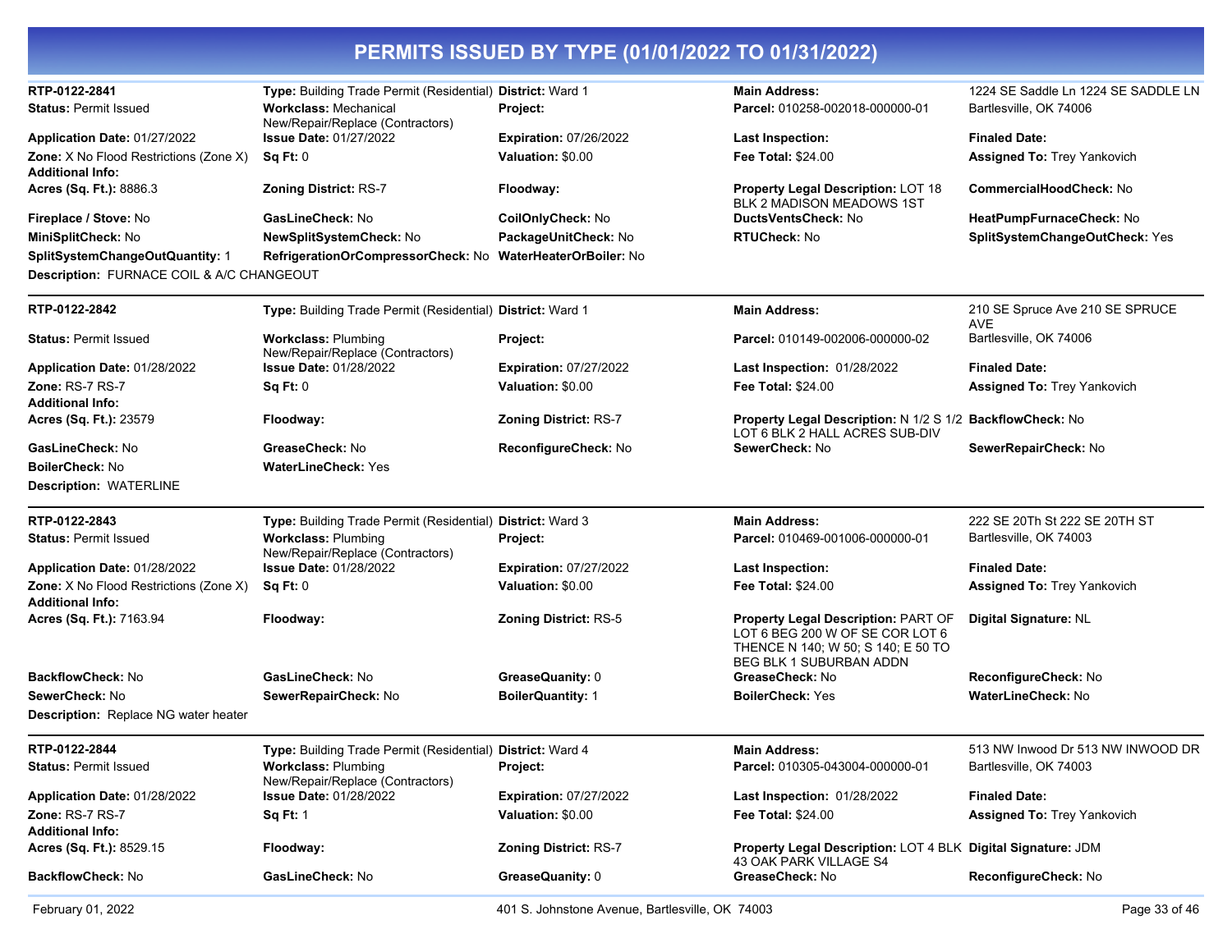# PERMITS ISSUED BY TYPE (01/01/2022 TO 01/31/2022)

**RTP-0122-2841** | **Type:** Building Trade Permit (Residential) | **District:** Ward 1 | **Main Address:** 1224 SE Saddle Ln 1224 SE SADDLE LN Bartlesville, OK 74006

**Status:** Permit Issued
**Workclass:** Mechanical New/Repair/Replace (Contractors)
**Project:**
**Parcel:** 010258-002018-000000-01
**Application Date:** 01/27/2022
**Issue Date:** 01/27/2022
**Expiration:** 07/26/2022
**Last Inspection:**
**Finaled Date:**
**Zone:** X No Flood Restrictions (Zone X)
**Sq Ft:** 0
**Valuation:** $0.00
**Fee Total:** $24.00
**Assigned To:** Trey Yankovich
**Additional Info:**
**Acres (Sq. Ft.):** 8886.3
**Zoning District:** RS-7
**Floodway:**
**Property Legal Description:** LOT 18 BLK 2 MADISON MEADOWS 1ST
**CommercialHoodCheck:** No
**Fireplace / Stove:** No
**GasLineCheck:** No
**CoilOnlyCheck:** No
**DuctsVentsCheck:** No
**HeatPumpFurnaceCheck:** No
**MiniSplitCheck:** No
**NewSplitSystemCheck:** No
**PackageUnitCheck:** No
**RTUCheck:** No
**SplitSystemChangeOutCheck:** Yes
**SplitSystemChangeOutQuantity:** 1
**RefrigerationOrCompressorCheck:** No
**WaterHeaterOrBoiler:** No
**Description:** FURNACE COIL & A/C CHANGEOUT

---

**RTP-0122-2842** | **Type:** Building Trade Permit (Residential) | **District:** Ward 1 | **Main Address:** 210 SE Spruce Ave 210 SE SPRUCE AVE Bartlesville, OK 74006

**Status:** Permit Issued
**Workclass:** Plumbing New/Repair/Replace (Contractors)
**Project:**
**Parcel:** 010149-002006-000000-02
**Application Date:** 01/28/2022
**Issue Date:** 01/28/2022
**Expiration:** 07/27/2022
**Last Inspection:** 01/28/2022
**Finaled Date:**
**Zone:** RS-7 RS-7
**Sq Ft:** 0
**Valuation:** $0.00
**Fee Total:** $24.00
**Assigned To:** Trey Yankovich
**Additional Info:**
**Acres (Sq. Ft.):** 23579
**Floodway:**
**Zoning District:** RS-7
**Property Legal Description:** N 1/2 S 1/2 LOT 6 BLK 2 HALL ACRES SUB-DIV
**BackflowCheck:** No
**GasLineCheck:** No
**GreaseCheck:** No
**ReconfigureCheck:** No
**SewerCheck:** No
**SewerRepairCheck:** No
**BoilerCheck:** No
**WaterLineCheck:** Yes
**Description:** WATERLINE

---

**RTP-0122-2843** | **Type:** Building Trade Permit (Residential) | **District:** Ward 3 | **Main Address:** 222 SE 20Th St 222 SE 20TH ST Bartlesville, OK 74003

**Status:** Permit Issued
**Workclass:** Plumbing New/Repair/Replace (Contractors)
**Project:**
**Parcel:** 010469-001006-000000-01
**Application Date:** 01/28/2022
**Issue Date:** 01/28/2022
**Expiration:** 07/27/2022
**Last Inspection:**
**Finaled Date:**
**Zone:** X No Flood Restrictions (Zone X)
**Sq Ft:** 0
**Valuation:** $0.00
**Fee Total:** $24.00
**Assigned To:** Trey Yankovich
**Additional Info:**
**Acres (Sq. Ft.):** 7163.94
**Floodway:**
**Zoning District:** RS-5
**Property Legal Description:** PART OF LOT 6 BEG 200 W OF SE COR LOT 6 THENCE N 140; W 50; S 140; E 50 TO BEG BLK 1 SUBURBAN ADDN
**Digital Signature:** NL
**BackflowCheck:** No
**GasLineCheck:** No
**GreaseQuanity:** 0
**GreaseCheck:** No
**ReconfigureCheck:** No
**SewerCheck:** No
**SewerRepairCheck:** No
**BoilerQuantity:** 1
**BoilerCheck:** Yes
**WaterLineCheck:** No
**Description:** Replace NG water heater

---

**RTP-0122-2844** | **Type:** Building Trade Permit (Residential) | **District:** Ward 4 | **Main Address:** 513 NW Inwood Dr 513 NW INWOOD DR Bartlesville, OK 74003

**Status:** Permit Issued
**Workclass:** Plumbing New/Repair/Replace (Contractors)
**Project:**
**Parcel:** 010305-043004-000000-01
**Application Date:** 01/28/2022
**Issue Date:** 01/28/2022
**Expiration:** 07/27/2022
**Last Inspection:** 01/28/2022
**Finaled Date:**
**Zone:** RS-7 RS-7
**Sq Ft:** 1
**Valuation:** $0.00
**Fee Total:** $24.00
**Assigned To:** Trey Yankovich
**Additional Info:**
**Acres (Sq. Ft.):** 8529.15
**Floodway:**
**Zoning District:** RS-7
**Property Legal Description:** LOT 4 BLK 43 OAK PARK VILLAGE S4
**Digital Signature:** JDM
**BackflowCheck:** No
**GasLineCheck:** No
**GreaseQuanity:** 0
**GreaseCheck:** No
**ReconfigureCheck:** No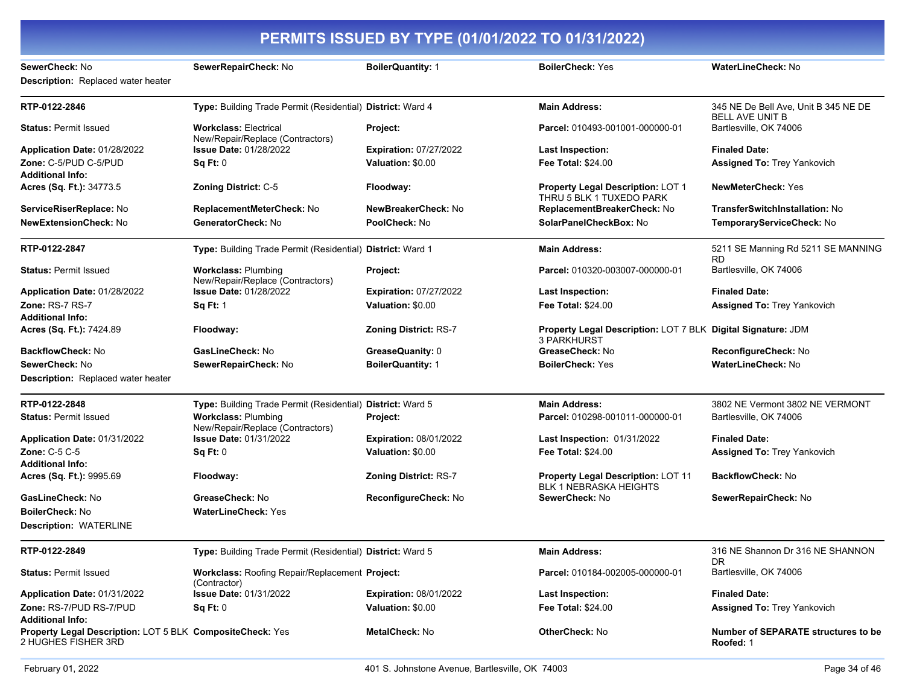# PERMITS ISSUED BY TYPE (01/01/2022 TO 01/31/2022)

**SewerCheck:** No | **SewerRepairCheck:** No | **BoilerQuantity:** 1 | **BoilerCheck:** Yes | **WaterLineCheck:** No

**Description:** Replaced water heater

---

| | | | | |
|---|---|---|---|---|
| **RTP-0122-2846** | **Type:** Building Trade Permit (Residential) | **District:** Ward 4 | **Main Address:** | 345 NE De Bell Ave, Unit B 345 NE DE BELL AVE UNIT B |
| **Status:** Permit Issued | **Workclass:** Electrical New/Repair/Replace (Contractors) | **Project:** | **Parcel:** 010493-001001-000000-01 | Bartlesville, OK 74006 |
| **Application Date:** 01/28/2022 | **Issue Date:** 01/28/2022 | **Expiration:** 07/27/2022 | **Last Inspection:** | **Finaled Date:** |
| **Zone:** C-5/PUD C-5/PUD | **Sq Ft:** 0 | **Valuation:** $0.00 | **Fee Total:** $24.00 | **Assigned To:** Trey Yankovich |
| **Additional Info:** | | | | |
| **Acres (Sq. Ft.):** 34773.5 | **Zoning District:** C-5 | **Floodway:** | **Property Legal Description:** LOT 1 THRU 5 BLK 1 TUXEDO PARK | **NewMeterCheck:** Yes |
| **ServiceRiserReplace:** No | **ReplacementMeterCheck:** No | **NewBreakerCheck:** No | **ReplacementBreakerCheck:** No | **TransferSwitchInstallation:** No |
| **NewExtensionCheck:** No | **GeneratorCheck:** No | **PoolCheck:** No | **SolarPanelCheckBox:** No | **TemporaryServiceCheck:** No |

---

| | | | | |
|---|---|---|---|---|
| **RTP-0122-2847** | **Type:** Building Trade Permit (Residential) | **District:** Ward 1 | **Main Address:** | 5211 SE Manning Rd 5211 SE MANNING RD |
| **Status:** Permit Issued | **Workclass:** Plumbing New/Repair/Replace (Contractors) | **Project:** | **Parcel:** 010320-003007-000000-01 | Bartlesville, OK 74006 |
| **Application Date:** 01/28/2022 | **Issue Date:** 01/28/2022 | **Expiration:** 07/27/2022 | **Last Inspection:** | **Finaled Date:** |
| **Zone:** RS-7 RS-7 | **Sq Ft:** 1 | **Valuation:** $0.00 | **Fee Total:** $24.00 | **Assigned To:** Trey Yankovich |
| **Additional Info:** | | | | |
| **Acres (Sq. Ft.):** 7424.89 | **Floodway:** | **Zoning District:** RS-7 | **Property Legal Description:** LOT 7 BLK 3 PARKHURST | **Digital Signature:** JDM |
| **BackflowCheck:** No | **GasLineCheck:** No | **GreaseQuanity:** 0 | **GreaseCheck:** No | **ReconfigureCheck:** No |
| **SewerCheck:** No | **SewerRepairCheck:** No | **BoilerQuantity:** 1 | **BoilerCheck:** Yes | **WaterLineCheck:** No |

**Description:** Replaced water heater

---

| | | | | |
|---|---|---|---|---|
| **RTP-0122-2848** | **Type:** Building Trade Permit (Residential) | **District:** Ward 5 | **Main Address:** | 3802 NE Vermont 3802 NE VERMONT |
| **Status:** Permit Issued | **Workclass:** Plumbing New/Repair/Replace (Contractors) | **Project:** | **Parcel:** 010298-001011-000000-01 | Bartlesville, OK 74006 |
| **Application Date:** 01/31/2022 | **Issue Date:** 01/31/2022 | **Expiration:** 08/01/2022 | **Last Inspection:** 01/31/2022 | **Finaled Date:** |
| **Zone:** C-5 C-5 | **Sq Ft:** 0 | **Valuation:** $0.00 | **Fee Total:** $24.00 | **Assigned To:** Trey Yankovich |
| **Additional Info:** | | | | |
| **Acres (Sq. Ft.):** 9995.69 | **Floodway:** | **Zoning District:** RS-7 | **Property Legal Description:** LOT 11 BLK 1 NEBRASKA HEIGHTS | **BackflowCheck:** No |
| **GasLineCheck:** No | **GreaseCheck:** No | **ReconfigureCheck:** No | **SewerCheck:** No | **SewerRepairCheck:** No |
| **BoilerCheck:** No | **WaterLineCheck:** Yes | | | |

**Description:** WATERLINE

---

| | | | | |
|---|---|---|---|---|
| **RTP-0122-2849** | **Type:** Building Trade Permit (Residential) | **District:** Ward 5 | **Main Address:** | 316 NE Shannon Dr 316 NE SHANNON DR |
| **Status:** Permit Issued | **Workclass:** Roofing Repair/Replacement (Contractor) | **Project:** | **Parcel:** 010184-002005-000000-01 | Bartlesville, OK 74006 |
| **Application Date:** 01/31/2022 | **Issue Date:** 01/31/2022 | **Expiration:** 08/01/2022 | **Last Inspection:** | **Finaled Date:** |
| **Zone:** RS-7/PUD RS-7/PUD | **Sq Ft:** 0 | **Valuation:** $0.00 | **Fee Total:** $24.00 | **Assigned To:** Trey Yankovich |
| **Additional Info:** | | | | |
| **Property Legal Description:** LOT 5 BLK 2 HUGHES FISHER 3RD | **CompositeCheck:** Yes | **MetalCheck:** No | **OtherCheck:** No | **Number of SEPARATE structures to be Roofed:** 1 |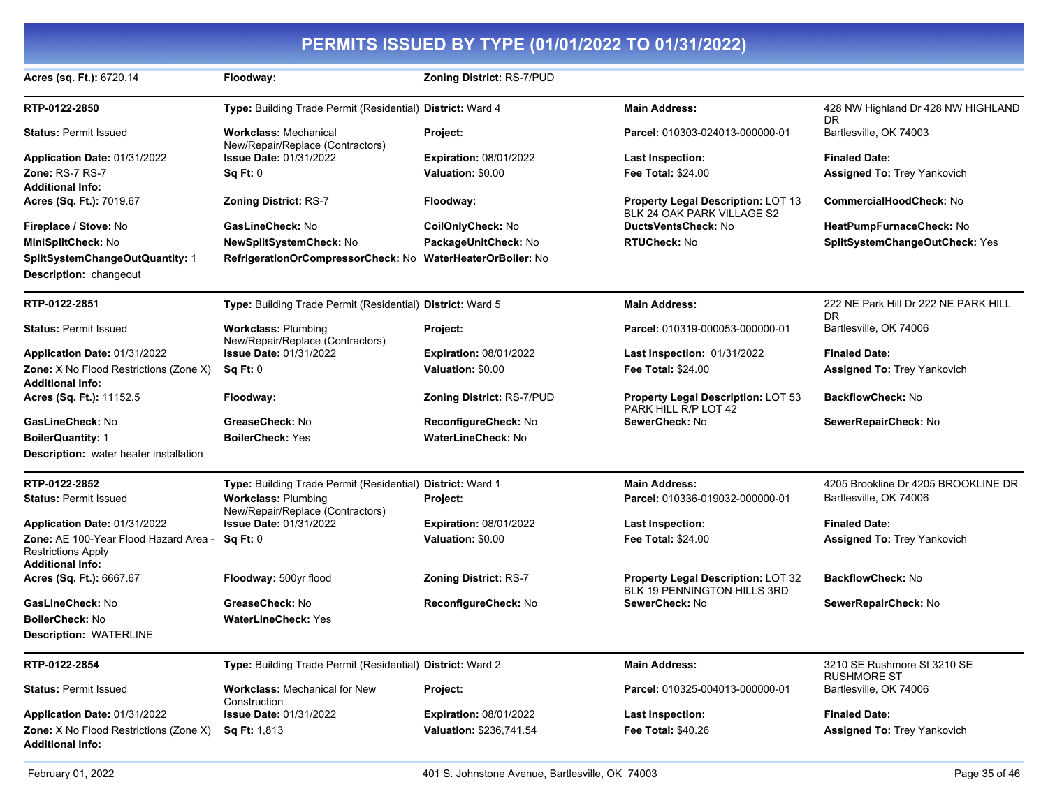# PERMITS ISSUED BY TYPE (01/01/2022 TO 01/31/2022)

**Acres (sq. Ft.):** 6720.14 | **Floodway:** | **Zoning District:** RS-7/PUD

---

**RTP-0122-2850** | **Type:** Building Trade Permit (Residential) | **District:** Ward 4 | **Main Address:** 428 NW Highland Dr 428 NW HIGHLAND DR Bartlesville, OK 74003

**Status:** Permit Issued | **Workclass:** Mechanical New/Repair/Replace (Contractors) | **Project:** | **Parcel:** 010303-024013-000000-01

**Application Date:** 01/31/2022 | **Issue Date:** 01/31/2022 | **Expiration:** 08/01/2022 | **Last Inspection:** | **Finaled Date:**

**Zone:** RS-7 RS-7 | **Sq Ft:** 0 | **Valuation:** $0.00 | **Fee Total:** $24.00 | **Assigned To:** Trey Yankovich

**Additional Info:**

**Acres (Sq. Ft.):** 7019.67 | **Zoning District:** RS-7 | **Floodway:** | **Property Legal Description:** LOT 13 BLK 24 OAK PARK VILLAGE S2 | **CommercialHoodCheck:** No

**Fireplace / Stove:** No | **GasLineCheck:** No | **CoilOnlyCheck:** No | **DuctsVentsCheck:** No | **HeatPumpFurnaceCheck:** No

**MiniSplitCheck:** No | **NewSplitSystemCheck:** No | **PackageUnitCheck:** No | **RTUCheck:** No | **SplitSystemChangeOutCheck:** Yes

**SplitSystemChangeOutQuantity:** 1 | **RefrigerationOrCompressorCheck:** No | **WaterHeaterOrBoiler:** No

**Description:** changeout

---

**RTP-0122-2851** | **Type:** Building Trade Permit (Residential) | **District:** Ward 5 | **Main Address:** 222 NE Park Hill Dr 222 NE PARK HILL DR Bartlesville, OK 74006

**Status:** Permit Issued | **Workclass:** Plumbing New/Repair/Replace (Contractors) | **Project:** | **Parcel:** 010319-000053-000000-01

**Application Date:** 01/31/2022 | **Issue Date:** 01/31/2022 | **Expiration:** 08/01/2022 | **Last Inspection:** 01/31/2022 | **Finaled Date:**

**Zone:** X No Flood Restrictions (Zone X) | **Sq Ft:** 0 | **Valuation:** $0.00 | **Fee Total:** $24.00 | **Assigned To:** Trey Yankovich

**Additional Info:**

**Acres (Sq. Ft.):** 11152.5 | **Floodway:** | **Zoning District:** RS-7/PUD | **Property Legal Description:** LOT 53 PARK HILL R/P LOT 42 | **BackflowCheck:** No

**GasLineCheck:** No | **GreaseCheck:** No | **ReconfigureCheck:** No | **SewerCheck:** No | **SewerRepairCheck:** No

**BoilerQuantity:** 1 | **BoilerCheck:** Yes | **WaterLineCheck:** No

**Description:** water heater installation

---

**RTP-0122-2852** | **Type:** Building Trade Permit (Residential) | **District:** Ward 1 | **Main Address:** 4205 Brookline Dr 4205 BROOKLINE DR Bartlesville, OK 74006

**Status:** Permit Issued | **Workclass:** Plumbing New/Repair/Replace (Contractors) | **Project:** | **Parcel:** 010336-019032-000000-01

**Application Date:** 01/31/2022 | **Issue Date:** 01/31/2022 | **Expiration:** 08/01/2022 | **Last Inspection:** | **Finaled Date:**

**Zone:** AE 100-Year Flood Hazard Area - Restrictions Apply | **Sq Ft:** 0 | **Valuation:** $0.00 | **Fee Total:** $24.00 | **Assigned To:** Trey Yankovich

**Additional Info:**

**Acres (Sq. Ft.):** 6667.67 | **Floodway:** 500yr flood | **Zoning District:** RS-7 | **Property Legal Description:** LOT 32 BLK 19 PENNINGTON HILLS 3RD | **BackflowCheck:** No

**GasLineCheck:** No | **GreaseCheck:** No | **ReconfigureCheck:** No | **SewerCheck:** No | **SewerRepairCheck:** No

**BoilerCheck:** No | **WaterLineCheck:** Yes

**Description:** WATERLINE

---

**RTP-0122-2854** | **Type:** Building Trade Permit (Residential) | **District:** Ward 2 | **Main Address:** 3210 SE Rushmore St 3210 SE RUSHMORE ST Bartlesville, OK 74006

**Status:** Permit Issued | **Workclass:** Mechanical for New Construction | **Project:** | **Parcel:** 010325-004013-000000-01

**Application Date:** 01/31/2022 | **Issue Date:** 01/31/2022 | **Expiration:** 08/01/2022 | **Last Inspection:** | **Finaled Date:**

**Zone:** X No Flood Restrictions (Zone X) | **Sq Ft:** 1,813 | **Valuation:** $236,741.54 | **Fee Total:** $40.26 | **Assigned To:** Trey Yankovich

**Additional Info:**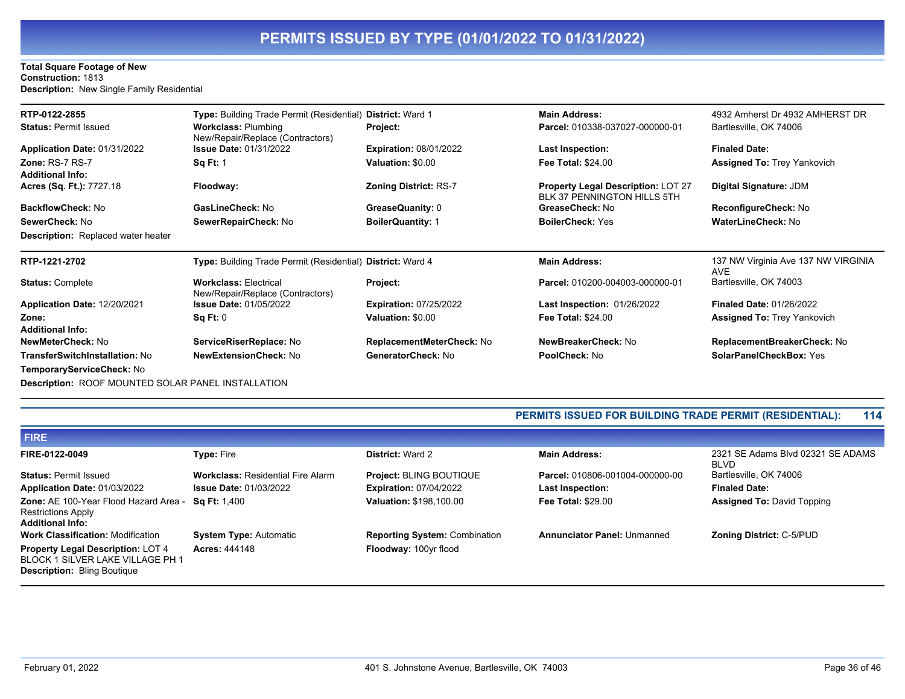# PERMITS ISSUED BY TYPE (01/01/2022 TO 01/31/2022)

**Total Square Footage of New Construction:** 1813
**Description:** New Single Family Residential

---

| | | | | |
|---|---|---|---|---|
| **RTP-0122-2855** | **Type:** Building Trade Permit (Residential) | **District:** Ward 1 | **Main Address:** | 4932 Amherst Dr 4932 AMHERST DR |
| **Status:** Permit Issued | **Workclass:** Plumbing New/Repair/Replace (Contractors) | **Project:** | **Parcel:** 010338-037027-000000-01 | Bartlesville, OK 74006 |
| **Application Date:** 01/31/2022 | **Issue Date:** 01/31/2022 | **Expiration:** 08/01/2022 | **Last Inspection:** | **Finaled Date:** |
| **Zone:** RS-7 RS-7 | **Sq Ft:** 1 | **Valuation:** $0.00 | **Fee Total:** $24.00 | **Assigned To:** Trey Yankovich |
| **Additional Info:** | | | | |
| **Acres (Sq. Ft.):** 7727.18 | **Floodway:** | **Zoning District:** RS-7 | **Property Legal Description:** LOT 27 BLK 37 PENNINGTON HILLS 5TH | **Digital Signature:** JDM |
| **BackflowCheck:** No | **GasLineCheck:** No | **GreaseQuanity:** 0 | **GreaseCheck:** No | **ReconfigureCheck:** No |
| **SewerCheck:** No | **SewerRepairCheck:** No | **BoilerQuantity:** 1 | **BoilerCheck:** Yes | **WaterLineCheck:** No |

**Description:** Replaced water heater

---

| | | | | |
|---|---|---|---|---|
| **RTP-1221-2702** | **Type:** Building Trade Permit (Residential) | **District:** Ward 4 | **Main Address:** | 137 NW Virginia Ave 137 NW VIRGINIA AVE |
| **Status:** Complete | **Workclass:** Electrical New/Repair/Replace (Contractors) | **Project:** | **Parcel:** 010200-004003-000000-01 | Bartlesville, OK 74003 |
| **Application Date:** 12/20/2021 | **Issue Date:** 01/05/2022 | **Expiration:** 07/25/2022 | **Last Inspection:** 01/26/2022 | **Finaled Date:** 01/26/2022 |
| **Zone:** | **Sq Ft:** 0 | **Valuation:** $0.00 | **Fee Total:** $24.00 | **Assigned To:** Trey Yankovich |
| **Additional Info:** | | | | |
| **NewMeterCheck:** No | **ServiceRiserReplace:** No | **ReplacementMeterCheck:** No | **NewBreakerCheck:** No | **ReplacementBreakerCheck:** No |
| **TransferSwitchInstallation:** No | **NewExtensionCheck:** No | **GeneratorCheck:** No | **PoolCheck:** No | **SolarPanelCheckBox:** Yes |
| **TemporaryServiceCheck:** No | | | | |

**Description:** ROOF MOUNTED SOLAR PANEL INSTALLATION

---

**PERMITS ISSUED FOR BUILDING TRADE PERMIT (RESIDENTIAL): 114**

## FIRE

| | | | | |
|---|---|---|---|---|
| **FIRE-0122-0049** | **Type:** Fire | **District:** Ward 2 | **Main Address:** | 2321 SE Adams Blvd 02321 SE ADAMS BLVD |
| **Status:** Permit Issued | **Workclass:** Residential Fire Alarm | **Project:** BLING BOUTIQUE | **Parcel:** 010806-001004-000000-00 | Bartlesville, OK 74006 |
| **Application Date:** 01/03/2022 | **Issue Date:** 01/03/2022 | **Expiration:** 07/04/2022 | **Last Inspection:** | **Finaled Date:** |
| **Zone:** AE 100-Year Flood Hazard Area - Restrictions Apply | **Sq Ft:** 1,400 | **Valuation:** $198,100.00 | **Fee Total:** $29.00 | **Assigned To:** David Topping |
| **Additional Info:** | | | | |
| **Work Classification:** Modification | **System Type:** Automatic | **Reporting System:** Combination | **Annunciator Panel:** Unmanned | **Zoning District:** C-5/PUD |
| **Property Legal Description:** LOT 4 BLOCK 1 SILVER LAKE VILLAGE PH 1 | **Acres:** 444148 | **Floodway:** 100yr flood | | |

**Description:** Bling Boutique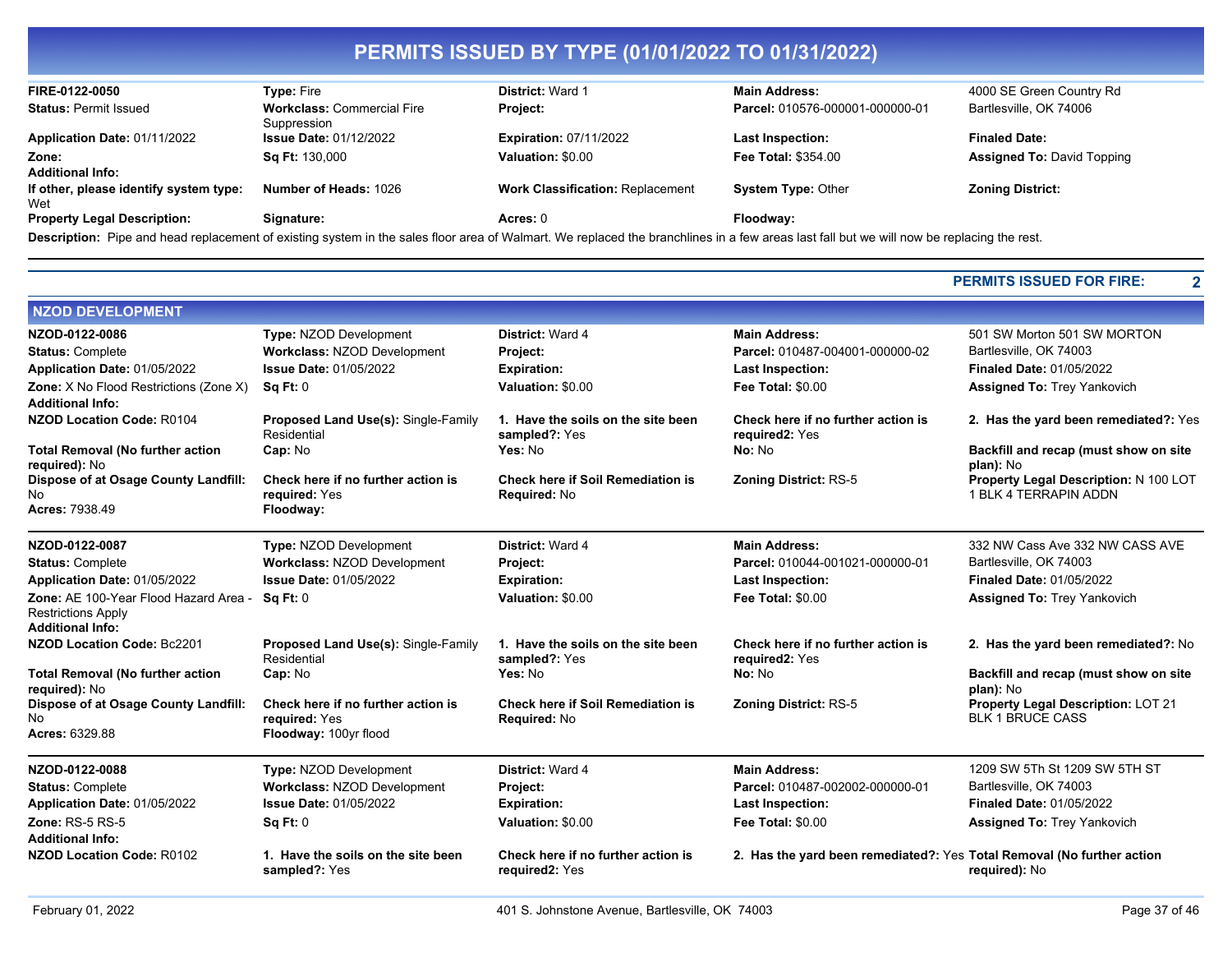# PERMITS ISSUED BY TYPE (01/01/2022 TO 01/31/2022)

| | | | | |
|---|---|---|---|---|
| **FIRE-0122-0050** | **Type:** Fire | **District:** Ward 1 | **Main Address:** | 4000 SE Green Country Rd |
| **Status:** Permit Issued | **Workclass:** Commercial Fire Suppression | **Project:** | **Parcel:** 010576-000001-000000-01 | Bartlesville, OK 74006 |
| **Application Date:** 01/11/2022 | **Issue Date:** 01/12/2022 | **Expiration:** 07/11/2022 | **Last Inspection:** | **Finaled Date:** |
| **Zone:** | **Sq Ft:** 130,000 | **Valuation:** $0.00 | **Fee Total:** $354.00 | **Assigned To:** David Topping |
| **Additional Info:** | | | | |
| **If other, please identify system type:** Wet | **Number of Heads:** 1026 | **Work Classification:** Replacement | **System Type:** Other | **Zoning District:** |
| **Property Legal Description:** | **Signature:** | **Acres:** 0 | **Floodway:** | |

**Description:** Pipe and head replacement of existing system in the sales floor area of Walmart. We replaced the branchlines in a few areas last fall but we will now be replacing the rest.

**PERMITS ISSUED FOR FIRE: 2**

## NZOD DEVELOPMENT

| | | | | |
|---|---|---|---|---|
| **NZOD-0122-0086** | **Type:** NZOD Development | **District:** Ward 4 | **Main Address:** | 501 SW Morton 501 SW MORTON |
| **Status:** Complete | **Workclass:** NZOD Development | **Project:** | **Parcel:** 010487-004001-000000-02 | Bartlesville, OK 74003 |
| **Application Date:** 01/05/2022 | **Issue Date:** 01/05/2022 | **Expiration:** | **Last Inspection:** | **Finaled Date:** 01/05/2022 |
| **Zone:** X No Flood Restrictions (Zone X) | **Sq Ft:** 0 | **Valuation:** $0.00 | **Fee Total:** $0.00 | **Assigned To:** Trey Yankovich |
| **Additional Info:** | | | | |
| **NZOD Location Code:** R0104 | **Proposed Land Use(s):** Single-Family Residential | **1. Have the soils on the site been sampled?:** Yes | **Check here if no further action is required2:** Yes | **2. Has the yard been remediated?:** Yes |
| **Total Removal (No further action required):** No | **Cap:** No | **Yes:** No | **No:** No | **Backfill and recap (must show on site plan):** No |
| **Dispose of at Osage County Landfill:** No | **Check here if no further action is required:** Yes | **Check here if Soil Remediation is Required:** No | **Zoning District:** RS-5 | **Property Legal Description:** N 100 LOT 1 BLK 4 TERRAPIN ADDN |
| **Acres:** 7938.49 | **Floodway:** | | | |

| | | | | |
|---|---|---|---|---|
| **NZOD-0122-0087** | **Type:** NZOD Development | **District:** Ward 4 | **Main Address:** | 332 NW Cass Ave 332 NW CASS AVE |
| **Status:** Complete | **Workclass:** NZOD Development | **Project:** | **Parcel:** 010044-001021-000000-01 | Bartlesville, OK 74003 |
| **Application Date:** 01/05/2022 | **Issue Date:** 01/05/2022 | **Expiration:** | **Last Inspection:** | **Finaled Date:** 01/05/2022 |
| **Zone:** AE 100-Year Flood Hazard Area - Restrictions Apply | **Sq Ft:** 0 | **Valuation:** $0.00 | **Fee Total:** $0.00 | **Assigned To:** Trey Yankovich |
| **Additional Info:** | | | | |
| **NZOD Location Code:** Bc2201 | **Proposed Land Use(s):** Single-Family Residential | **1. Have the soils on the site been sampled?:** Yes | **Check here if no further action is required2:** Yes | **2. Has the yard been remediated?:** No |
| **Total Removal (No further action required):** No | **Cap:** No | **Yes:** No | **No:** No | **Backfill and recap (must show on site plan):** No |
| **Dispose of at Osage County Landfill:** No | **Check here if no further action is required:** Yes | **Check here if Soil Remediation is Required:** No | **Zoning District:** RS-5 | **Property Legal Description:** LOT 21 BLK 1 BRUCE CASS |
| **Acres:** 6329.88 | **Floodway:** 100yr flood | | | |

| | | | | |
|---|---|---|---|---|
| **NZOD-0122-0088** | **Type:** NZOD Development | **District:** Ward 4 | **Main Address:** | 1209 SW 5Th St 1209 SW 5TH ST |
| **Status:** Complete | **Workclass:** NZOD Development | **Project:** | **Parcel:** 010487-002002-000000-01 | Bartlesville, OK 74003 |
| **Application Date:** 01/05/2022 | **Issue Date:** 01/05/2022 | **Expiration:** | **Last Inspection:** | **Finaled Date:** 01/05/2022 |
| **Zone:** RS-5 RS-5 | **Sq Ft:** 0 | **Valuation:** $0.00 | **Fee Total:** $0.00 | **Assigned To:** Trey Yankovich |
| **Additional Info:** | | | | |
| **NZOD Location Code:** R0102 | **1. Have the soils on the site been sampled?:** Yes | **Check here if no further action is required2:** Yes | **2. Has the yard been remediated?:** Yes | **Total Removal (No further action required):** No |

February 01, 2022 &nbsp;&nbsp; 401 S. Johnstone Avenue, Bartlesville, OK 74003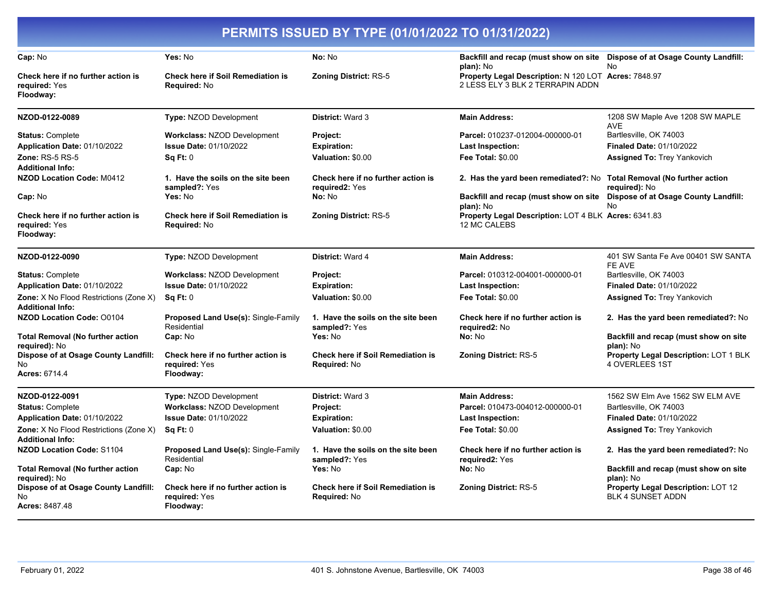# PERMITS ISSUED BY TYPE (01/01/2022 TO 01/31/2022)

**Cap:** No | **Yes:** No | **No:** No | **Backfill and recap (must show on site plan):** No | **Dispose of at Osage County Landfill:** No

**Check here if no further action is required:** Yes | **Check here if Soil Remediation is Required:** No | **Zoning District:** RS-5 | **Property Legal Description:** N 120 LOT 2 LESS ELY 3 BLK 2 TERRAPIN ADDN | **Acres:** 7848.97

**Floodway:**

---

**NZOD-0122-0089** | **Type:** NZOD Development | **District:** Ward 3 | **Main Address:** 1208 SW Maple Ave 1208 SW MAPLE AVE Bartlesville, OK 74003

**Status:** Complete | **Workclass:** NZOD Development | **Project:** | **Parcel:** 010237-012004-000000-01

**Application Date:** 01/10/2022 | **Issue Date:** 01/10/2022 | **Expiration:** | **Last Inspection:** | **Finaled Date:** 01/10/2022

**Zone:** RS-5 RS-5 | **Sq Ft:** 0 | **Valuation:** $0.00 | **Fee Total:** $0.00 | **Assigned To:** Trey Yankovich

**Additional Info:**

**NZOD Location Code:** M0412 | **1. Have the soils on the site been sampled?:** Yes | **Check here if no further action is required2:** Yes | **2. Has the yard been remediated?:** No | **Total Removal (No further action required):** No

**Cap:** No | **Yes:** No | **No:** No | **Backfill and recap (must show on site plan):** No | **Dispose of at Osage County Landfill:** No

**Check here if no further action is required:** Yes | **Check here if Soil Remediation is Required:** No | **Zoning District:** RS-5 | **Property Legal Description:** LOT 4 BLK 12 MC CALEBS | **Acres:** 6341.83

**Floodway:**

---

**NZOD-0122-0090** | **Type:** NZOD Development | **District:** Ward 4 | **Main Address:** 401 SW Santa Fe Ave 00401 SW SANTA FE AVE Bartlesville, OK 74003

**Status:** Complete | **Workclass:** NZOD Development | **Project:** | **Parcel:** 010312-004001-000000-01

**Application Date:** 01/10/2022 | **Issue Date:** 01/10/2022 | **Expiration:** | **Last Inspection:** | **Finaled Date:** 01/10/2022

**Zone:** X No Flood Restrictions (Zone X) | **Sq Ft:** 0 | **Valuation:** $0.00 | **Fee Total:** $0.00 | **Assigned To:** Trey Yankovich

**Additional Info:**

**NZOD Location Code:** O0104 | **Proposed Land Use(s):** Single-Family Residential | **1. Have the soils on the site been sampled?:** Yes | **Check here if no further action is required2:** No | **2. Has the yard been remediated?:** No

**Total Removal (No further action required):** No | **Cap:** No | **Yes:** No | **No:** No | **Backfill and recap (must show on site plan):** No

**Dispose of at Osage County Landfill:** No | **Check here if no further action is required:** Yes | **Check here if Soil Remediation is Required:** No | **Zoning District:** RS-5 | **Property Legal Description:** LOT 1 BLK 4 OVERLEES 1ST

**Acres:** 6714.4 | **Floodway:**

---

**NZOD-0122-0091** | **Type:** NZOD Development | **District:** Ward 3 | **Main Address:** 1562 SW Elm Ave 1562 SW ELM AVE Bartlesville, OK 74003

**Status:** Complete | **Workclass:** NZOD Development | **Project:** | **Parcel:** 010473-004012-000000-01

**Application Date:** 01/10/2022 | **Issue Date:** 01/10/2022 | **Expiration:** | **Last Inspection:** | **Finaled Date:** 01/10/2022

**Zone:** X No Flood Restrictions (Zone X) | **Sq Ft:** 0 | **Valuation:** $0.00 | **Fee Total:** $0.00 | **Assigned To:** Trey Yankovich

**Additional Info:**

**NZOD Location Code:** S1104 | **Proposed Land Use(s):** Single-Family Residential | **1. Have the soils on the site been sampled?:** Yes | **Check here if no further action is required2:** Yes | **2. Has the yard been remediated?:** No

**Total Removal (No further action required):** No | **Cap:** No | **Yes:** No | **No:** No | **Backfill and recap (must show on site plan):** No

**Dispose of at Osage County Landfill:** No | **Check here if no further action is required:** Yes | **Check here if Soil Remediation is Required:** No | **Zoning District:** RS-5 | **Property Legal Description:** LOT 12 BLK 4 SUNSET ADDN

**Acres:** 8487.48 | **Floodway:**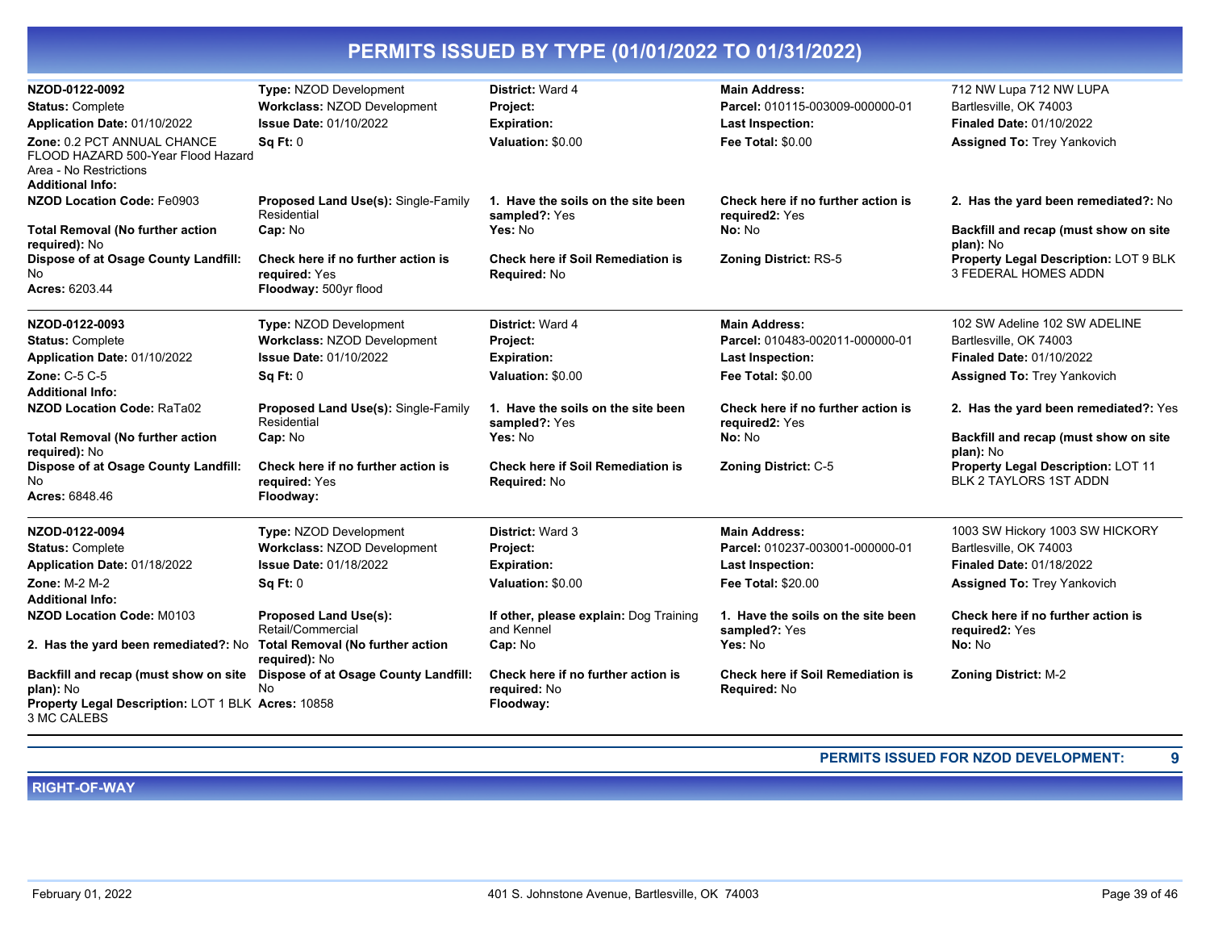# PERMITS ISSUED BY TYPE (01/01/2022 TO 01/31/2022)

**NZOD-0122-0092**
**Type:** NZOD Development
**District:** Ward 4
**Main Address:** 712 NW Lupa 712 NW LUPA Bartlesville, OK 74003
**Status:** Complete
**Workclass:** NZOD Development
**Project:**
**Parcel:** 010115-003009-000000-01
**Application Date:** 01/10/2022
**Issue Date:** 01/10/2022
**Expiration:**
**Last Inspection:**
**Finaled Date:** 01/10/2022
**Zone:** 0.2 PCT ANNUAL CHANCE FLOOD HAZARD 500-Year Flood Hazard Area - No Restrictions
**Sq Ft:** 0
**Valuation:** $0.00
**Fee Total:** $0.00
**Assigned To:** Trey Yankovich
**Additional Info:**
**NZOD Location Code:** Fe0903
**Proposed Land Use(s):** Single-Family Residential
**1. Have the soils on the site been sampled?:** Yes
**Check here if no further action is required2:** Yes
**2. Has the yard been remediated?:** No
**Total Removal (No further action required):** No
**Cap:** No
**Yes:** No
**No:** No
**Backfill and recap (must show on site plan):** No
**Dispose of at Osage County Landfill:** No
**Check here if no further action is required:** Yes
**Check here if Soil Remediation is Required:** No
**Zoning District:** RS-5
**Property Legal Description:** LOT 9 BLK 3 FEDERAL HOMES ADDN
**Acres:** 6203.44
**Floodway:** 500yr flood

---

**NZOD-0122-0093**
**Type:** NZOD Development
**District:** Ward 4
**Main Address:** 102 SW Adeline 102 SW ADELINE Bartlesville, OK 74003
**Status:** Complete
**Workclass:** NZOD Development
**Project:**
**Parcel:** 010483-002011-000000-01
**Application Date:** 01/10/2022
**Issue Date:** 01/10/2022
**Expiration:**
**Last Inspection:**
**Finaled Date:** 01/10/2022
**Zone:** C-5 C-5
**Sq Ft:** 0
**Valuation:** $0.00
**Fee Total:** $0.00
**Assigned To:** Trey Yankovich
**Additional Info:**
**NZOD Location Code:** RaTa02
**Proposed Land Use(s):** Single-Family Residential
**1. Have the soils on the site been sampled?:** Yes
**Check here if no further action is required2:** Yes
**2. Has the yard been remediated?:** Yes
**Total Removal (No further action required):** No
**Cap:** No
**Yes:** No
**No:** No
**Backfill and recap (must show on site plan):** No
**Dispose of at Osage County Landfill:** No
**Check here if no further action is required:** Yes
**Check here if Soil Remediation is Required:** No
**Zoning District:** C-5
**Property Legal Description:** LOT 11 BLK 2 TAYLORS 1ST ADDN
**Acres:** 6848.46
**Floodway:**

---

**NZOD-0122-0094**
**Type:** NZOD Development
**District:** Ward 3
**Main Address:** 1003 SW Hickory 1003 SW HICKORY Bartlesville, OK 74003
**Status:** Complete
**Workclass:** NZOD Development
**Project:**
**Parcel:** 010237-003001-000000-01
**Application Date:** 01/18/2022
**Issue Date:** 01/18/2022
**Expiration:**
**Last Inspection:**
**Finaled Date:** 01/18/2022
**Zone:** M-2 M-2
**Sq Ft:** 0
**Valuation:** $0.00
**Fee Total:** $20.00
**Assigned To:** Trey Yankovich
**Additional Info:**
**NZOD Location Code:** M0103
**Proposed Land Use(s):** Retail/Commercial
**If other, please explain:** Dog Training and Kennel
**1. Have the soils on the site been sampled?:** Yes
**Check here if no further action is required2:** Yes
**2. Has the yard been remediated?:** No
**Total Removal (No further action required):** No
**Cap:** No
**Yes:** No
**No:** No
**Backfill and recap (must show on site plan):** No
**Dispose of at Osage County Landfill:** No
**Check here if no further action is required:** No
**Check here if Soil Remediation is Required:** No
**Zoning District:** M-2
**Property Legal Description:** LOT 1 BLK 3 MC CALEBS
**Acres:** 10858
**Floodway:**

---

**PERMITS ISSUED FOR NZOD DEVELOPMENT: 9**

## RIGHT-OF-WAY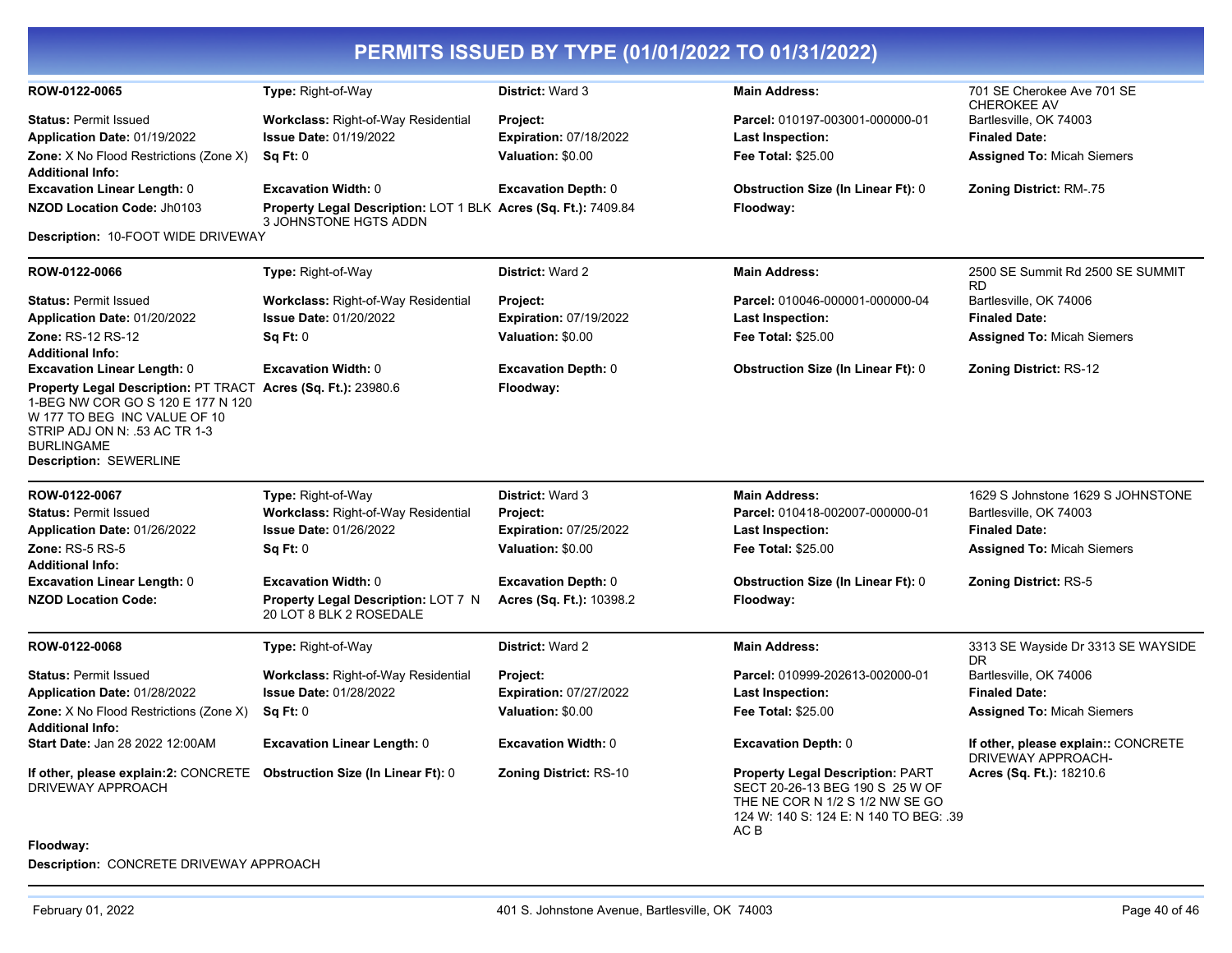# PERMITS ISSUED BY TYPE (01/01/2022 TO 01/31/2022)

| ROW-0122-0065 | Type: Right-of-Way | District: Ward 3 | Main Address: | 701 SE Cherokee Ave 701 SE CHEROKEE AV |
|---|---|---|---|---|
| Status: Permit Issued | Workclass: Right-of-Way Residential | Project: | Parcel: 010197-003001-000000-01 | Bartlesville, OK 74003 |
| Application Date: 01/19/2022 | Issue Date: 01/19/2022 | Expiration: 07/18/2022 | Last Inspection: | Finaled Date: |
| Zone: X No Flood Restrictions (Zone X) | Sq Ft: 0 | Valuation: $0.00 | Fee Total: $25.00 | Assigned To: Micah Siemers |
| Additional Info: | | | | |
| Excavation Linear Length: 0 | Excavation Width: 0 | Excavation Depth: 0 | Obstruction Size (In Linear Ft): 0 | Zoning District: RM-.75 |
| NZOD Location Code: Jh0103 | Property Legal Description: LOT 1 BLK 3 JOHNSTONE HGTS ADDN | Acres (Sq. Ft.): 7409.84 | Floodway: | |

**Description:** 10-FOOT WIDE DRIVEWAY

| ROW-0122-0066 | Type: Right-of-Way | District: Ward 2 | Main Address: | 2500 SE Summit Rd 2500 SE SUMMIT RD |
|---|---|---|---|---|
| Status: Permit Issued | Workclass: Right-of-Way Residential | Project: | Parcel: 010046-000001-000000-04 | Bartlesville, OK 74006 |
| Application Date: 01/20/2022 | Issue Date: 01/20/2022 | Expiration: 07/19/2022 | Last Inspection: | Finaled Date: |
| Zone: RS-12 RS-12 | Sq Ft: 0 | Valuation: $0.00 | Fee Total: $25.00 | Assigned To: Micah Siemers |
| Additional Info: | | | | |
| Excavation Linear Length: 0 | Excavation Width: 0 | Excavation Depth: 0 | Obstruction Size (In Linear Ft): 0 | Zoning District: RS-12 |
| Property Legal Description: PT TRACT 1-BEG NW COR GO S 120 E 177 N 120 W 177 TO BEG INC VALUE OF 10 STRIP ADJ ON N: .53 AC TR 1-3 BURLINGAME | Acres (Sq. Ft.): 23980.6 | Floodway: | | |

**Description:** SEWERLINE

| ROW-0122-0067 | Type: Right-of-Way | District: Ward 3 | Main Address: | 1629 S Johnstone 1629 S JOHNSTONE |
|---|---|---|---|---|
| Status: Permit Issued | Workclass: Right-of-Way Residential | Project: | Parcel: 010418-002007-000000-01 | Bartlesville, OK 74003 |
| Application Date: 01/26/2022 | Issue Date: 01/26/2022 | Expiration: 07/25/2022 | Last Inspection: | Finaled Date: |
| Zone: RS-5 RS-5 | Sq Ft: 0 | Valuation: $0.00 | Fee Total: $25.00 | Assigned To: Micah Siemers |
| Additional Info: | | | | |
| Excavation Linear Length: 0 | Excavation Width: 0 | Excavation Depth: 0 | Obstruction Size (In Linear Ft): 0 | Zoning District: RS-5 |
| NZOD Location Code: | Property Legal Description: LOT 7 N 20 LOT 8 BLK 2 ROSEDALE | Acres (Sq. Ft.): 10398.2 | Floodway: | |

| ROW-0122-0068 | Type: Right-of-Way | District: Ward 2 | Main Address: | 3313 SE Wayside Dr 3313 SE WAYSIDE DR |
|---|---|---|---|---|
| Status: Permit Issued | Workclass: Right-of-Way Residential | Project: | Parcel: 010999-202613-002000-01 | Bartlesville, OK 74006 |
| Application Date: 01/28/2022 | Issue Date: 01/28/2022 | Expiration: 07/27/2022 | Last Inspection: | Finaled Date: |
| Zone: X No Flood Restrictions (Zone X) | Sq Ft: 0 | Valuation: $0.00 | Fee Total: $25.00 | Assigned To: Micah Siemers |
| Additional Info: | | | | |
| Start Date: Jan 28 2022 12:00AM | Excavation Linear Length: 0 | Excavation Width: 0 | Excavation Depth: 0 | If other, please explain:: CONCRETE DRIVEWAY APPROACH- |
| If other, please explain:2: CONCRETE DRIVEWAY APPROACH | Obstruction Size (In Linear Ft): 0 | Zoning District: RS-10 | Property Legal Description: PART SECT 20-26-13 BEG 190 S 25 W OF THE NE COR N 1/2 S 1/2 NW SE GO 124 W: 140 S: 124 E: N 140 TO BEG: .39 AC B | Acres (Sq. Ft.): 18210.6 |
| Floodway: | | | | |

**Description:** CONCRETE DRIVEWAY APPROACH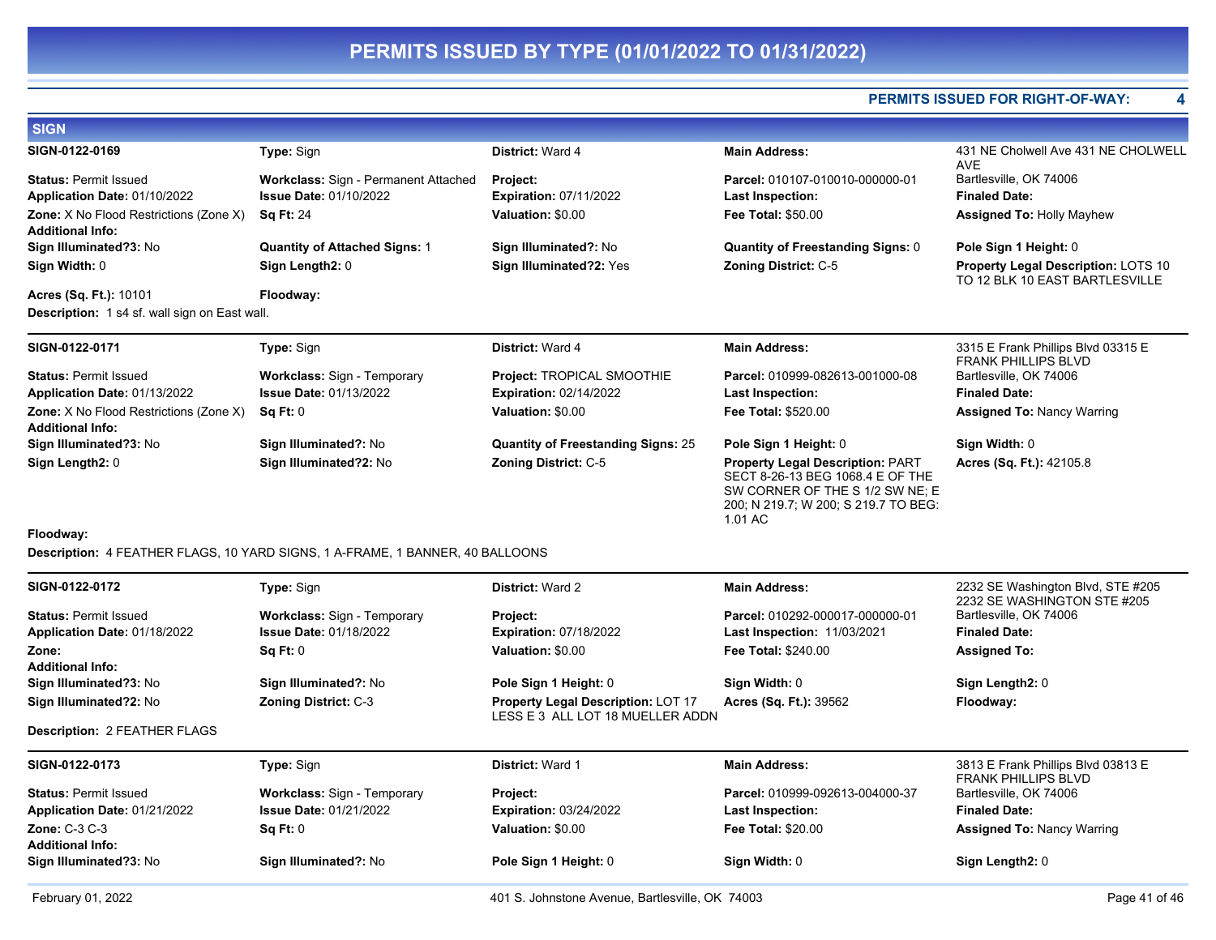# PERMITS ISSUED BY TYPE (01/01/2022 TO 01/31/2022)

**PERMITS ISSUED FOR RIGHT-OF-WAY: 4**

## SIGN

**SIGN-0122-0169**
**Type:** Sign
**District:** Ward 4
**Main Address:** 431 NE Cholwell Ave 431 NE CHOLWELL AVE Bartlesville, OK 74006
**Status:** Permit Issued
**Workclass:** Sign - Permanent Attached
**Project:**
**Parcel:** 010107-010010-000000-01
**Application Date:** 01/10/2022
**Issue Date:** 01/10/2022
**Expiration:** 07/11/2022
**Last Inspection:**
**Finaled Date:**
**Zone:** X No Flood Restrictions (Zone X)
**Sq Ft:** 24
**Valuation:** $0.00
**Fee Total:** $50.00
**Assigned To:** Holly Mayhew
**Additional Info:**
**Sign Illuminated?3:** No
**Quantity of Attached Signs:** 1
**Sign Illuminated?:** No
**Quantity of Freestanding Signs:** 0
**Pole Sign 1 Height:** 0
**Sign Width:** 0
**Sign Length2:** 0
**Sign Illuminated?2:** Yes
**Zoning District:** C-5
**Property Legal Description:** LOTS 10 TO 12 BLK 10 EAST BARTLESVILLE
**Acres (Sq. Ft.):** 10101
**Floodway:**
**Description:** 1 s4 sf. wall sign on East wall.

---

**SIGN-0122-0171**
**Type:** Sign
**District:** Ward 4
**Main Address:** 3315 E Frank Phillips Blvd 03315 E FRANK PHILLIPS BLVD Bartlesville, OK 74006
**Status:** Permit Issued
**Workclass:** Sign - Temporary
**Project:** TROPICAL SMOOTHIE
**Parcel:** 010999-082613-001000-08
**Application Date:** 01/13/2022
**Issue Date:** 01/13/2022
**Expiration:** 02/14/2022
**Last Inspection:**
**Finaled Date:**
**Zone:** X No Flood Restrictions (Zone X)
**Sq Ft:** 0
**Valuation:** $0.00
**Fee Total:** $520.00
**Assigned To:** Nancy Warring
**Additional Info:**
**Sign Illuminated?3:** No
**Sign Illuminated?:** No
**Quantity of Freestanding Signs:** 25
**Pole Sign 1 Height:** 0
**Sign Width:** 0
**Sign Length2:** 0
**Sign Illuminated?2:** No
**Zoning District:** C-5
**Property Legal Description:** PART SECT 8-26-13 BEG 1068.4 E OF THE SW CORNER OF THE S 1/2 SW NE; E 200; N 219.7; W 200; S 219.7 TO BEG: 1.01 AC
**Acres (Sq. Ft.):** 42105.8
**Floodway:**
**Description:** 4 FEATHER FLAGS, 10 YARD SIGNS, 1 A-FRAME, 1 BANNER, 40 BALLOONS

---

**SIGN-0122-0172**
**Type:** Sign
**District:** Ward 2
**Main Address:** 2232 SE Washington Blvd, STE #205 2232 SE WASHINGTON STE #205 Bartlesville, OK 74006
**Status:** Permit Issued
**Workclass:** Sign - Temporary
**Project:**
**Parcel:** 010292-000017-000000-01
**Application Date:** 01/18/2022
**Issue Date:** 01/18/2022
**Expiration:** 07/18/2022
**Last Inspection:** 11/03/2021
**Finaled Date:**
**Zone:**
**Sq Ft:** 0
**Valuation:** $0.00
**Fee Total:** $240.00
**Assigned To:**
**Additional Info:**
**Sign Illuminated?3:** No
**Sign Illuminated?:** No
**Pole Sign 1 Height:** 0
**Sign Width:** 0
**Sign Length2:** 0
**Sign Illuminated?2:** No
**Zoning District:** C-3
**Property Legal Description:** LOT 17 LESS E 3 ALL LOT 18 MUELLER ADDN
**Acres (Sq. Ft.):** 39562
**Floodway:**
**Description:** 2 FEATHER FLAGS

---

**SIGN-0122-0173**
**Type:** Sign
**District:** Ward 1
**Main Address:** 3813 E Frank Phillips Blvd 03813 E FRANK PHILLIPS BLVD Bartlesville, OK 74006
**Status:** Permit Issued
**Workclass:** Sign - Temporary
**Project:**
**Parcel:** 010999-092613-004000-37
**Application Date:** 01/21/2022
**Issue Date:** 01/21/2022
**Expiration:** 03/24/2022
**Last Inspection:**
**Finaled Date:**
**Zone:** C-3 C-3
**Sq Ft:** 0
**Valuation:** $0.00
**Fee Total:** $20.00
**Assigned To:** Nancy Warring
**Additional Info:**
**Sign Illuminated?3:** No
**Sign Illuminated?:** No
**Pole Sign 1 Height:** 0
**Sign Width:** 0
**Sign Length2:** 0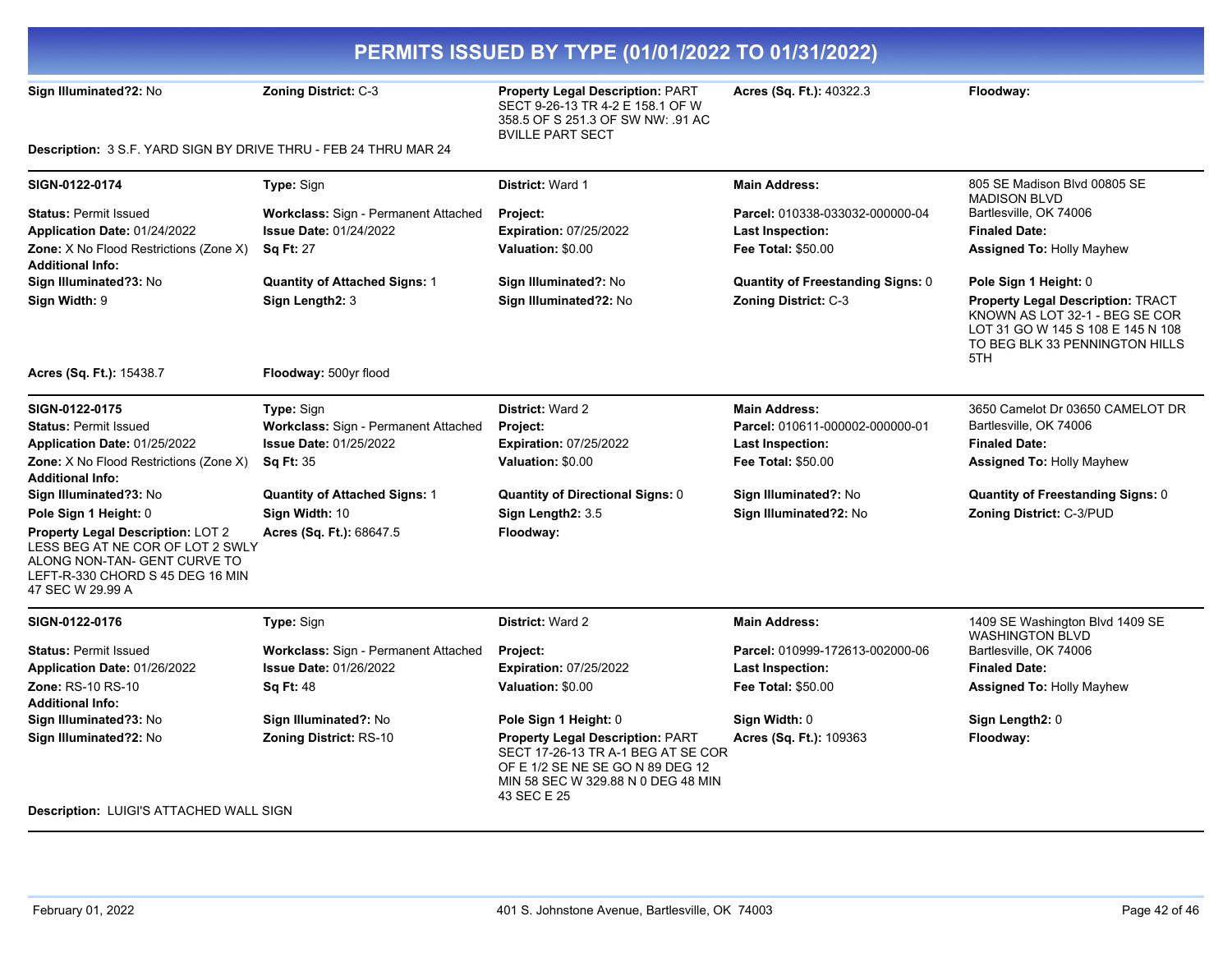# PERMITS ISSUED BY TYPE (01/01/2022 TO 01/31/2022)

**Sign Illuminated?2:** No | **Zoning District:** C-3 | **Property Legal Description:** PART SECT 9-26-13 TR 4-2 E 158.1 OF W 358.5 OF S 251.3 OF SW NW: .91 AC BVILLE PART SECT | **Acres (Sq. Ft.):** 40322.3 | **Floodway:**

**Description:** 3 S.F. YARD SIGN BY DRIVE THRU - FEB 24 THRU MAR 24

---

**SIGN-0122-0174** | **Type:** Sign | **District:** Ward 1 | **Main Address:** 805 SE Madison Blvd 00805 SE MADISON BLVD Bartlesville, OK 74006

**Status:** Permit Issued | **Workclass:** Sign - Permanent Attached | **Project:** | **Parcel:** 010338-033032-000000-04

**Application Date:** 01/24/2022 | **Issue Date:** 01/24/2022 | **Expiration:** 07/25/2022 | **Last Inspection:** | **Finaled Date:**

**Zone:** X No Flood Restrictions (Zone X) | **Sq Ft:** 27 | **Valuation:** $0.00 | **Fee Total:** $50.00 | **Assigned To:** Holly Mayhew

**Additional Info:**

**Sign Illuminated?3:** No | **Quantity of Attached Signs:** 1 | **Sign Illuminated?:** No | **Quantity of Freestanding Signs:** 0 | **Pole Sign 1 Height:** 0

**Sign Width:** 9 | **Sign Length2:** 3 | **Sign Illuminated?2:** No | **Zoning District:** C-3 | **Property Legal Description:** TRACT KNOWN AS LOT 32-1 - BEG SE COR LOT 31 GO W 145 S 108 E 145 N 108 TO BEG BLK 33 PENNINGTON HILLS 5TH

**Acres (Sq. Ft.):** 15438.7 | **Floodway:** 500yr flood

---

**SIGN-0122-0175** | **Type:** Sign | **District:** Ward 2 | **Main Address:** 3650 Camelot Dr 03650 CAMELOT DR Bartlesville, OK 74006

**Status:** Permit Issued | **Workclass:** Sign - Permanent Attached | **Project:** | **Parcel:** 010611-000002-000000-01

**Application Date:** 01/25/2022 | **Issue Date:** 01/25/2022 | **Expiration:** 07/25/2022 | **Last Inspection:** | **Finaled Date:**

**Zone:** X No Flood Restrictions (Zone X) | **Sq Ft:** 35 | **Valuation:** $0.00 | **Fee Total:** $50.00 | **Assigned To:** Holly Mayhew

**Additional Info:**

**Sign Illuminated?3:** No | **Quantity of Attached Signs:** 1 | **Quantity of Directional Signs:** 0 | **Sign Illuminated?:** No | **Quantity of Freestanding Signs:** 0

**Pole Sign 1 Height:** 0 | **Sign Width:** 10 | **Sign Length2:** 3.5 | **Sign Illuminated?2:** No | **Zoning District:** C-3/PUD

**Property Legal Description:** LOT 2 LESS BEG AT NE COR OF LOT 2 SWLY ALONG NON-TAN- GENT CURVE TO LEFT-R-330 CHORD S 45 DEG 16 MIN 47 SEC W 29.99 A | **Acres (Sq. Ft.):** 68647.5 | **Floodway:**

---

**SIGN-0122-0176** | **Type:** Sign | **District:** Ward 2 | **Main Address:** 1409 SE Washington Blvd 1409 SE WASHINGTON BLVD Bartlesville, OK 74006

**Status:** Permit Issued | **Workclass:** Sign - Permanent Attached | **Project:** | **Parcel:** 010999-172613-002000-06

**Application Date:** 01/26/2022 | **Issue Date:** 01/26/2022 | **Expiration:** 07/25/2022 | **Last Inspection:** | **Finaled Date:**

**Zone:** RS-10 RS-10 | **Sq Ft:** 48 | **Valuation:** $0.00 | **Fee Total:** $50.00 | **Assigned To:** Holly Mayhew

**Additional Info:**

**Sign Illuminated?3:** No | **Sign Illuminated?:** No | **Pole Sign 1 Height:** 0 | **Sign Width:** 0 | **Sign Length2:** 0

**Sign Illuminated?2:** No | **Zoning District:** RS-10 | **Property Legal Description:** PART SECT 17-26-13 TR A-1 BEG AT SE COR OF E 1/2 SE NE SE GO N 89 DEG 12 MIN 58 SEC W 329.88 N 0 DEG 48 MIN 43 SEC E 25 | **Acres (Sq. Ft.):** 109363 | **Floodway:**

**Description:** LUIGI'S ATTACHED WALL SIGN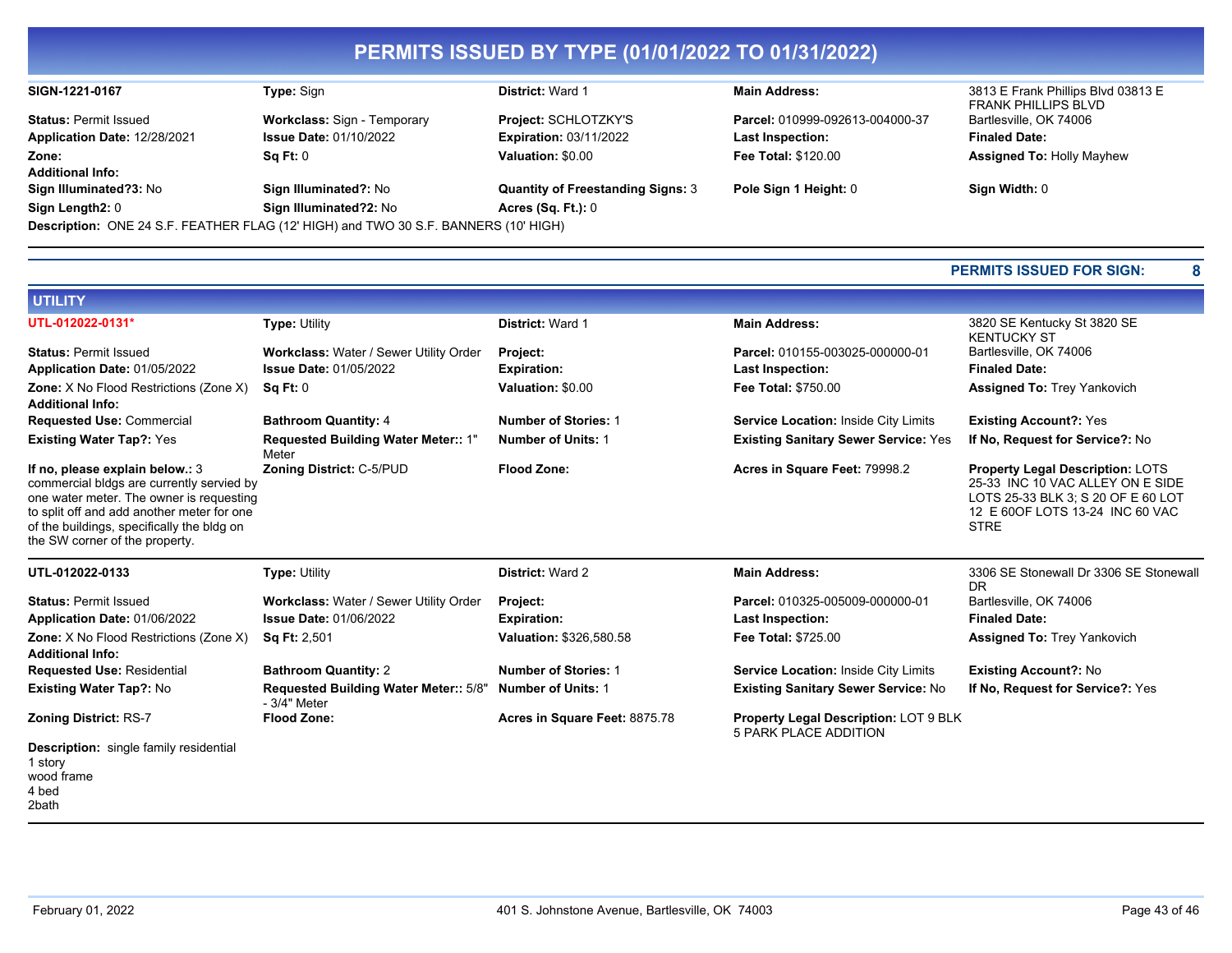# PERMITS ISSUED BY TYPE (01/01/2022 TO 01/31/2022)

**SIGN-1221-0167** | **Type:** Sign | **District:** Ward 1 | **Main Address:** 3813 E Frank Phillips Blvd 03813 E FRANK PHILLIPS BLVD Bartlesville, OK 74006

**Status:** Permit Issued
**Workclass:** Sign - Temporary
**Project:** SCHLOTZKY'S
**Parcel:** 010999-092613-004000-37
**Application Date:** 12/28/2021
**Issue Date:** 01/10/2022
**Expiration:** 03/11/2022
**Last Inspection:**
**Finaled Date:**
**Zone:**
**Sq Ft:** 0
**Valuation:** $0.00
**Fee Total:** $120.00
**Assigned To:** Holly Mayhew
**Additional Info:**
**Sign Illuminated?3:** No
**Sign Illuminated?:** No
**Quantity of Freestanding Signs:** 3
**Pole Sign 1 Height:** 0
**Sign Width:** 0
**Sign Length2:** 0
**Sign Illuminated?2:** No
**Acres (Sq. Ft.):** 0

**Description:** ONE 24 S.F. FEATHER FLAG (12' HIGH) and TWO 30 S.F. BANNERS (10' HIGH)

**PERMITS ISSUED FOR SIGN: 8**

## UTILITY

**UTL-012022-0131*** | **Type:** Utility | **District:** Ward 1 | **Main Address:** 3820 SE Kentucky St 3820 SE KENTUCKY ST Bartlesville, OK 74006

**Status:** Permit Issued
**Workclass:** Water / Sewer Utility Order
**Project:**
**Parcel:** 010155-003025-000000-01
**Application Date:** 01/05/2022
**Issue Date:** 01/05/2022
**Expiration:**
**Last Inspection:**
**Finaled Date:**
**Zone:** X No Flood Restrictions (Zone X)
**Sq Ft:** 0
**Valuation:** $0.00
**Fee Total:** $750.00
**Assigned To:** Trey Yankovich
**Additional Info:**
**Requested Use:** Commercial
**Bathroom Quantity:** 4
**Number of Stories:** 1
**Service Location:** Inside City Limits
**Existing Account?:** Yes
**Existing Water Tap?:** Yes
**Requested Building Water Meter::** 1" Meter
**Number of Units:** 1
**Existing Sanitary Sewer Service:** Yes
**If No, Request for Service?:** No
**If no, please explain below.:** 3 commercial bldgs are currently servied by one water meter. The owner is requesting to split off and add another meter for one of the buildings, specifically the bldg on the SW corner of the property.
**Zoning District:** C-5/PUD
**Flood Zone:**
**Acres in Square Feet:** 79998.2
**Property Legal Description:** LOTS 25-33 INC 10 VAC ALLEY ON E SIDE LOTS 25-33 BLK 3; S 20 OF E 60 LOT 12 E 60OF LOTS 13-24 INC 60 VAC STRE

---

**UTL-012022-0133** | **Type:** Utility | **District:** Ward 2 | **Main Address:** 3306 SE Stonewall Dr 3306 SE Stonewall DR Bartlesville, OK 74006

**Status:** Permit Issued
**Workclass:** Water / Sewer Utility Order
**Project:**
**Parcel:** 010325-005009-000000-01
**Application Date:** 01/06/2022
**Issue Date:** 01/06/2022
**Expiration:**
**Last Inspection:**
**Finaled Date:**
**Zone:** X No Flood Restrictions (Zone X)
**Sq Ft:** 2,501
**Valuation:** $326,580.58
**Fee Total:** $725.00
**Assigned To:** Trey Yankovich
**Additional Info:**
**Requested Use:** Residential
**Bathroom Quantity:** 2
**Number of Stories:** 1
**Service Location:** Inside City Limits
**Existing Account?:** No
**Existing Water Tap?:** No
**Requested Building Water Meter::** 5/8" - 3/4" Meter
**Number of Units:** 1
**Existing Sanitary Sewer Service:** No
**If No, Request for Service?:** Yes
**Zoning District:** RS-7
**Flood Zone:**
**Acres in Square Feet:** 8875.78
**Property Legal Description:** LOT 9 BLK 5 PARK PLACE ADDITION

**Description:** single family residential
1 story
wood frame
4 bed
2bath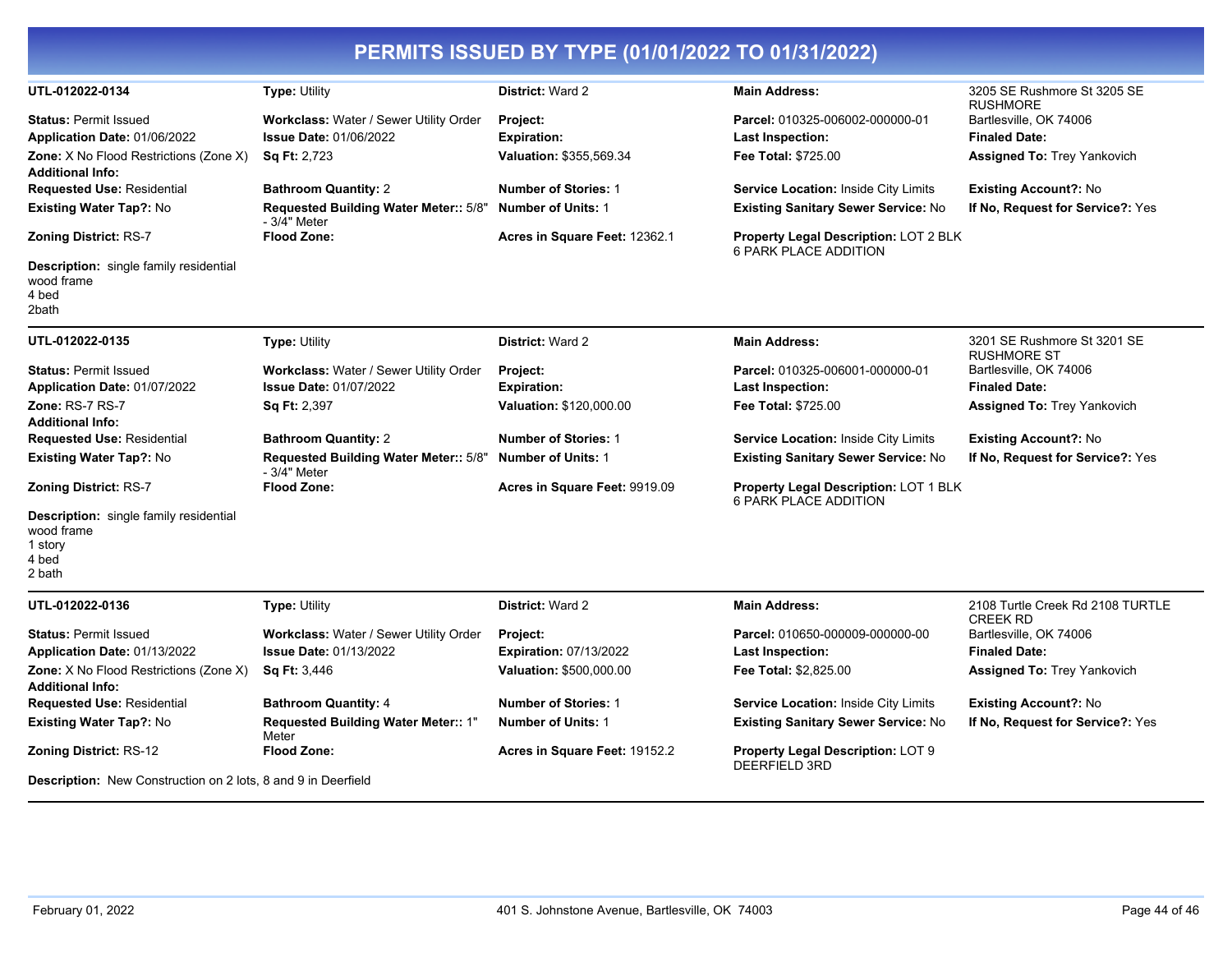# PERMITS ISSUED BY TYPE (01/01/2022 TO 01/31/2022)

**UTL-012022-0134**

**Type:** Utility
**District:** Ward 2
**Main Address:** 3205 SE Rushmore St 3205 SE RUSHMORE Bartlesville, OK 74006
**Status:** Permit Issued
**Workclass:** Water / Sewer Utility Order
**Project:**
**Parcel:** 010325-006002-000000-01
**Application Date:** 01/06/2022
**Issue Date:** 01/06/2022
**Expiration:**
**Last Inspection:**
**Finaled Date:**
**Zone:** X No Flood Restrictions (Zone X)
**Sq Ft:** 2,723
**Valuation:** $355,569.34
**Fee Total:** $725.00
**Assigned To:** Trey Yankovich
**Additional Info:**
**Requested Use:** Residential
**Bathroom Quantity:** 2
**Number of Stories:** 1
**Service Location:** Inside City Limits
**Existing Account?:** No
**Existing Water Tap?:** No
**Requested Building Water Meter::** 5/8" - 3/4" Meter
**Number of Units:** 1
**Existing Sanitary Sewer Service:** No
**If No, Request for Service?:** Yes
**Zoning District:** RS-7
**Flood Zone:**
**Acres in Square Feet:** 12362.1
**Property Legal Description:** LOT 2 BLK 6 PARK PLACE ADDITION

**Description:** single family residential
wood frame
4 bed
2bath

---

**UTL-012022-0135**

**Type:** Utility
**District:** Ward 2
**Main Address:** 3201 SE Rushmore St 3201 SE RUSHMORE ST Bartlesville, OK 74006
**Status:** Permit Issued
**Workclass:** Water / Sewer Utility Order
**Project:**
**Parcel:** 010325-006001-000000-01
**Application Date:** 01/07/2022
**Issue Date:** 01/07/2022
**Expiration:**
**Last Inspection:**
**Finaled Date:**
**Zone:** RS-7 RS-7
**Sq Ft:** 2,397
**Valuation:** $120,000.00
**Fee Total:** $725.00
**Assigned To:** Trey Yankovich
**Additional Info:**
**Requested Use:** Residential
**Bathroom Quantity:** 2
**Number of Stories:** 1
**Service Location:** Inside City Limits
**Existing Account?:** No
**Existing Water Tap?:** No
**Requested Building Water Meter::** 5/8" - 3/4" Meter
**Number of Units:** 1
**Existing Sanitary Sewer Service:** No
**If No, Request for Service?:** Yes
**Zoning District:** RS-7
**Flood Zone:**
**Acres in Square Feet:** 9919.09
**Property Legal Description:** LOT 1 BLK 6 PARK PLACE ADDITION

**Description:** single family residential
wood frame
1 story
4 bed
2 bath

---

**UTL-012022-0136**

**Type:** Utility
**District:** Ward 2
**Main Address:** 2108 Turtle Creek Rd 2108 TURTLE CREEK RD Bartlesville, OK 74006
**Status:** Permit Issued
**Workclass:** Water / Sewer Utility Order
**Project:**
**Parcel:** 010650-000009-000000-00
**Application Date:** 01/13/2022
**Issue Date:** 01/13/2022
**Expiration:** 07/13/2022
**Last Inspection:**
**Finaled Date:**
**Zone:** X No Flood Restrictions (Zone X)
**Sq Ft:** 3,446
**Valuation:** $500,000.00
**Fee Total:** $2,825.00
**Assigned To:** Trey Yankovich
**Additional Info:**
**Requested Use:** Residential
**Bathroom Quantity:** 4
**Number of Stories:** 1
**Service Location:** Inside City Limits
**Existing Account?:** No
**Existing Water Tap?:** No
**Requested Building Water Meter::** 1" Meter
**Number of Units:** 1
**Existing Sanitary Sewer Service:** No
**If No, Request for Service?:** Yes
**Zoning District:** RS-12
**Flood Zone:**
**Acres in Square Feet:** 19152.2
**Property Legal Description:** LOT 9 DEERFIELD 3RD

**Description:** New Construction on 2 lots, 8 and 9 in Deerfield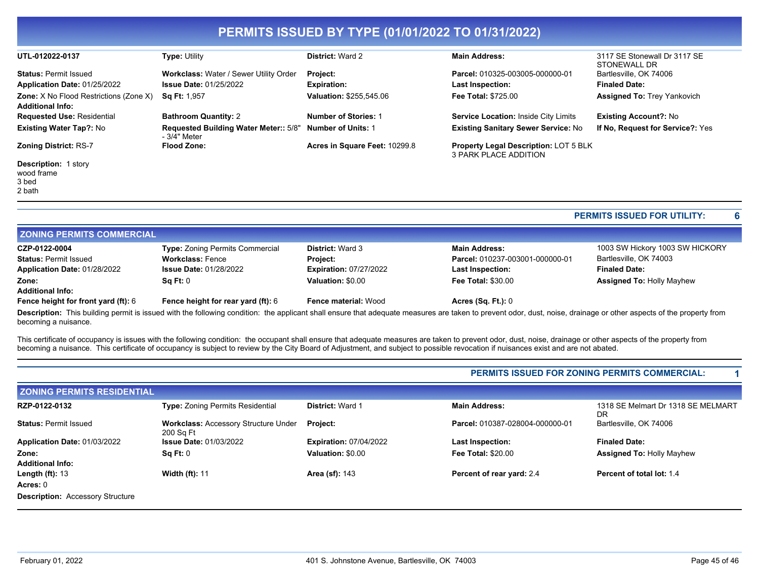# PERMITS ISSUED BY TYPE (01/01/2022 TO 01/31/2022)

| | | | | |
|---|---|---|---|---|
| **UTL-012022-0137** | **Type:** Utility | **District:** Ward 2 | **Main Address:** | 3117 SE Stonewall Dr 3117 SE STONEWALL DR |
| **Status:** Permit Issued | **Workclass:** Water / Sewer Utility Order | **Project:** | **Parcel:** 010325-003005-000000-01 | Bartlesville, OK 74006 |
| **Application Date:** 01/25/2022 | **Issue Date:** 01/25/2022 | **Expiration:** | **Last Inspection:** | **Finaled Date:** |
| **Zone:** X No Flood Restrictions (Zone X) | **Sq Ft:** 1,957 | **Valuation:** $255,545.06 | **Fee Total:** $725.00 | **Assigned To:** Trey Yankovich |
| **Additional Info:** | | | | |
| **Requested Use:** Residential | **Bathroom Quantity:** 2 | **Number of Stories:** 1 | **Service Location:** Inside City Limits | **Existing Account?:** No |
| **Existing Water Tap?:** No | **Requested Building Water Meter::** 5/8" - 3/4" Meter | **Number of Units:** 1 | **Existing Sanitary Sewer Service:** No | **If No, Request for Service?:** Yes |
| **Zoning District:** RS-7 | **Flood Zone:** | **Acres in Square Feet:** 10299.8 | **Property Legal Description:** LOT 5 BLK 3 PARK PLACE ADDITION | |

**Description:** 1 story
wood frame
3 bed
2 bath

**PERMITS ISSUED FOR UTILITY: 6**

## ZONING PERMITS COMMERCIAL

| | | | | |
|---|---|---|---|---|
| **CZP-0122-0004** | **Type:** Zoning Permits Commercial | **District:** Ward 3 | **Main Address:** | 1003 SW Hickory 1003 SW HICKORY |
| **Status:** Permit Issued | **Workclass:** Fence | **Project:** | **Parcel:** 010237-003001-000000-01 | Bartlesville, OK 74003 |
| **Application Date:** 01/28/2022 | **Issue Date:** 01/28/2022 | **Expiration:** 07/27/2022 | **Last Inspection:** | **Finaled Date:** |
| **Zone:** | **Sq Ft:** 0 | **Valuation:** $0.00 | **Fee Total:** $30.00 | **Assigned To:** Holly Mayhew |
| **Additional Info:** | | | | |
| **Fence height for front yard (ft):** 6 | **Fence height for rear yard (ft):** 6 | **Fence material:** Wood | **Acres (Sq. Ft.):** 0 | |

**Description:** This building permit is issued with the following condition: the applicant shall ensure that adequate measures are taken to prevent odor, dust, noise, drainage or other aspects of the property from becoming a nuisance.

This certificate of occupancy is issues with the following condition: the occupant shall ensure that adequate measures are taken to prevent odor, dust, noise, drainage or other aspects of the property from becoming a nuisance. This certificate of occupancy is subject to review by the City Board of Adjustment, and subject to possible revocation if nuisances exist and are not abated.

**PERMITS ISSUED FOR ZONING PERMITS COMMERCIAL: 1**

## ZONING PERMITS RESIDENTIAL

| | | | | |
|---|---|---|---|---|
| **RZP-0122-0132** | **Type:** Zoning Permits Residential | **District:** Ward 1 | **Main Address:** | 1318 SE Melmart Dr 1318 SE MELMART DR |
| **Status:** Permit Issued | **Workclass:** Accessory Structure Under 200 Sq Ft | **Project:** | **Parcel:** 010387-028004-000000-01 | Bartlesville, OK 74006 |
| **Application Date:** 01/03/2022 | **Issue Date:** 01/03/2022 | **Expiration:** 07/04/2022 | **Last Inspection:** | **Finaled Date:** |
| **Zone:** | **Sq Ft:** 0 | **Valuation:** $0.00 | **Fee Total:** $20.00 | **Assigned To:** Holly Mayhew |
| **Additional Info:** | | | | |
| **Length (ft):** 13 | **Width (ft):** 11 | **Area (sf):** 143 | **Percent of rear yard:** 2.4 | **Percent of total lot:** 1.4 |
| **Acres:** 0 | | | | |

**Description:** Accessory Structure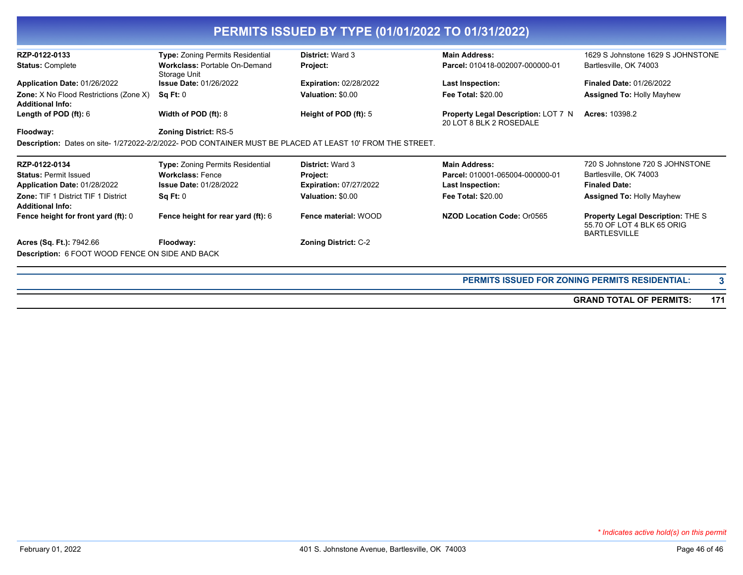# PERMITS ISSUED BY TYPE (01/01/2022 TO 01/31/2022)

| | | | | |
|---|---|---|---|---|
| **RZP-0122-0133** | **Type:** Zoning Permits Residential | **District:** Ward 3 | **Main Address:** | 1629 S Johnstone 1629 S JOHNSTONE |
| **Status:** Complete | **Workclass:** Portable On-Demand Storage Unit | **Project:** | **Parcel:** 010418-002007-000000-01 | Bartlesville, OK 74003 |
| **Application Date:** 01/26/2022 | **Issue Date:** 01/26/2022 | **Expiration:** 02/28/2022 | **Last Inspection:** | **Finaled Date:** 01/26/2022 |
| **Zone:** X No Flood Restrictions (Zone X) | **Sq Ft:** 0 | **Valuation:** $0.00 | **Fee Total:** $20.00 | **Assigned To:** Holly Mayhew |
| **Additional Info:** | | | | |
| **Length of POD (ft):** 6 | **Width of POD (ft):** 8 | **Height of POD (ft):** 5 | **Property Legal Description:** LOT 7 N 20 LOT 8 BLK 2 ROSEDALE | **Acres:** 10398.2 |
| **Floodway:** | **Zoning District:** RS-5 | | | |

**Description:** Dates on site- 1/272022-2/2/2022- POD CONTAINER MUST BE PLACED AT LEAST 10' FROM THE STREET.

| | | | | |
|---|---|---|---|---|
| **RZP-0122-0134** | **Type:** Zoning Permits Residential | **District:** Ward 3 | **Main Address:** | 720 S Johnstone 720 S JOHNSTONE |
| **Status:** Permit Issued | **Workclass:** Fence | **Project:** | **Parcel:** 010001-065004-000000-01 | Bartlesville, OK 74003 |
| **Application Date:** 01/28/2022 | **Issue Date:** 01/28/2022 | **Expiration:** 07/27/2022 | **Last Inspection:** | **Finaled Date:** |
| **Zone:** TIF 1 District TIF 1 District | **Sq Ft:** 0 | **Valuation:** $0.00 | **Fee Total:** $20.00 | **Assigned To:** Holly Mayhew |
| **Additional Info:** | | | | |
| **Fence height for front yard (ft):** 0 | **Fence height for rear yard (ft):** 6 | **Fence material:** WOOD | **NZOD Location Code:** Or0565 | **Property Legal Description:** THE S 55.70 OF LOT 4 BLK 65 ORIG BARTLESVILLE |
| **Acres (Sq. Ft.):** 7942.66 | **Floodway:** | **Zoning District:** C-2 | | |

**Description:** 6 FOOT WOOD FENCE ON SIDE AND BACK

**PERMITS ISSUED FOR ZONING PERMITS RESIDENTIAL: 3**

**GRAND TOTAL OF PERMITS: 171**

*\* Indicates active hold(s) on this permit*